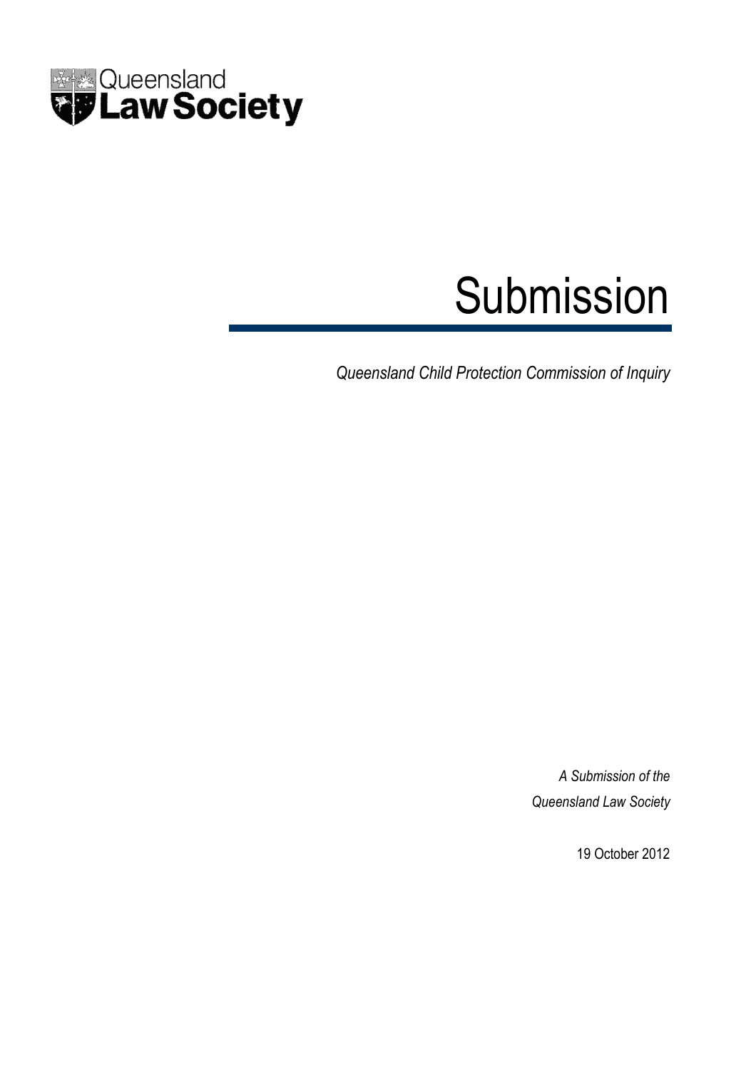Queensland **Law Society**

# Submission

*Queensland Child Protection Commission of Inquiry*

*A Submission of the*
*Queensland Law Society*

19 October 2012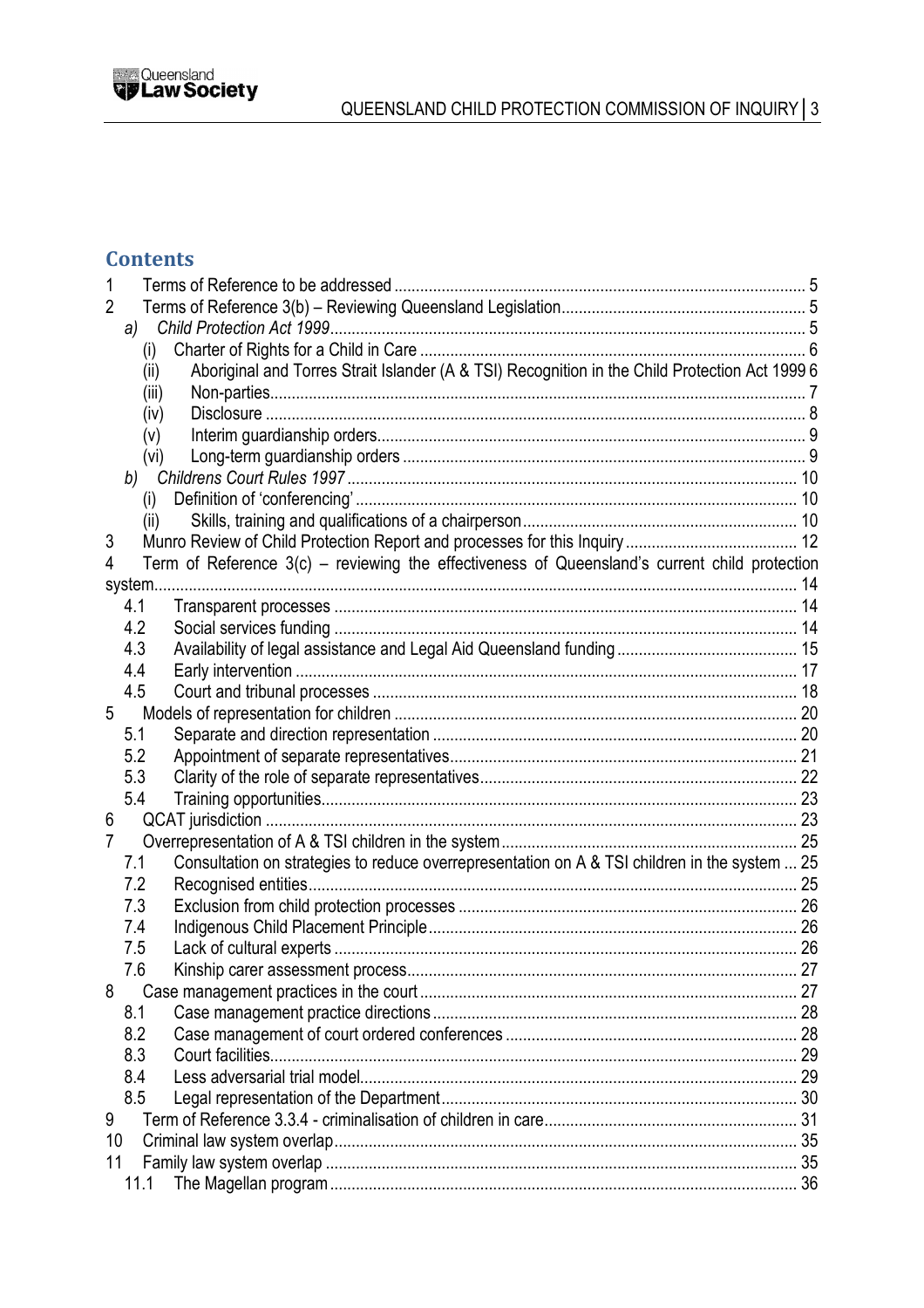## Contents

1 Terms of Reference to be addressed ..... 5
2 Terms of Reference 3(b) – Reviewing Queensland Legislation ..... 5
 *a) Child Protection Act 1999* ..... 5
  (i) Charter of Rights for a Child in Care ..... 6
  (ii) Aboriginal and Torres Strait Islander (A & TSI) Recognition in the Child Protection Act 1999 ..... 6
  (iii) Non-parties ..... 7
  (iv) Disclosure ..... 8
  (v) Interim guardianship orders ..... 9
  (vi) Long-term guardianship orders ..... 9
 *b) Childrens Court Rules 1997* ..... 10
  (i) Definition of 'conferencing' ..... 10
  (ii) Skills, training and qualifications of a chairperson ..... 10
3 Munro Review of Child Protection Report and processes for this Inquiry ..... 12
4 Term of Reference 3(c) – reviewing the effectiveness of Queensland's current child protection system ..... 14
 4.1 Transparent processes ..... 14
 4.2 Social services funding ..... 14
 4.3 Availability of legal assistance and Legal Aid Queensland funding ..... 15
 4.4 Early intervention ..... 17
 4.5 Court and tribunal processes ..... 18
5 Models of representation for children ..... 20
 5.1 Separate and direction representation ..... 20
 5.2 Appointment of separate representatives ..... 21
 5.3 Clarity of the role of separate representatives ..... 22
 5.4 Training opportunities ..... 23
6 QCAT jurisdiction ..... 23
7 Overrepresentation of A & TSI children in the system ..... 25
 7.1 Consultation on strategies to reduce overrepresentation on A & TSI children in the system ..... 25
 7.2 Recognised entities ..... 25
 7.3 Exclusion from child protection processes ..... 26
 7.4 Indigenous Child Placement Principle ..... 26
 7.5 Lack of cultural experts ..... 26
 7.6 Kinship carer assessment process ..... 27
8 Case management practices in the court ..... 27
 8.1 Case management practice directions ..... 28
 8.2 Case management of court ordered conferences ..... 28
 8.3 Court facilities ..... 29
 8.4 Less adversarial trial model ..... 29
 8.5 Legal representation of the Department ..... 30
9 Term of Reference 3.3.4 - criminalisation of children in care ..... 31
10 Criminal law system overlap ..... 35
11 Family law system overlap ..... 35
 11.1 The Magellan program ..... 36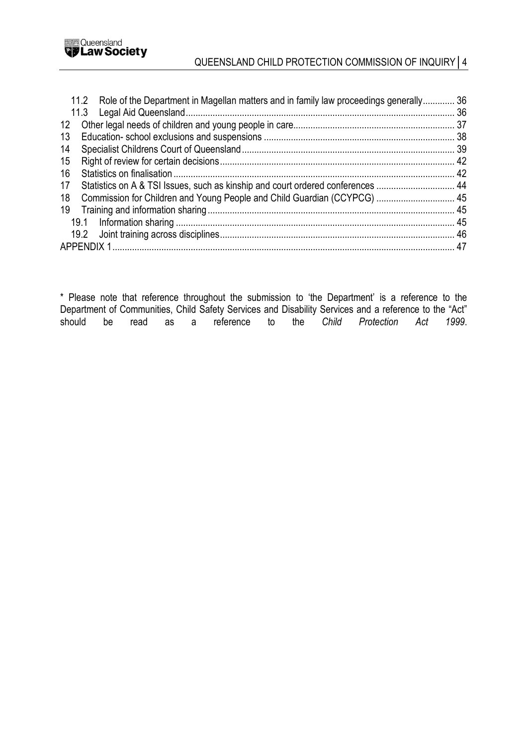11.2 Role of the Department in Magellan matters and in family law proceedings generally............. 36
11.3 Legal Aid Queensland.............................................................................................................. 36
12 Other legal needs of children and young people in care................................................................ 37
13 Education- school exclusions and suspensions ............................................................................ 38
14 Specialist Childrens Court of Queensland...................................................................................... 39
15 Right of review for certain decisions.............................................................................................. 42
16 Statistics on finalisation.................................................................................................................. 42
17 Statistics on A & TSI Issues, such as kinship and court ordered conferences ................................ 44
18 Commission for Children and Young People and Child Guardian (CCYPCG) ................................ 45
19 Training and information sharing.................................................................................................... 45
19.1 Information sharing ................................................................................................................. 45
19.2 Joint training across disciplines................................................................................................ 46
APPENDIX 1........................................................................................................................................ 47

* Please note that reference throughout the submission to 'the Department' is a reference to the Department of Communities, Child Safety Services and Disability Services and a reference to the "Act" should be read as a reference to the *Child Protection Act 1999*.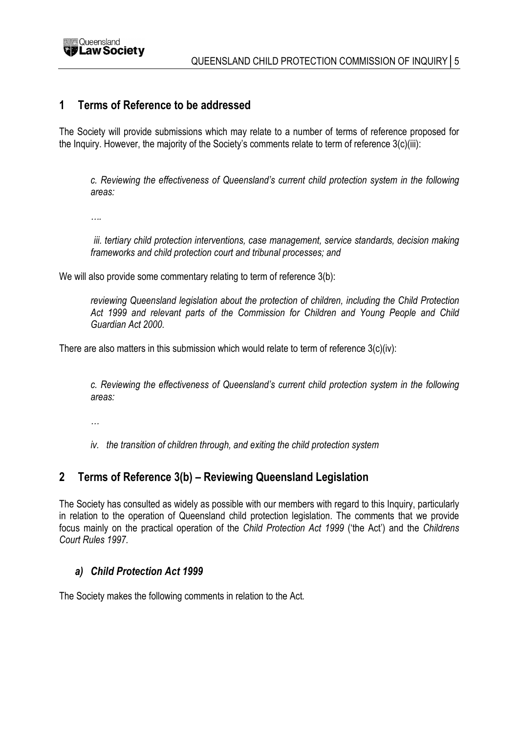## 1 Terms of Reference to be addressed

The Society will provide submissions which may relate to a number of terms of reference proposed for the Inquiry. However, the majority of the Society's comments relate to term of reference 3(c)(iii):

> *c. Reviewing the effectiveness of Queensland's current child protection system in the following areas:*
>
> *….*
>
> *iii. tertiary child protection interventions, case management, service standards, decision making frameworks and child protection court and tribunal processes; and*

We will also provide some commentary relating to term of reference 3(b):

> *reviewing Queensland legislation about the protection of children, including the Child Protection Act 1999 and relevant parts of the Commission for Children and Young People and Child Guardian Act 2000.*

There are also matters in this submission which would relate to term of reference 3(c)(iv):

> *c. Reviewing the effectiveness of Queensland's current child protection system in the following areas:*
>
> *…*
>
> *iv. the transition of children through, and exiting the child protection system*

## 2 Terms of Reference 3(b) – Reviewing Queensland Legislation

The Society has consulted as widely as possible with our members with regard to this Inquiry, particularly in relation to the operation of Queensland child protection legislation. The comments that we provide focus mainly on the practical operation of the *Child Protection Act 1999* ('the Act') and the *Childrens Court Rules 1997*.

### *a) Child Protection Act 1999*

The Society makes the following comments in relation to the Act.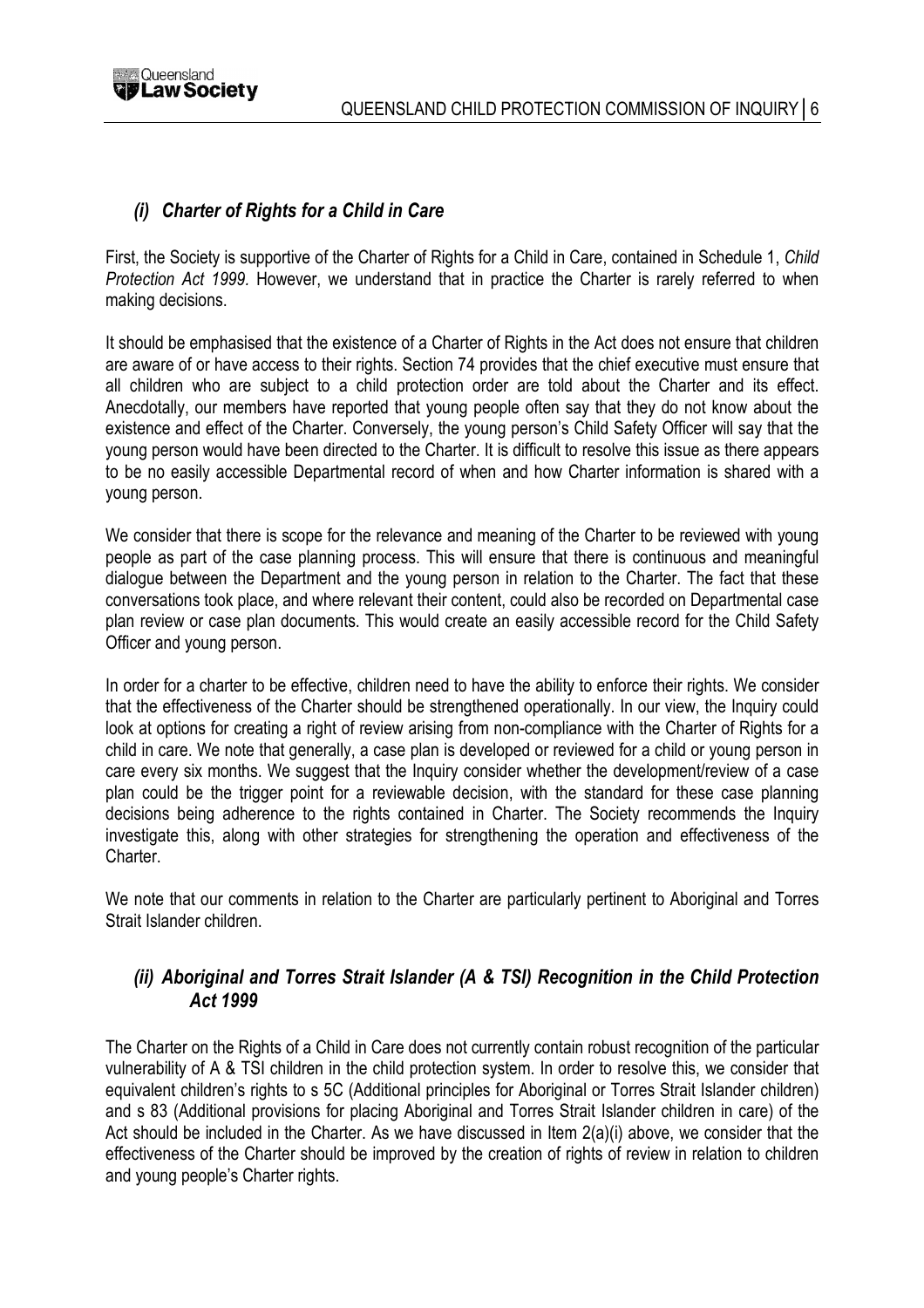### *(i) Charter of Rights for a Child in Care*

First, the Society is supportive of the Charter of Rights for a Child in Care, contained in Schedule 1, *Child Protection Act 1999*. However, we understand that in practice the Charter is rarely referred to when making decisions.

It should be emphasised that the existence of a Charter of Rights in the Act does not ensure that children are aware of or have access to their rights. Section 74 provides that the chief executive must ensure that all children who are subject to a child protection order are told about the Charter and its effect. Anecdotally, our members have reported that young people often say that they do not know about the existence and effect of the Charter. Conversely, the young person's Child Safety Officer will say that the young person would have been directed to the Charter. It is difficult to resolve this issue as there appears to be no easily accessible Departmental record of when and how Charter information is shared with a young person.

We consider that there is scope for the relevance and meaning of the Charter to be reviewed with young people as part of the case planning process. This will ensure that there is continuous and meaningful dialogue between the Department and the young person in relation to the Charter. The fact that these conversations took place, and where relevant their content, could also be recorded on Departmental case plan review or case plan documents. This would create an easily accessible record for the Child Safety Officer and young person.

In order for a charter to be effective, children need to have the ability to enforce their rights. We consider that the effectiveness of the Charter should be strengthened operationally. In our view, the Inquiry could look at options for creating a right of review arising from non-compliance with the Charter of Rights for a child in care. We note that generally, a case plan is developed or reviewed for a child or young person in care every six months. We suggest that the Inquiry consider whether the development/review of a case plan could be the trigger point for a reviewable decision, with the standard for these case planning decisions being adherence to the rights contained in Charter. The Society recommends the Inquiry investigate this, along with other strategies for strengthening the operation and effectiveness of the Charter.

We note that our comments in relation to the Charter are particularly pertinent to Aboriginal and Torres Strait Islander children.

### *(ii) Aboriginal and Torres Strait Islander (A & TSI) Recognition in the Child Protection Act 1999*

The Charter on the Rights of a Child in Care does not currently contain robust recognition of the particular vulnerability of A & TSI children in the child protection system. In order to resolve this, we consider that equivalent children's rights to s 5C (Additional principles for Aboriginal or Torres Strait Islander children) and s 83 (Additional provisions for placing Aboriginal and Torres Strait Islander children in care) of the Act should be included in the Charter. As we have discussed in Item 2(a)(i) above, we consider that the effectiveness of the Charter should be improved by the creation of rights of review in relation to children and young people's Charter rights.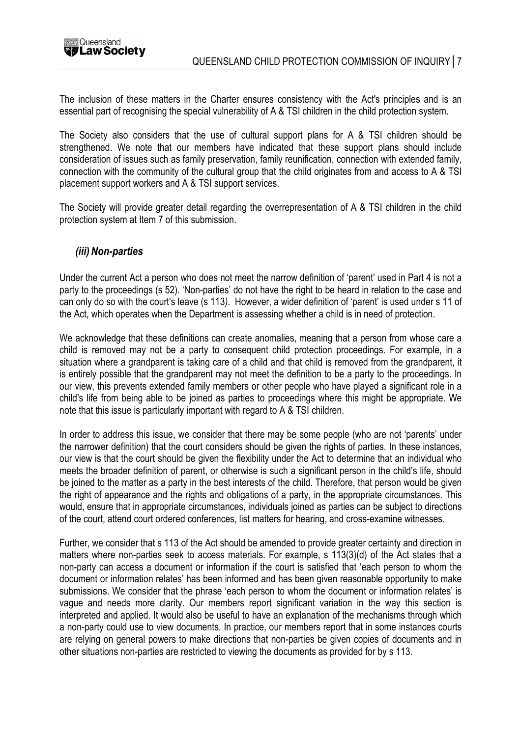The inclusion of these matters in the Charter ensures consistency with the Act's principles and is an essential part of recognising the special vulnerability of A & TSI children in the child protection system.

The Society also considers that the use of cultural support plans for A & TSI children should be strengthened. We note that our members have indicated that these support plans should include consideration of issues such as family preservation, family reunification, connection with extended family, connection with the community of the cultural group that the child originates from and access to A & TSI placement support workers and A & TSI support services.

The Society will provide greater detail regarding the overrepresentation of A & TSI children in the child protection system at Item 7 of this submission.

### *(iii) Non-parties*

Under the current Act a person who does not meet the narrow definition of 'parent' used in Part 4 is not a party to the proceedings (s 52). 'Non-parties' do not have the right to be heard in relation to the case and can only do so with the court's leave (s 113). However, a wider definition of 'parent' is used under s 11 of the Act, which operates when the Department is assessing whether a child is in need of protection.

We acknowledge that these definitions can create anomalies, meaning that a person from whose care a child is removed may not be a party to consequent child protection proceedings. For example, in a situation where a grandparent is taking care of a child and that child is removed from the grandparent, it is entirely possible that the grandparent may not meet the definition to be a party to the proceedings. In our view, this prevents extended family members or other people who have played a significant role in a child's life from being able to be joined as parties to proceedings where this might be appropriate. We note that this issue is particularly important with regard to A & TSI children.

In order to address this issue, we consider that there may be some people (who are not 'parents' under the narrower definition) that the court considers should be given the rights of parties. In these instances, our view is that the court should be given the flexibility under the Act to determine that an individual who meets the broader definition of parent, or otherwise is such a significant person in the child's life, should be joined to the matter as a party in the best interests of the child. Therefore, that person would be given the right of appearance and the rights and obligations of a party, in the appropriate circumstances. This would, ensure that in appropriate circumstances, individuals joined as parties can be subject to directions of the court, attend court ordered conferences, list matters for hearing, and cross-examine witnesses.

Further, we consider that s 113 of the Act should be amended to provide greater certainty and direction in matters where non-parties seek to access materials. For example, s 113(3)(d) of the Act states that a non-party can access a document or information if the court is satisfied that 'each person to whom the document or information relates' has been informed and has been given reasonable opportunity to make submissions. We consider that the phrase 'each person to whom the document or information relates' is vague and needs more clarity. Our members report significant variation in the way this section is interpreted and applied. It would also be useful to have an explanation of the mechanisms through which a non-party could use to view documents. In practice, our members report that in some instances courts are relying on general powers to make directions that non-parties be given copies of documents and in other situations non-parties are restricted to viewing the documents as provided for by s 113.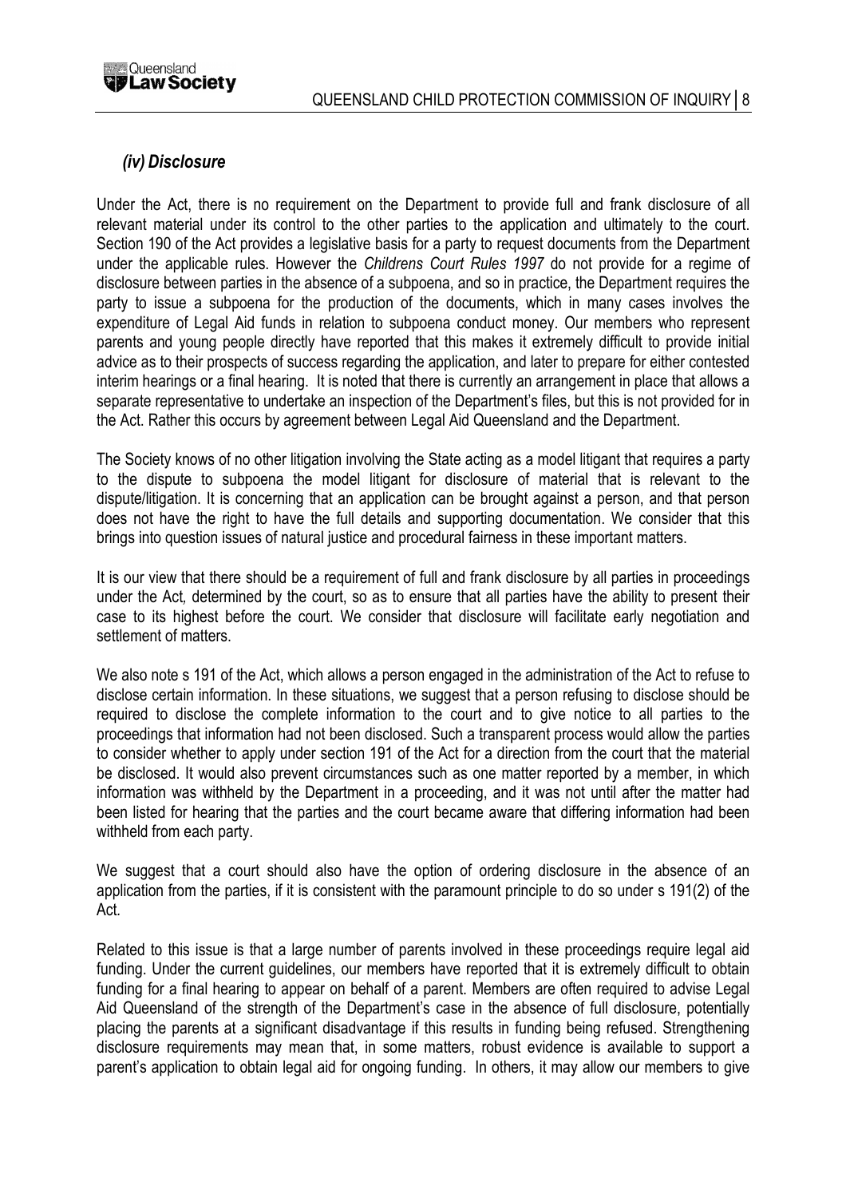### *(iv) Disclosure*

Under the Act, there is no requirement on the Department to provide full and frank disclosure of all relevant material under its control to the other parties to the application and ultimately to the court. Section 190 of the Act provides a legislative basis for a party to request documents from the Department under the applicable rules. However the *Childrens Court Rules 1997* do not provide for a regime of disclosure between parties in the absence of a subpoena, and so in practice, the Department requires the party to issue a subpoena for the production of the documents, which in many cases involves the expenditure of Legal Aid funds in relation to subpoena conduct money. Our members who represent parents and young people directly have reported that this makes it extremely difficult to provide initial advice as to their prospects of success regarding the application, and later to prepare for either contested interim hearings or a final hearing. It is noted that there is currently an arrangement in place that allows a separate representative to undertake an inspection of the Department's files, but this is not provided for in the Act. Rather this occurs by agreement between Legal Aid Queensland and the Department.

The Society knows of no other litigation involving the State acting as a model litigant that requires a party to the dispute to subpoena the model litigant for disclosure of material that is relevant to the dispute/litigation. It is concerning that an application can be brought against a person, and that person does not have the right to have the full details and supporting documentation. We consider that this brings into question issues of natural justice and procedural fairness in these important matters.

It is our view that there should be a requirement of full and frank disclosure by all parties in proceedings under the Act, determined by the court, so as to ensure that all parties have the ability to present their case to its highest before the court. We consider that disclosure will facilitate early negotiation and settlement of matters.

We also note s 191 of the Act, which allows a person engaged in the administration of the Act to refuse to disclose certain information. In these situations, we suggest that a person refusing to disclose should be required to disclose the complete information to the court and to give notice to all parties to the proceedings that information had not been disclosed. Such a transparent process would allow the parties to consider whether to apply under section 191 of the Act for a direction from the court that the material be disclosed. It would also prevent circumstances such as one matter reported by a member, in which information was withheld by the Department in a proceeding, and it was not until after the matter had been listed for hearing that the parties and the court became aware that differing information had been withheld from each party.

We suggest that a court should also have the option of ordering disclosure in the absence of an application from the parties, if it is consistent with the paramount principle to do so under s 191(2) of the Act.

Related to this issue is that a large number of parents involved in these proceedings require legal aid funding. Under the current guidelines, our members have reported that it is extremely difficult to obtain funding for a final hearing to appear on behalf of a parent. Members are often required to advise Legal Aid Queensland of the strength of the Department's case in the absence of full disclosure, potentially placing the parents at a significant disadvantage if this results in funding being refused. Strengthening disclosure requirements may mean that, in some matters, robust evidence is available to support a parent's application to obtain legal aid for ongoing funding. In others, it may allow our members to give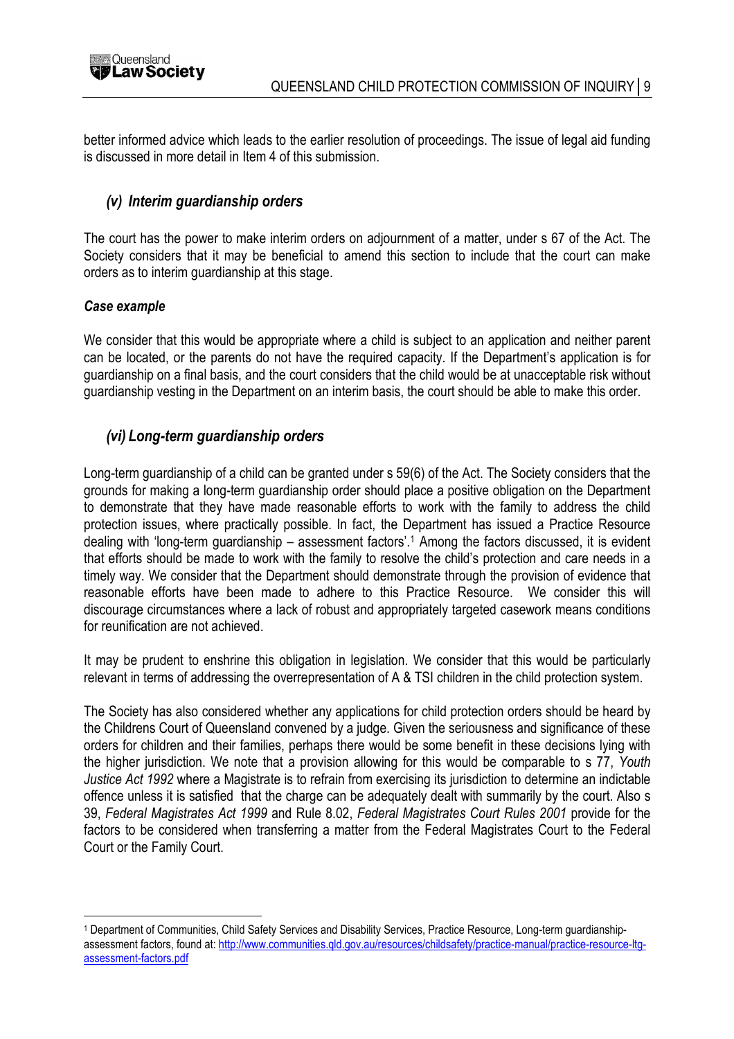better informed advice which leads to the earlier resolution of proceedings. The issue of legal aid funding is discussed in more detail in Item 4 of this submission.

### *(v) Interim guardianship orders*

The court has the power to make interim orders on adjournment of a matter, under s 67 of the Act. The Society considers that it may be beneficial to amend this section to include that the court can make orders as to interim guardianship at this stage.

#### *Case example*

We consider that this would be appropriate where a child is subject to an application and neither parent can be located, or the parents do not have the required capacity. If the Department's application is for guardianship on a final basis, and the court considers that the child would be at unacceptable risk without guardianship vesting in the Department on an interim basis, the court should be able to make this order.

### *(vi) Long-term guardianship orders*

Long-term guardianship of a child can be granted under s 59(6) of the Act. The Society considers that the grounds for making a long-term guardianship order should place a positive obligation on the Department to demonstrate that they have made reasonable efforts to work with the family to address the child protection issues, where practically possible. In fact, the Department has issued a Practice Resource dealing with 'long-term guardianship – assessment factors'.[1] Among the factors discussed, it is evident that efforts should be made to work with the family to resolve the child's protection and care needs in a timely way. We consider that the Department should demonstrate through the provision of evidence that reasonable efforts have been made to adhere to this Practice Resource. We consider this will discourage circumstances where a lack of robust and appropriately targeted casework means conditions for reunification are not achieved.

It may be prudent to enshrine this obligation in legislation. We consider that this would be particularly relevant in terms of addressing the overrepresentation of A & TSI children in the child protection system.

The Society has also considered whether any applications for child protection orders should be heard by the Childrens Court of Queensland convened by a judge. Given the seriousness and significance of these orders for children and their families, perhaps there would be some benefit in these decisions lying with the higher jurisdiction. We note that a provision allowing for this would be comparable to s 77, *Youth Justice Act 1992* where a Magistrate is to refrain from exercising its jurisdiction to determine an indictable offence unless it is satisfied that the charge can be adequately dealt with summarily by the court. Also s 39, *Federal Magistrates Act 1999* and Rule 8.02, *Federal Magistrates Court Rules 2001* provide for the factors to be considered when transferring a matter from the Federal Magistrates Court to the Federal Court or the Family Court.

---

[1] Department of Communities, Child Safety Services and Disability Services, Practice Resource, Long-term guardianship-assessment factors, found at: http://www.communities.qld.gov.au/resources/childsafety/practice-manual/practice-resource-ltg-assessment-factors.pdf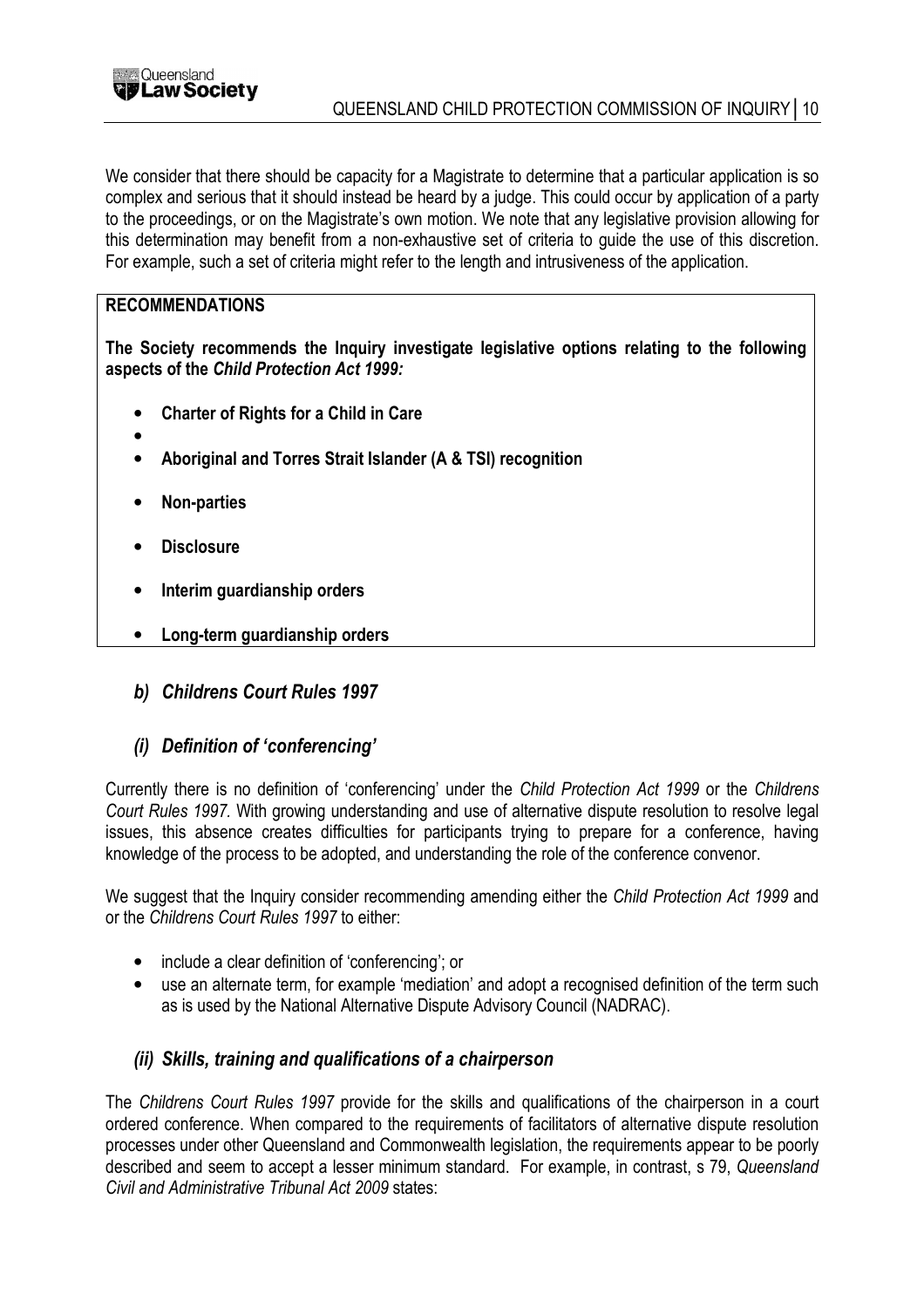We consider that there should be capacity for a Magistrate to determine that a particular application is so complex and serious that it should instead be heard by a judge. This could occur by application of a party to the proceedings, or on the Magistrate's own motion. We note that any legislative provision allowing for this determination may benefit from a non-exhaustive set of criteria to guide the use of this discretion. For example, such a set of criteria might refer to the length and intrusiveness of the application.

**RECOMMENDATIONS**

**The Society recommends the Inquiry investigate legislative options relating to the following aspects of the *Child Protection Act 1999:***

- **Charter of Rights for a Child in Care**
- 
- **Aboriginal and Torres Strait Islander (A & TSI) recognition**
- **Non-parties**
- **Disclosure**
- **Interim guardianship orders**
- **Long-term guardianship orders**

### *b) Childrens Court Rules 1997*

#### *(i) Definition of 'conferencing'*

Currently there is no definition of 'conferencing' under the *Child Protection Act 1999* or the *Childrens Court Rules 1997*. With growing understanding and use of alternative dispute resolution to resolve legal issues, this absence creates difficulties for participants trying to prepare for a conference, having knowledge of the process to be adopted, and understanding the role of the conference convenor.

We suggest that the Inquiry consider recommending amending either the *Child Protection Act 1999* and or the *Childrens Court Rules 1997* to either:

- include a clear definition of 'conferencing'; or
- use an alternate term, for example 'mediation' and adopt a recognised definition of the term such as is used by the National Alternative Dispute Advisory Council (NADRAC).

#### *(ii) Skills, training and qualifications of a chairperson*

The *Childrens Court Rules 1997* provide for the skills and qualifications of the chairperson in a court ordered conference. When compared to the requirements of facilitators of alternative dispute resolution processes under other Queensland and Commonwealth legislation, the requirements appear to be poorly described and seem to accept a lesser minimum standard. For example, in contrast, s 79, *Queensland Civil and Administrative Tribunal Act 2009* states: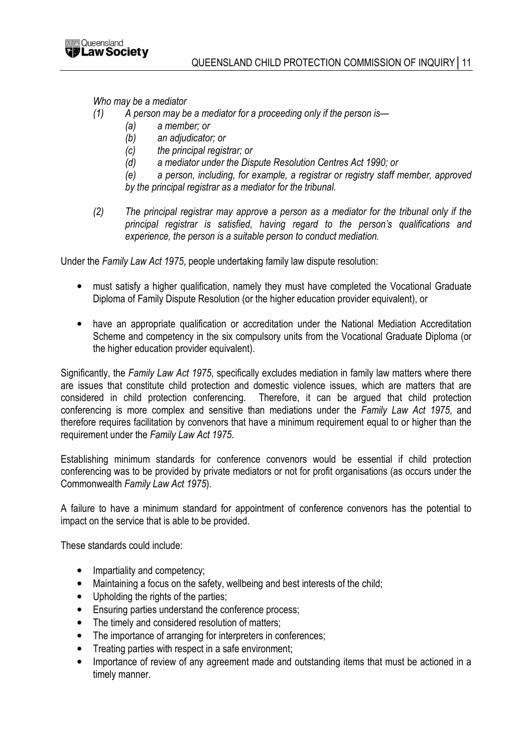*Who may be a mediator*

*(1) A person may be a mediator for a proceeding only if the person is—*

*(a) a member; or*

*(b) an adjudicator; or*

*(c) the principal registrar; or*

*(d) a mediator under the Dispute Resolution Centres Act 1990; or*

*(e) a person, including, for example, a registrar or registry staff member, approved by the principal registrar as a mediator for the tribunal.*

*(2) The principal registrar may approve a person as a mediator for the tribunal only if the principal registrar is satisfied, having regard to the person's qualifications and experience, the person is a suitable person to conduct mediation.*

Under the *Family Law Act 1975*, people undertaking family law dispute resolution:

- must satisfy a higher qualification, namely they must have completed the Vocational Graduate Diploma of Family Dispute Resolution (or the higher education provider equivalent), or
- have an appropriate qualification or accreditation under the National Mediation Accreditation Scheme and competency in the six compulsory units from the Vocational Graduate Diploma (or the higher education provider equivalent).

Significantly, the *Family Law Act 1975*, specifically excludes mediation in family law matters where there are issues that constitute child protection and domestic violence issues, which are matters that are considered in child protection conferencing. Therefore, it can be argued that child protection conferencing is more complex and sensitive than mediations under the *Family Law Act 1975*, and therefore requires facilitation by convenors that have a minimum requirement equal to or higher than the requirement under the *Family Law Act 1975*.

Establishing minimum standards for conference convenors would be essential if child protection conferencing was to be provided by private mediators or not for profit organisations (as occurs under the Commonwealth *Family Law Act 1975*).

A failure to have a minimum standard for appointment of conference convenors has the potential to impact on the service that is able to be provided.

These standards could include:

- Impartiality and competency;
- Maintaining a focus on the safety, wellbeing and best interests of the child;
- Upholding the rights of the parties;
- Ensuring parties understand the conference process;
- The timely and considered resolution of matters;
- The importance of arranging for interpreters in conferences;
- Treating parties with respect in a safe environment;
- Importance of review of any agreement made and outstanding items that must be actioned in a timely manner.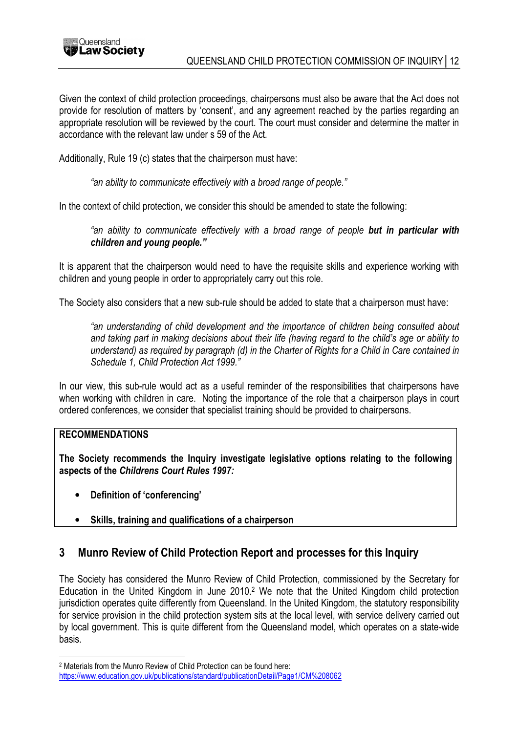Given the context of child protection proceedings, chairpersons must also be aware that the Act does not provide for resolution of matters by 'consent', and any agreement reached by the parties regarding an appropriate resolution will be reviewed by the court. The court must consider and determine the matter in accordance with the relevant law under s 59 of the Act.

Additionally, Rule 19 (c) states that the chairperson must have:

> *"an ability to communicate effectively with a broad range of people."*

In the context of child protection, we consider this should be amended to state the following:

> *"an ability to communicate effectively with a broad range of people* ***but in particular with children and young people."***

It is apparent that the chairperson would need to have the requisite skills and experience working with children and young people in order to appropriately carry out this role.

The Society also considers that a new sub-rule should be added to state that a chairperson must have:

> *"an understanding of child development and the importance of children being consulted about and taking part in making decisions about their life (having regard to the child's age or ability to understand) as required by paragraph (d) in the Charter of Rights for a Child in Care contained in Schedule 1, Child Protection Act 1999."*

In our view, this sub-rule would act as a useful reminder of the responsibilities that chairpersons have when working with children in care. Noting the importance of the role that a chairperson plays in court ordered conferences, we consider that specialist training should be provided to chairpersons.

**RECOMMENDATIONS**

**The Society recommends the Inquiry investigate legislative options relating to the following aspects of the *Childrens Court Rules 1997:***

- **Definition of 'conferencing'**
- **Skills, training and qualifications of a chairperson**

## 3 Munro Review of Child Protection Report and processes for this Inquiry

The Society has considered the Munro Review of Child Protection, commissioned by the Secretary for Education in the United Kingdom in June 2010.[2] We note that the United Kingdom child protection jurisdiction operates quite differently from Queensland. In the United Kingdom, the statutory responsibility for service provision in the child protection system sits at the local level, with service delivery carried out by local government. This is quite different from the Queensland model, which operates on a state-wide basis.

[2] Materials from the Munro Review of Child Protection can be found here: https://www.education.gov.uk/publications/standard/publicationDetail/Page1/CM%208062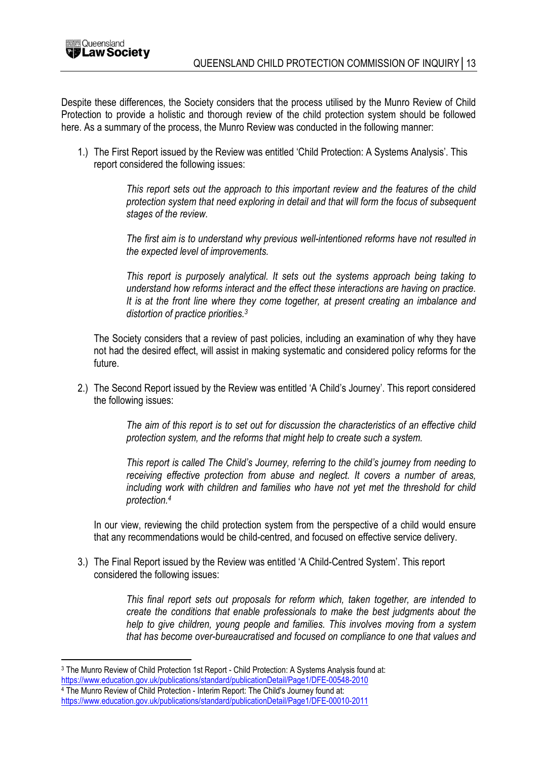Despite these differences, the Society considers that the process utilised by the Munro Review of Child Protection to provide a holistic and thorough review of the child protection system should be followed here. As a summary of the process, the Munro Review was conducted in the following manner:

1.) The First Report issued by the Review was entitled 'Child Protection: A Systems Analysis'. This report considered the following issues:

> *This report sets out the approach to this important review and the features of the child protection system that need exploring in detail and that will form the focus of subsequent stages of the review.*
>
> *The first aim is to understand why previous well-intentioned reforms have not resulted in the expected level of improvements.*
>
> *This report is purposely analytical. It sets out the systems approach being taking to understand how reforms interact and the effect these interactions are having on practice. It is at the front line where they come together, at present creating an imbalance and distortion of practice priorities.*[3]

The Society considers that a review of past policies, including an examination of why they have not had the desired effect, will assist in making systematic and considered policy reforms for the future.

2.) The Second Report issued by the Review was entitled 'A Child's Journey'. This report considered the following issues:

> *The aim of this report is to set out for discussion the characteristics of an effective child protection system, and the reforms that might help to create such a system.*
>
> *This report is called The Child's Journey, referring to the child's journey from needing to receiving effective protection from abuse and neglect. It covers a number of areas, including work with children and families who have not yet met the threshold for child protection.*[4]

In our view, reviewing the child protection system from the perspective of a child would ensure that any recommendations would be child-centred, and focused on effective service delivery.

3.) The Final Report issued by the Review was entitled 'A Child-Centred System'. This report considered the following issues:

> *This final report sets out proposals for reform which, taken together, are intended to create the conditions that enable professionals to make the best judgments about the help to give children, young people and families. This involves moving from a system that has become over-bureaucratised and focused on compliance to one that values and*

---

[3] The Munro Review of Child Protection 1st Report - Child Protection: A Systems Analysis found at: https://www.education.gov.uk/publications/standard/publicationDetail/Page1/DFE-00548-2010

[4] The Munro Review of Child Protection - Interim Report: The Child's Journey found at: https://www.education.gov.uk/publications/standard/publicationDetail/Page1/DFE-00010-2011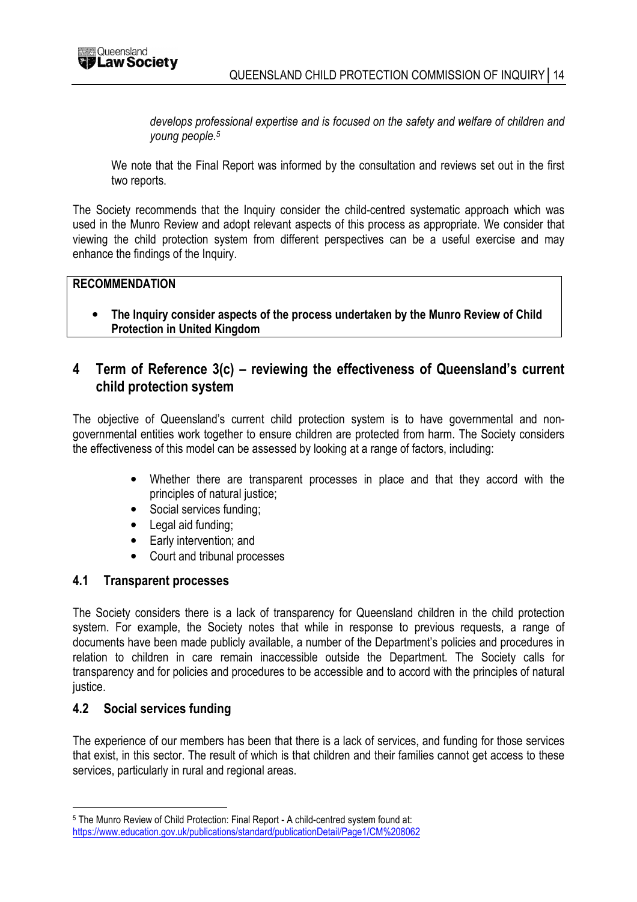*develops professional expertise and is focused on the safety and welfare of children and young people.*[5]

We note that the Final Report was informed by the consultation and reviews set out in the first two reports.

The Society recommends that the Inquiry consider the child-centred systematic approach which was used in the Munro Review and adopt relevant aspects of this process as appropriate. We consider that viewing the child protection system from different perspectives can be a useful exercise and may enhance the findings of the Inquiry.

**RECOMMENDATION**

- **The Inquiry consider aspects of the process undertaken by the Munro Review of Child Protection in United Kingdom**

## 4 Term of Reference 3(c) – reviewing the effectiveness of Queensland's current child protection system

The objective of Queensland's current child protection system is to have governmental and non-governmental entities work together to ensure children are protected from harm. The Society considers the effectiveness of this model can be assessed by looking at a range of factors, including:

- Whether there are transparent processes in place and that they accord with the principles of natural justice;
- Social services funding;
- Legal aid funding;
- Early intervention; and
- Court and tribunal processes

### 4.1 Transparent processes

The Society considers there is a lack of transparency for Queensland children in the child protection system. For example, the Society notes that while in response to previous requests, a range of documents have been made publicly available, a number of the Department's policies and procedures in relation to children in care remain inaccessible outside the Department. The Society calls for transparency and for policies and procedures to be accessible and to accord with the principles of natural justice.

### 4.2 Social services funding

The experience of our members has been that there is a lack of services, and funding for those services that exist, in this sector. The result of which is that children and their families cannot get access to these services, particularly in rural and regional areas.

---

[5] The Munro Review of Child Protection: Final Report - A child-centred system found at: https://www.education.gov.uk/publications/standard/publicationDetail/Page1/CM%208062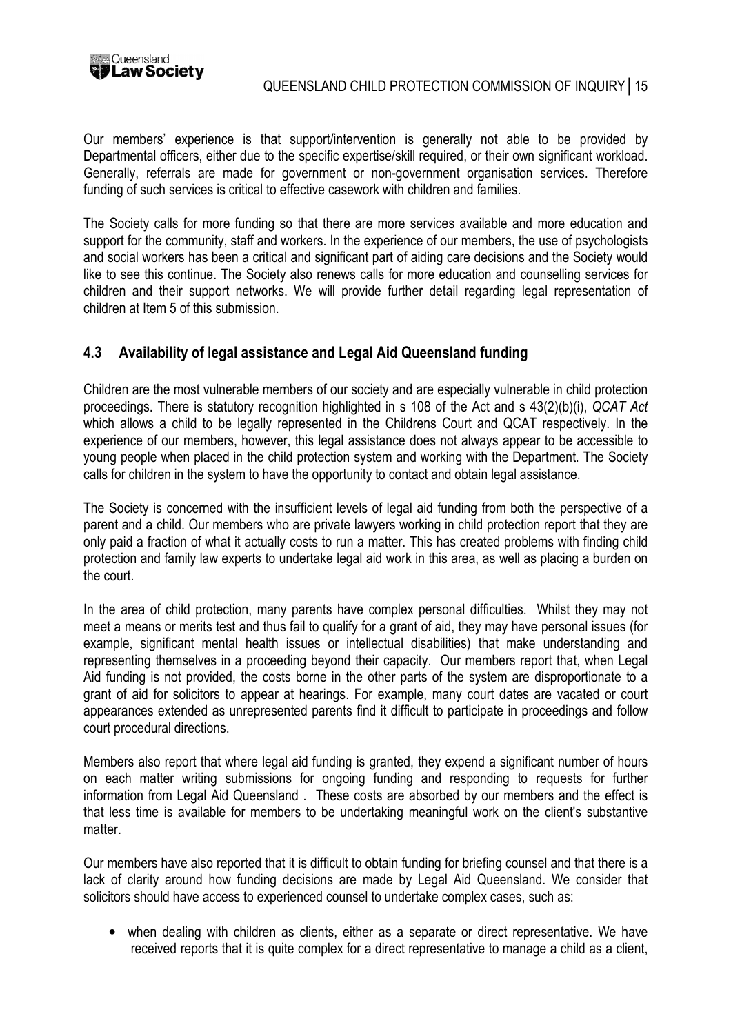Our members' experience is that support/intervention is generally not able to be provided by Departmental officers, either due to the specific expertise/skill required, or their own significant workload. Generally, referrals are made for government or non-government organisation services. Therefore funding of such services is critical to effective casework with children and families.

The Society calls for more funding so that there are more services available and more education and support for the community, staff and workers. In the experience of our members, the use of psychologists and social workers has been a critical and significant part of aiding care decisions and the Society would like to see this continue. The Society also renews calls for more education and counselling services for children and their support networks. We will provide further detail regarding legal representation of children at Item 5 of this submission.

## 4.3 Availability of legal assistance and Legal Aid Queensland funding

Children are the most vulnerable members of our society and are especially vulnerable in child protection proceedings. There is statutory recognition highlighted in s 108 of the Act and s 43(2)(b)(i), *QCAT Act* which allows a child to be legally represented in the Childrens Court and QCAT respectively. In the experience of our members, however, this legal assistance does not always appear to be accessible to young people when placed in the child protection system and working with the Department. The Society calls for children in the system to have the opportunity to contact and obtain legal assistance.

The Society is concerned with the insufficient levels of legal aid funding from both the perspective of a parent and a child. Our members who are private lawyers working in child protection report that they are only paid a fraction of what it actually costs to run a matter. This has created problems with finding child protection and family law experts to undertake legal aid work in this area, as well as placing a burden on the court.

In the area of child protection, many parents have complex personal difficulties. Whilst they may not meet a means or merits test and thus fail to qualify for a grant of aid, they may have personal issues (for example, significant mental health issues or intellectual disabilities) that make understanding and representing themselves in a proceeding beyond their capacity. Our members report that, when Legal Aid funding is not provided, the costs borne in the other parts of the system are disproportionate to a grant of aid for solicitors to appear at hearings. For example, many court dates are vacated or court appearances extended as unrepresented parents find it difficult to participate in proceedings and follow court procedural directions.

Members also report that where legal aid funding is granted, they expend a significant number of hours on each matter writing submissions for ongoing funding and responding to requests for further information from Legal Aid Queensland . These costs are absorbed by our members and the effect is that less time is available for members to be undertaking meaningful work on the client's substantive matter.

Our members have also reported that it is difficult to obtain funding for briefing counsel and that there is a lack of clarity around how funding decisions are made by Legal Aid Queensland. We consider that solicitors should have access to experienced counsel to undertake complex cases, such as:

- when dealing with children as clients, either as a separate or direct representative. We have received reports that it is quite complex for a direct representative to manage a child as a client,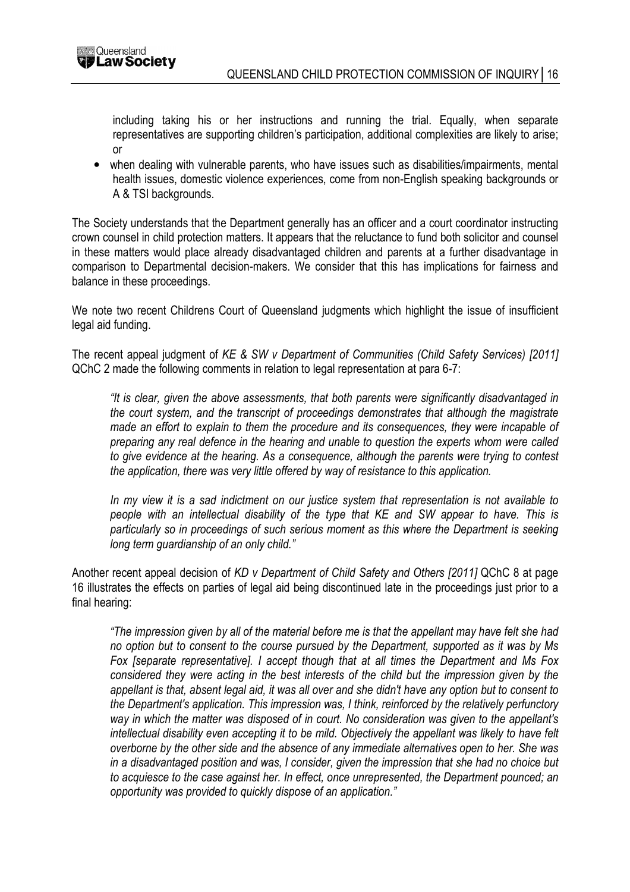including taking his or her instructions and running the trial. Equally, when separate representatives are supporting children's participation, additional complexities are likely to arise; or

- when dealing with vulnerable parents, who have issues such as disabilities/impairments, mental health issues, domestic violence experiences, come from non-English speaking backgrounds or A & TSI backgrounds.

The Society understands that the Department generally has an officer and a court coordinator instructing crown counsel in child protection matters. It appears that the reluctance to fund both solicitor and counsel in these matters would place already disadvantaged children and parents at a further disadvantage in comparison to Departmental decision-makers. We consider that this has implications for fairness and balance in these proceedings.

We note two recent Childrens Court of Queensland judgments which highlight the issue of insufficient legal aid funding.

The recent appeal judgment of *KE & SW v Department of Communities (Child Safety Services) [2011]* QChC 2 made the following comments in relation to legal representation at para 6-7:

> *"It is clear, given the above assessments, that both parents were significantly disadvantaged in the court system, and the transcript of proceedings demonstrates that although the magistrate made an effort to explain to them the procedure and its consequences, they were incapable of preparing any real defence in the hearing and unable to question the experts whom were called to give evidence at the hearing. As a consequence, although the parents were trying to contest the application, there was very little offered by way of resistance to this application.*
>
> *In my view it is a sad indictment on our justice system that representation is not available to people with an intellectual disability of the type that KE and SW appear to have. This is particularly so in proceedings of such serious moment as this where the Department is seeking long term guardianship of an only child."*

Another recent appeal decision of *KD v Department of Child Safety and Others [2011]* QChC 8 at page 16 illustrates the effects on parties of legal aid being discontinued late in the proceedings just prior to a final hearing:

> *"The impression given by all of the material before me is that the appellant may have felt she had no option but to consent to the course pursued by the Department, supported as it was by Ms Fox [separate representative]. I accept though that at all times the Department and Ms Fox considered they were acting in the best interests of the child but the impression given by the appellant is that, absent legal aid, it was all over and she didn't have any option but to consent to the Department's application. This impression was, I think, reinforced by the relatively perfunctory way in which the matter was disposed of in court. No consideration was given to the appellant's intellectual disability even accepting it to be mild. Objectively the appellant was likely to have felt overborne by the other side and the absence of any immediate alternatives open to her. She was in a disadvantaged position and was, I consider, given the impression that she had no choice but to acquiesce to the case against her. In effect, once unrepresented, the Department pounced; an opportunity was provided to quickly dispose of an application."*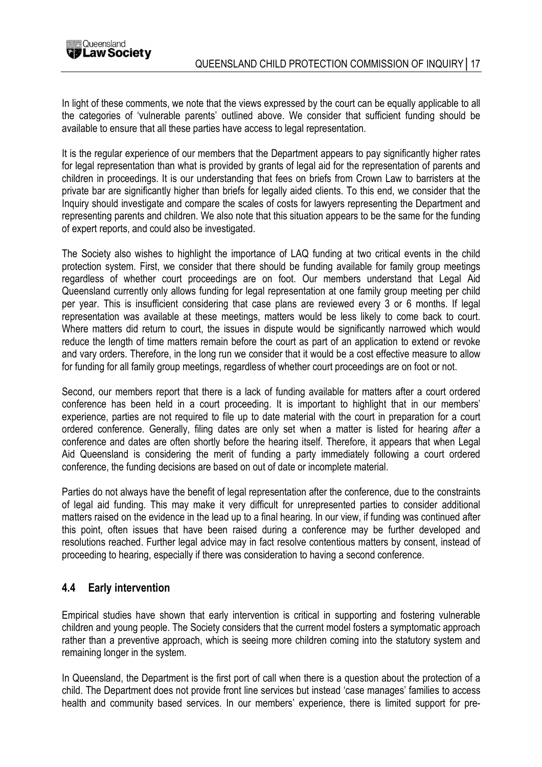In light of these comments, we note that the views expressed by the court can be equally applicable to all the categories of 'vulnerable parents' outlined above. We consider that sufficient funding should be available to ensure that all these parties have access to legal representation.

It is the regular experience of our members that the Department appears to pay significantly higher rates for legal representation than what is provided by grants of legal aid for the representation of parents and children in proceedings. It is our understanding that fees on briefs from Crown Law to barristers at the private bar are significantly higher than briefs for legally aided clients. To this end, we consider that the Inquiry should investigate and compare the scales of costs for lawyers representing the Department and representing parents and children. We also note that this situation appears to be the same for the funding of expert reports, and could also be investigated.

The Society also wishes to highlight the importance of LAQ funding at two critical events in the child protection system. First, we consider that there should be funding available for family group meetings regardless of whether court proceedings are on foot. Our members understand that Legal Aid Queensland currently only allows funding for legal representation at one family group meeting per child per year. This is insufficient considering that case plans are reviewed every 3 or 6 months. If legal representation was available at these meetings, matters would be less likely to come back to court. Where matters did return to court, the issues in dispute would be significantly narrowed which would reduce the length of time matters remain before the court as part of an application to extend or revoke and vary orders. Therefore, in the long run we consider that it would be a cost effective measure to allow for funding for all family group meetings, regardless of whether court proceedings are on foot or not.

Second, our members report that there is a lack of funding available for matters after a court ordered conference has been held in a court proceeding. It is important to highlight that in our members' experience, parties are not required to file up to date material with the court in preparation for a court ordered conference. Generally, filing dates are only set when a matter is listed for hearing *after* a conference and dates are often shortly before the hearing itself. Therefore, it appears that when Legal Aid Queensland is considering the merit of funding a party immediately following a court ordered conference, the funding decisions are based on out of date or incomplete material.

Parties do not always have the benefit of legal representation after the conference, due to the constraints of legal aid funding. This may make it very difficult for unrepresented parties to consider additional matters raised on the evidence in the lead up to a final hearing. In our view, if funding was continued after this point, often issues that have been raised during a conference may be further developed and resolutions reached. Further legal advice may in fact resolve contentious matters by consent, instead of proceeding to hearing, especially if there was consideration to having a second conference.

## 4.4 Early intervention

Empirical studies have shown that early intervention is critical in supporting and fostering vulnerable children and young people. The Society considers that the current model fosters a symptomatic approach rather than a preventive approach, which is seeing more children coming into the statutory system and remaining longer in the system.

In Queensland, the Department is the first port of call when there is a question about the protection of a child. The Department does not provide front line services but instead 'case manages' families to access health and community based services. In our members' experience, there is limited support for pre-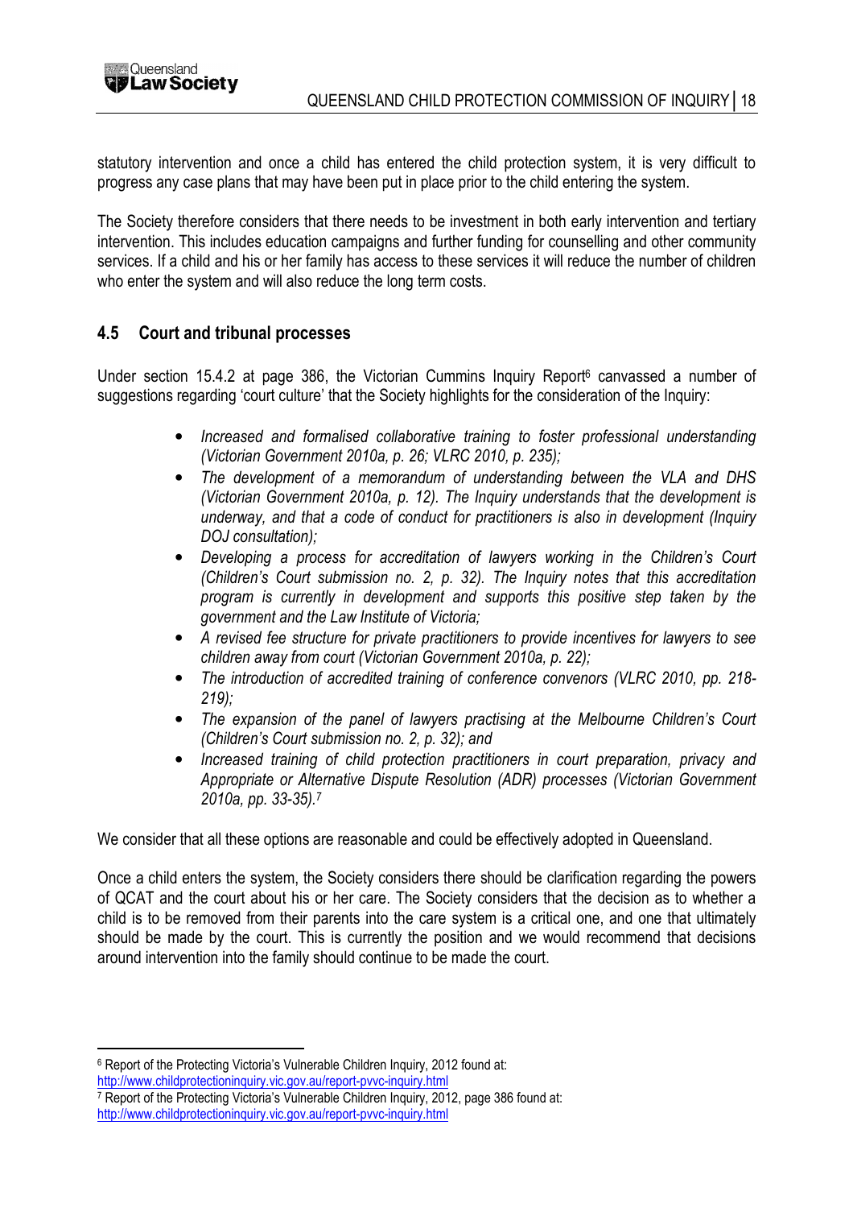statutory intervention and once a child has entered the child protection system, it is very difficult to progress any case plans that may have been put in place prior to the child entering the system.

The Society therefore considers that there needs to be investment in both early intervention and tertiary intervention. This includes education campaigns and further funding for counselling and other community services. If a child and his or her family has access to these services it will reduce the number of children who enter the system and will also reduce the long term costs.

## 4.5 Court and tribunal processes

Under section 15.4.2 at page 386, the Victorian Cummins Inquiry Report[6] canvassed a number of suggestions regarding 'court culture' that the Society highlights for the consideration of the Inquiry:

- *Increased and formalised collaborative training to foster professional understanding (Victorian Government 2010a, p. 26; VLRC 2010, p. 235);*
- *The development of a memorandum of understanding between the VLA and DHS (Victorian Government 2010a, p. 12). The Inquiry understands that the development is underway, and that a code of conduct for practitioners is also in development (Inquiry DOJ consultation);*
- *Developing a process for accreditation of lawyers working in the Children's Court (Children's Court submission no. 2, p. 32). The Inquiry notes that this accreditation program is currently in development and supports this positive step taken by the government and the Law Institute of Victoria;*
- *A revised fee structure for private practitioners to provide incentives for lawyers to see children away from court (Victorian Government 2010a, p. 22);*
- *The introduction of accredited training of conference convenors (VLRC 2010, pp. 218-219);*
- *The expansion of the panel of lawyers practising at the Melbourne Children's Court (Children's Court submission no. 2, p. 32); and*
- *Increased training of child protection practitioners in court preparation, privacy and Appropriate or Alternative Dispute Resolution (ADR) processes (Victorian Government 2010a, pp. 33-35).*[7]

We consider that all these options are reasonable and could be effectively adopted in Queensland.

Once a child enters the system, the Society considers there should be clarification regarding the powers of QCAT and the court about his or her care. The Society considers that the decision as to whether a child is to be removed from their parents into the care system is a critical one, and one that ultimately should be made by the court. This is currently the position and we would recommend that decisions around intervention into the family should continue to be made the court.

---

[6] Report of the Protecting Victoria's Vulnerable Children Inquiry, 2012 found at: http://www.childprotectioninquiry.vic.gov.au/report-pvvc-inquiry.html

[7] Report of the Protecting Victoria's Vulnerable Children Inquiry, 2012, page 386 found at: http://www.childprotectioninquiry.vic.gov.au/report-pvvc-inquiry.html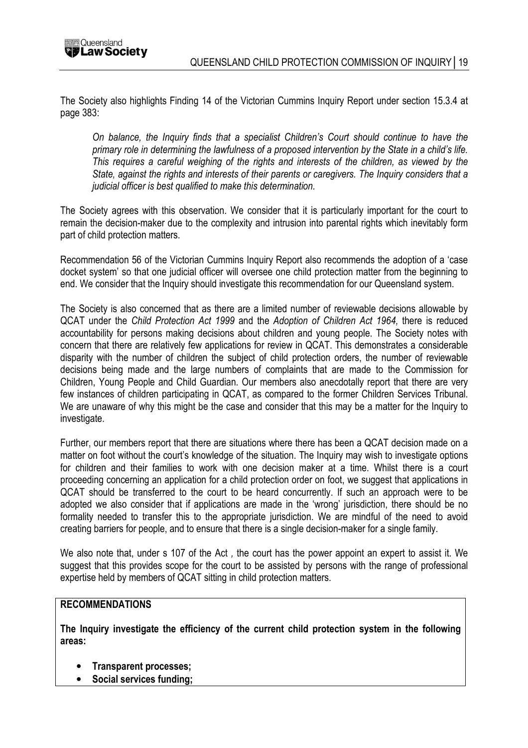The Society also highlights Finding 14 of the Victorian Cummins Inquiry Report under section 15.3.4 at page 383:

> *On balance, the Inquiry finds that a specialist Children's Court should continue to have the primary role in determining the lawfulness of a proposed intervention by the State in a child's life. This requires a careful weighing of the rights and interests of the children, as viewed by the State, against the rights and interests of their parents or caregivers. The Inquiry considers that a judicial officer is best qualified to make this determination.*

The Society agrees with this observation. We consider that it is particularly important for the court to remain the decision-maker due to the complexity and intrusion into parental rights which inevitably form part of child protection matters.

Recommendation 56 of the Victorian Cummins Inquiry Report also recommends the adoption of a 'case docket system' so that one judicial officer will oversee one child protection matter from the beginning to end. We consider that the Inquiry should investigate this recommendation for our Queensland system.

The Society is also concerned that as there are a limited number of reviewable decisions allowable by QCAT under the *Child Protection Act 1999* and the *Adoption of Children Act 1964,* there is reduced accountability for persons making decisions about children and young people. The Society notes with concern that there are relatively few applications for review in QCAT. This demonstrates a considerable disparity with the number of children the subject of child protection orders, the number of reviewable decisions being made and the large numbers of complaints that are made to the Commission for Children, Young People and Child Guardian. Our members also anecdotally report that there are very few instances of children participating in QCAT, as compared to the former Children Services Tribunal. We are unaware of why this might be the case and consider that this may be a matter for the Inquiry to investigate.

Further, our members report that there are situations where there has been a QCAT decision made on a matter on foot without the court's knowledge of the situation. The Inquiry may wish to investigate options for children and their families to work with one decision maker at a time. Whilst there is a court proceeding concerning an application for a child protection order on foot, we suggest that applications in QCAT should be transferred to the court to be heard concurrently. If such an approach were to be adopted we also consider that if applications are made in the 'wrong' jurisdiction, there should be no formality needed to transfer this to the appropriate jurisdiction. We are mindful of the need to avoid creating barriers for people, and to ensure that there is a single decision-maker for a single family.

We also note that, under s 107 of the Act *,* the court has the power appoint an expert to assist it. We suggest that this provides scope for the court to be assisted by persons with the range of professional expertise held by members of QCAT sitting in child protection matters.

**RECOMMENDATIONS**

**The Inquiry investigate the efficiency of the current child protection system in the following areas:**

- **Transparent processes;**
- **Social services funding;**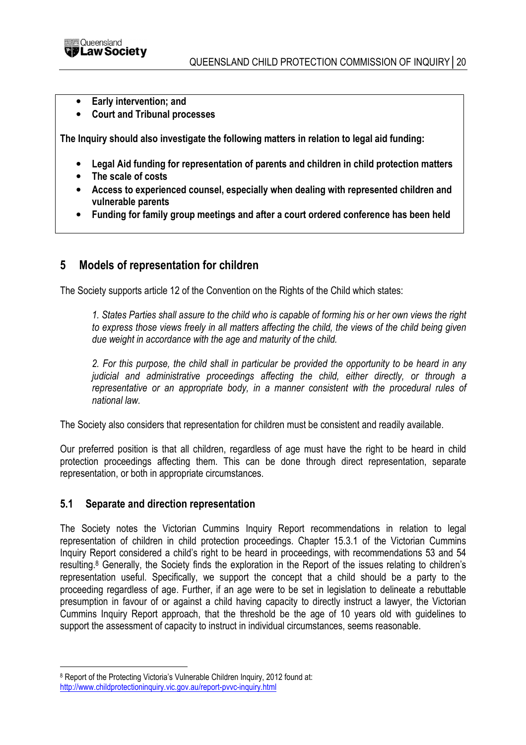- **Early intervention; and**
- **Court and Tribunal processes**

**The Inquiry should also investigate the following matters in relation to legal aid funding:**

- **Legal Aid funding for representation of parents and children in child protection matters**
- **The scale of costs**
- **Access to experienced counsel, especially when dealing with represented children and vulnerable parents**
- **Funding for family group meetings and after a court ordered conference has been held**

## 5 Models of representation for children

The Society supports article 12 of the Convention on the Rights of the Child which states:

> *1. States Parties shall assure to the child who is capable of forming his or her own views the right to express those views freely in all matters affecting the child, the views of the child being given due weight in accordance with the age and maturity of the child.*
>
> *2. For this purpose, the child shall in particular be provided the opportunity to be heard in any judicial and administrative proceedings affecting the child, either directly, or through a representative or an appropriate body, in a manner consistent with the procedural rules of national law.*

The Society also considers that representation for children must be consistent and readily available.

Our preferred position is that all children, regardless of age must have the right to be heard in child protection proceedings affecting them. This can be done through direct representation, separate representation, or both in appropriate circumstances.

### 5.1 Separate and direction representation

The Society notes the Victorian Cummins Inquiry Report recommendations in relation to legal representation of children in child protection proceedings. Chapter 15.3.1 of the Victorian Cummins Inquiry Report considered a child's right to be heard in proceedings, with recommendations 53 and 54 resulting.[8] Generally, the Society finds the exploration in the Report of the issues relating to children's representation useful. Specifically, we support the concept that a child should be a party to the proceeding regardless of age. Further, if an age were to be set in legislation to delineate a rebuttable presumption in favour of or against a child having capacity to directly instruct a lawyer, the Victorian Cummins Inquiry Report approach, that the threshold be the age of 10 years old with guidelines to support the assessment of capacity to instruct in individual circumstances, seems reasonable.

---

[8] Report of the Protecting Victoria's Vulnerable Children Inquiry, 2012 found at: http://www.childprotectioninquiry.vic.gov.au/report-pvvc-inquiry.html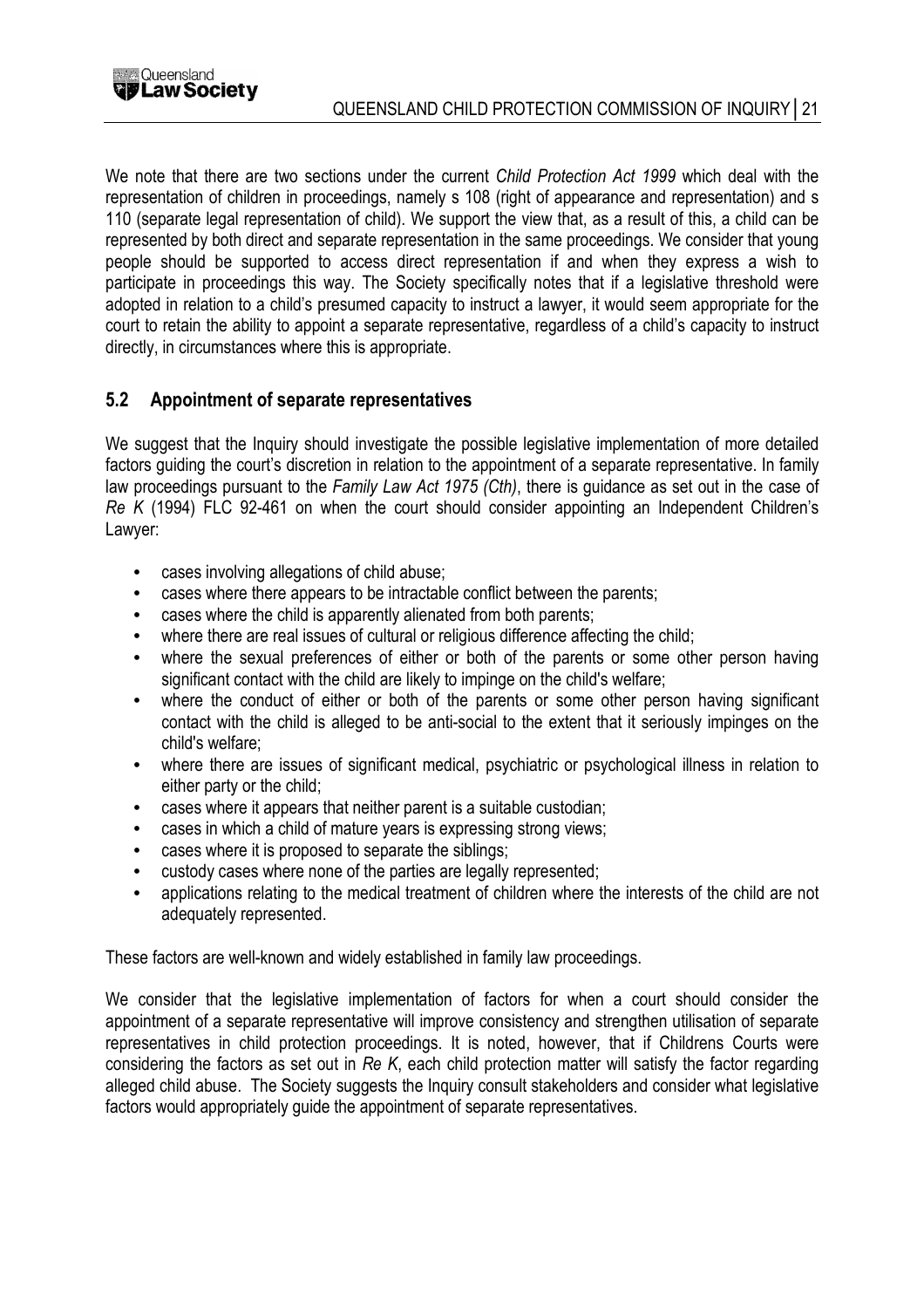We note that there are two sections under the current *Child Protection Act 1999* which deal with the representation of children in proceedings, namely s 108 (right of appearance and representation) and s 110 (separate legal representation of child). We support the view that, as a result of this, a child can be represented by both direct and separate representation in the same proceedings. We consider that young people should be supported to access direct representation if and when they express a wish to participate in proceedings this way. The Society specifically notes that if a legislative threshold were adopted in relation to a child's presumed capacity to instruct a lawyer, it would seem appropriate for the court to retain the ability to appoint a separate representative, regardless of a child's capacity to instruct directly, in circumstances where this is appropriate.

## 5.2 Appointment of separate representatives

We suggest that the Inquiry should investigate the possible legislative implementation of more detailed factors guiding the court's discretion in relation to the appointment of a separate representative. In family law proceedings pursuant to the *Family Law Act 1975 (Cth)*, there is guidance as set out in the case of *Re K* (1994) FLC 92-461 on when the court should consider appointing an Independent Children's Lawyer:

- cases involving allegations of child abuse;
- cases where there appears to be intractable conflict between the parents;
- cases where the child is apparently alienated from both parents;
- where there are real issues of cultural or religious difference affecting the child;
- where the sexual preferences of either or both of the parents or some other person having significant contact with the child are likely to impinge on the child's welfare;
- where the conduct of either or both of the parents or some other person having significant contact with the child is alleged to be anti-social to the extent that it seriously impinges on the child's welfare;
- where there are issues of significant medical, psychiatric or psychological illness in relation to either party or the child;
- cases where it appears that neither parent is a suitable custodian;
- cases in which a child of mature years is expressing strong views;
- cases where it is proposed to separate the siblings;
- custody cases where none of the parties are legally represented;
- applications relating to the medical treatment of children where the interests of the child are not adequately represented.

These factors are well-known and widely established in family law proceedings.

We consider that the legislative implementation of factors for when a court should consider the appointment of a separate representative will improve consistency and strengthen utilisation of separate representatives in child protection proceedings. It is noted, however, that if Childrens Courts were considering the factors as set out in *Re K*, each child protection matter will satisfy the factor regarding alleged child abuse. The Society suggests the Inquiry consult stakeholders and consider what legislative factors would appropriately guide the appointment of separate representatives.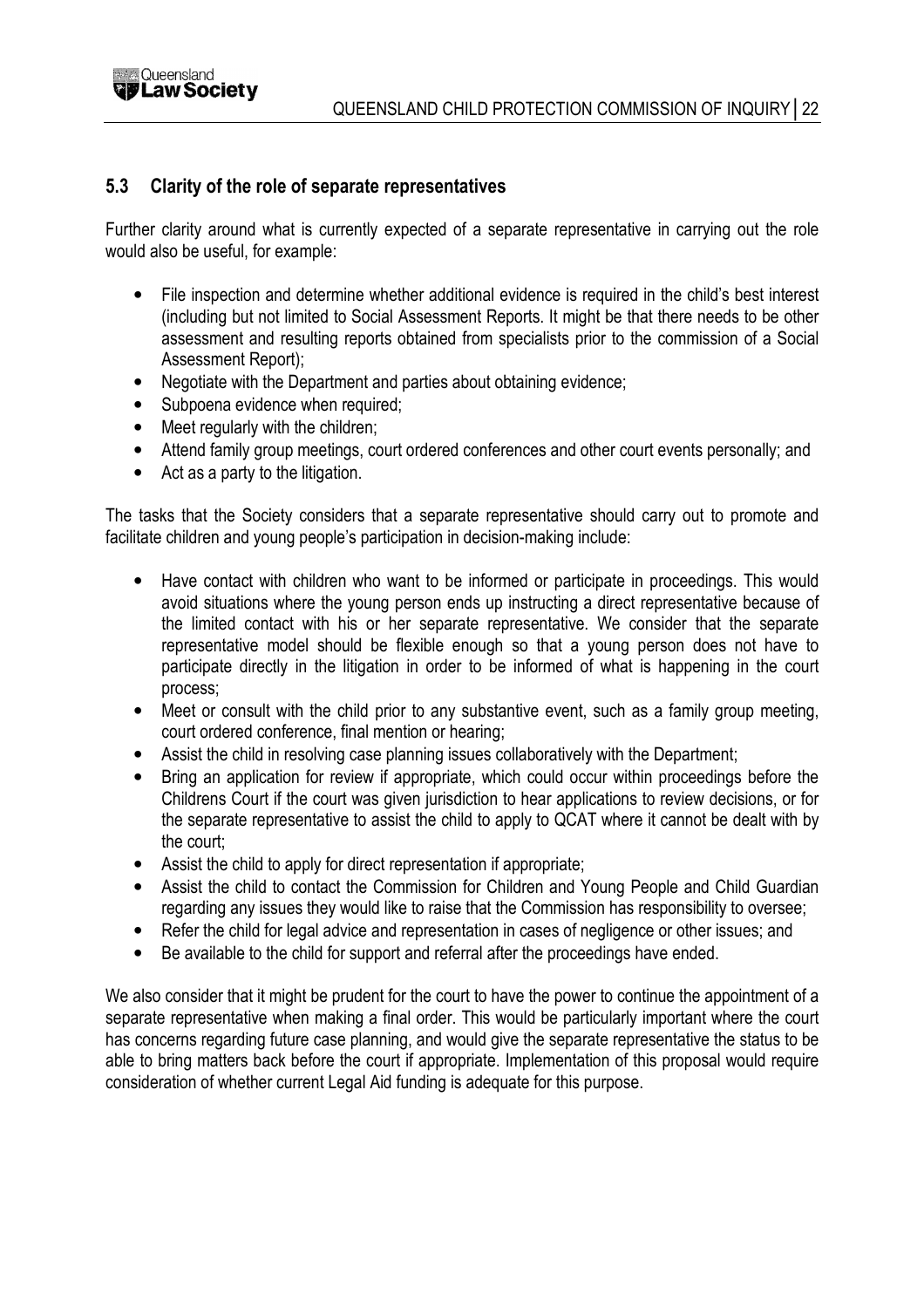### 5.3 Clarity of the role of separate representatives

Further clarity around what is currently expected of a separate representative in carrying out the role would also be useful, for example:

- File inspection and determine whether additional evidence is required in the child's best interest (including but not limited to Social Assessment Reports. It might be that there needs to be other assessment and resulting reports obtained from specialists prior to the commission of a Social Assessment Report);
- Negotiate with the Department and parties about obtaining evidence;
- Subpoena evidence when required;
- Meet regularly with the children;
- Attend family group meetings, court ordered conferences and other court events personally; and
- Act as a party to the litigation.

The tasks that the Society considers that a separate representative should carry out to promote and facilitate children and young people's participation in decision-making include:

- Have contact with children who want to be informed or participate in proceedings. This would avoid situations where the young person ends up instructing a direct representative because of the limited contact with his or her separate representative. We consider that the separate representative model should be flexible enough so that a young person does not have to participate directly in the litigation in order to be informed of what is happening in the court process;
- Meet or consult with the child prior to any substantive event, such as a family group meeting, court ordered conference, final mention or hearing;
- Assist the child in resolving case planning issues collaboratively with the Department;
- Bring an application for review if appropriate, which could occur within proceedings before the Childrens Court if the court was given jurisdiction to hear applications to review decisions, or for the separate representative to assist the child to apply to QCAT where it cannot be dealt with by the court;
- Assist the child to apply for direct representation if appropriate;
- Assist the child to contact the Commission for Children and Young People and Child Guardian regarding any issues they would like to raise that the Commission has responsibility to oversee;
- Refer the child for legal advice and representation in cases of negligence or other issues; and
- Be available to the child for support and referral after the proceedings have ended.

We also consider that it might be prudent for the court to have the power to continue the appointment of a separate representative when making a final order. This would be particularly important where the court has concerns regarding future case planning, and would give the separate representative the status to be able to bring matters back before the court if appropriate. Implementation of this proposal would require consideration of whether current Legal Aid funding is adequate for this purpose.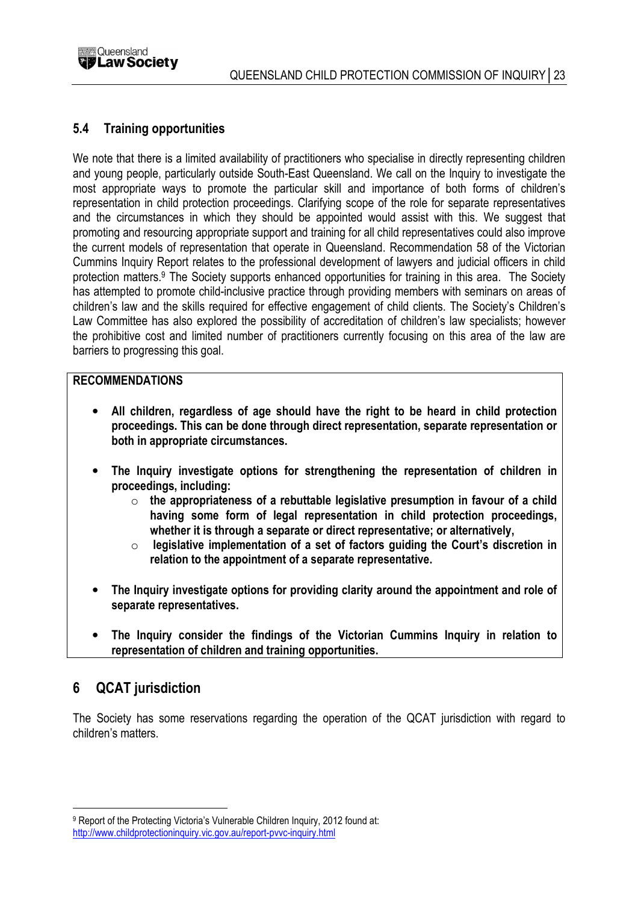### 5.4 Training opportunities

We note that there is a limited availability of practitioners who specialise in directly representing children and young people, particularly outside South-East Queensland. We call on the Inquiry to investigate the most appropriate ways to promote the particular skill and importance of both forms of children's representation in child protection proceedings. Clarifying scope of the role for separate representatives and the circumstances in which they should be appointed would assist with this. We suggest that promoting and resourcing appropriate support and training for all child representatives could also improve the current models of representation that operate in Queensland. Recommendation 58 of the Victorian Cummins Inquiry Report relates to the professional development of lawyers and judicial officers in child protection matters.[9] The Society supports enhanced opportunities for training in this area. The Society has attempted to promote child-inclusive practice through providing members with seminars on areas of children's law and the skills required for effective engagement of child clients. The Society's Children's Law Committee has also explored the possibility of accreditation of children's law specialists; however the prohibitive cost and limited number of practitioners currently focusing on this area of the law are barriers to progressing this goal.

**RECOMMENDATIONS**

- **All children, regardless of age should have the right to be heard in child protection proceedings. This can be done through direct representation, separate representation or both in appropriate circumstances.**
- **The Inquiry investigate options for strengthening the representation of children in proceedings, including:**
  - **the appropriateness of a rebuttable legislative presumption in favour of a child having some form of legal representation in child protection proceedings, whether it is through a separate or direct representative; or alternatively,**
  - **legislative implementation of a set of factors guiding the Court's discretion in relation to the appointment of a separate representative.**
- **The Inquiry investigate options for providing clarity around the appointment and role of separate representatives.**
- **The Inquiry consider the findings of the Victorian Cummins Inquiry in relation to representation of children and training opportunities.**

## 6 QCAT jurisdiction

The Society has some reservations regarding the operation of the QCAT jurisdiction with regard to children's matters.

---

[9] Report of the Protecting Victoria's Vulnerable Children Inquiry, 2012 found at: http://www.childprotectioninquiry.vic.gov.au/report-pvvc-inquiry.html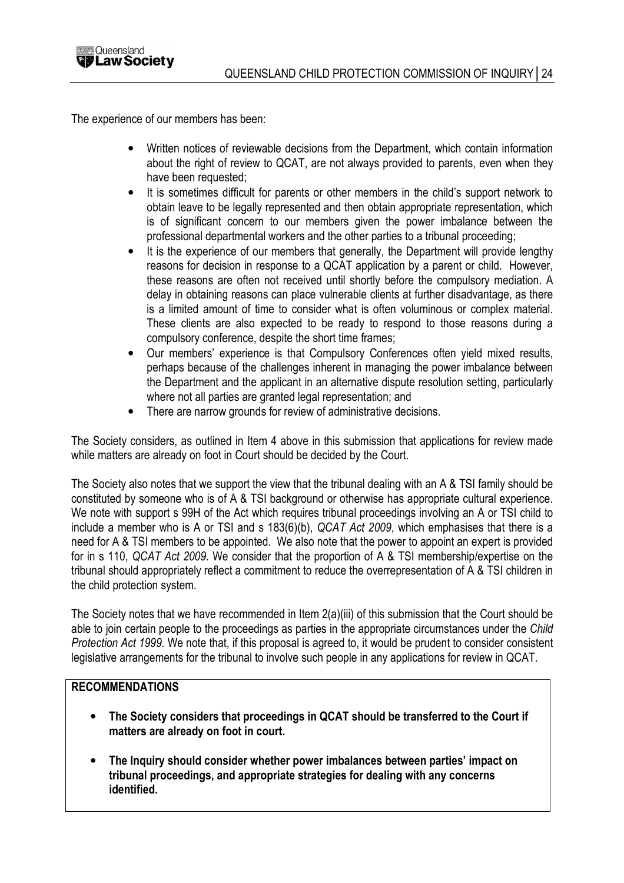The experience of our members has been:

- Written notices of reviewable decisions from the Department, which contain information about the right of review to QCAT, are not always provided to parents, even when they have been requested;
- It is sometimes difficult for parents or other members in the child's support network to obtain leave to be legally represented and then obtain appropriate representation, which is of significant concern to our members given the power imbalance between the professional departmental workers and the other parties to a tribunal proceeding;
- It is the experience of our members that generally, the Department will provide lengthy reasons for decision in response to a QCAT application by a parent or child. However, these reasons are often not received until shortly before the compulsory mediation. A delay in obtaining reasons can place vulnerable clients at further disadvantage, as there is a limited amount of time to consider what is often voluminous or complex material. These clients are also expected to be ready to respond to those reasons during a compulsory conference, despite the short time frames;
- Our members' experience is that Compulsory Conferences often yield mixed results, perhaps because of the challenges inherent in managing the power imbalance between the Department and the applicant in an alternative dispute resolution setting, particularly where not all parties are granted legal representation; and
- There are narrow grounds for review of administrative decisions.

The Society considers, as outlined in Item 4 above in this submission that applications for review made while matters are already on foot in Court should be decided by the Court.

The Society also notes that we support the view that the tribunal dealing with an A & TSI family should be constituted by someone who is of A & TSI background or otherwise has appropriate cultural experience. We note with support s 99H of the Act which requires tribunal proceedings involving an A or TSI child to include a member who is A or TSI and s 183(6)(b), *QCAT Act 2009*, which emphasises that there is a need for A & TSI members to be appointed. We also note that the power to appoint an expert is provided for in s 110, *QCAT Act 2009.* We consider that the proportion of A & TSI membership/expertise on the tribunal should appropriately reflect a commitment to reduce the overrepresentation of A & TSI children in the child protection system.

The Society notes that we have recommended in Item 2(a)(iii) of this submission that the Court should be able to join certain people to the proceedings as parties in the appropriate circumstances under the *Child Protection Act 1999.* We note that, if this proposal is agreed to, it would be prudent to consider consistent legislative arrangements for the tribunal to involve such people in any applications for review in QCAT.

**RECOMMENDATIONS**

- **The Society considers that proceedings in QCAT should be transferred to the Court if matters are already on foot in court.**
- **The Inquiry should consider whether power imbalances between parties' impact on tribunal proceedings, and appropriate strategies for dealing with any concerns identified.**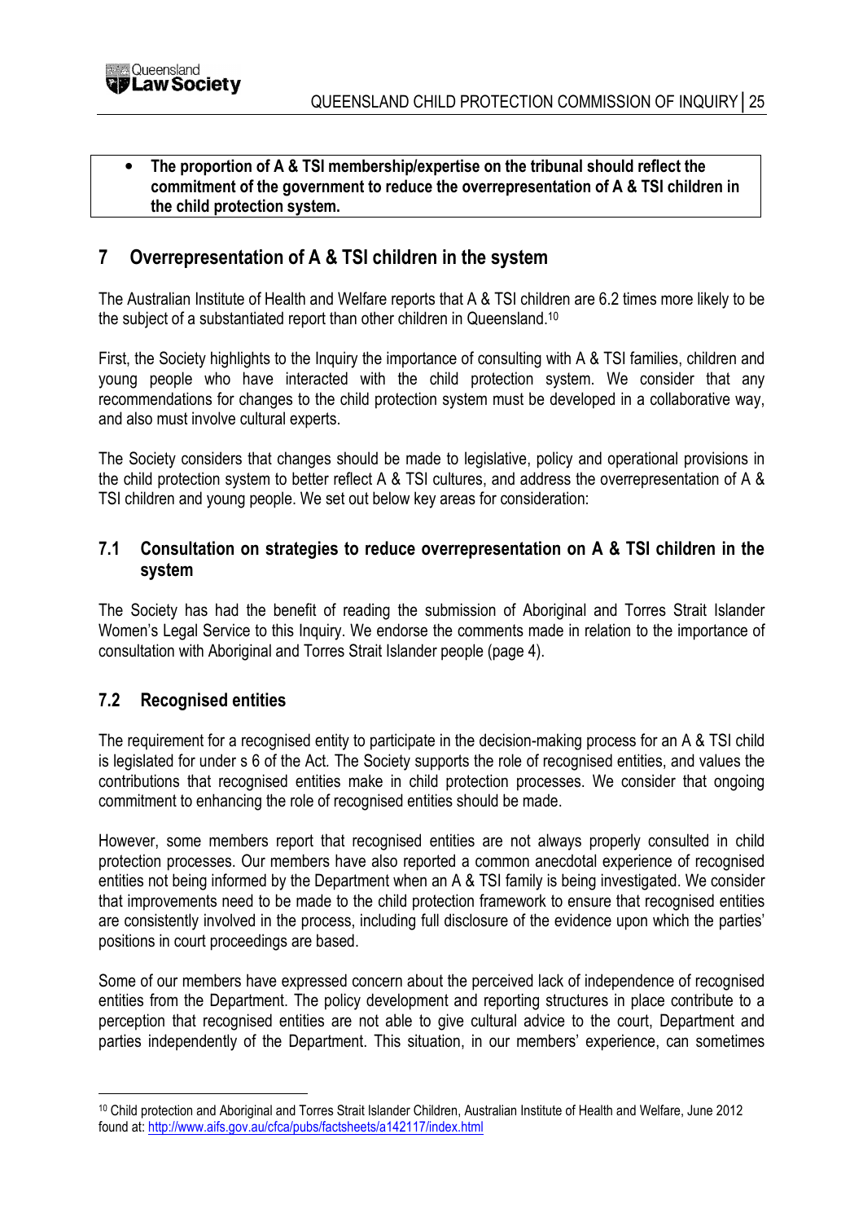- **The proportion of A & TSI membership/expertise on the tribunal should reflect the commitment of the government to reduce the overrepresentation of A & TSI children in the child protection system.**

## 7 Overrepresentation of A & TSI children in the system

The Australian Institute of Health and Welfare reports that A & TSI children are 6.2 times more likely to be the subject of a substantiated report than other children in Queensland.[10]

First, the Society highlights to the Inquiry the importance of consulting with A & TSI families, children and young people who have interacted with the child protection system. We consider that any recommendations for changes to the child protection system must be developed in a collaborative way, and also must involve cultural experts.

The Society considers that changes should be made to legislative, policy and operational provisions in the child protection system to better reflect A & TSI cultures, and address the overrepresentation of A & TSI children and young people. We set out below key areas for consideration:

### 7.1 Consultation on strategies to reduce overrepresentation on A & TSI children in the system

The Society has had the benefit of reading the submission of Aboriginal and Torres Strait Islander Women's Legal Service to this Inquiry. We endorse the comments made in relation to the importance of consultation with Aboriginal and Torres Strait Islander people (page 4).

### 7.2 Recognised entities

The requirement for a recognised entity to participate in the decision-making process for an A & TSI child is legislated for under s 6 of the Act. The Society supports the role of recognised entities, and values the contributions that recognised entities make in child protection processes. We consider that ongoing commitment to enhancing the role of recognised entities should be made.

However, some members report that recognised entities are not always properly consulted in child protection processes. Our members have also reported a common anecdotal experience of recognised entities not being informed by the Department when an A & TSI family is being investigated. We consider that improvements need to be made to the child protection framework to ensure that recognised entities are consistently involved in the process, including full disclosure of the evidence upon which the parties' positions in court proceedings are based.

Some of our members have expressed concern about the perceived lack of independence of recognised entities from the Department. The policy development and reporting structures in place contribute to a perception that recognised entities are not able to give cultural advice to the court, Department and parties independently of the Department. This situation, in our members' experience, can sometimes

---

[10] Child protection and Aboriginal and Torres Strait Islander Children, Australian Institute of Health and Welfare, June 2012 found at: http://www.aifs.gov.au/cfca/pubs/factsheets/a142117/index.html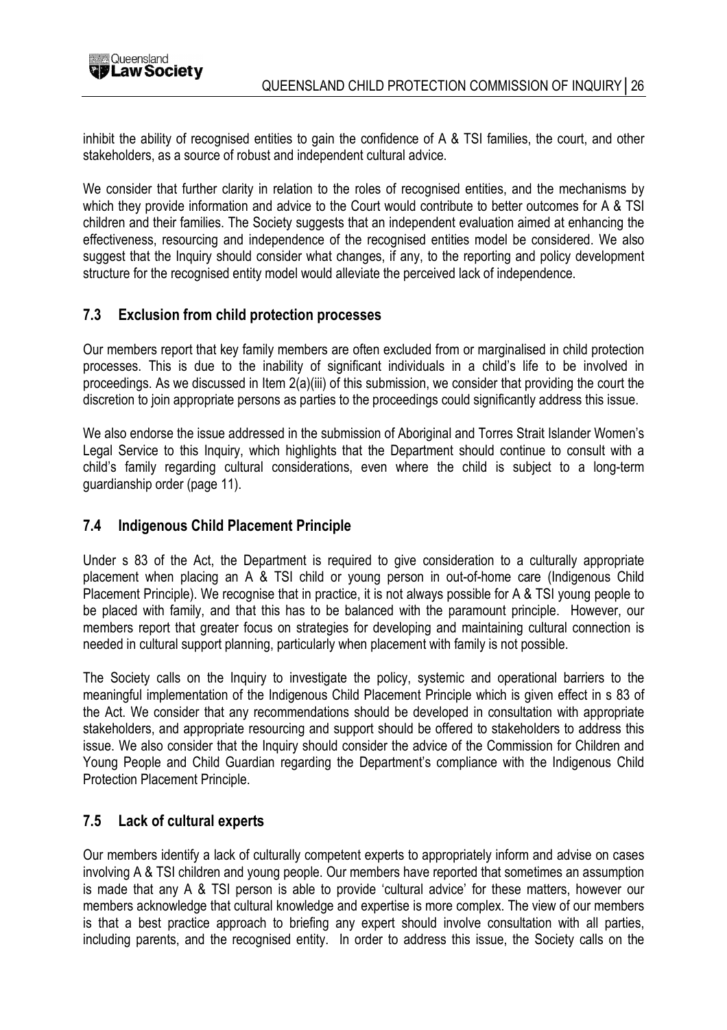inhibit the ability of recognised entities to gain the confidence of A & TSI families, the court, and other stakeholders, as a source of robust and independent cultural advice.

We consider that further clarity in relation to the roles of recognised entities, and the mechanisms by which they provide information and advice to the Court would contribute to better outcomes for A & TSI children and their families. The Society suggests that an independent evaluation aimed at enhancing the effectiveness, resourcing and independence of the recognised entities model be considered. We also suggest that the Inquiry should consider what changes, if any, to the reporting and policy development structure for the recognised entity model would alleviate the perceived lack of independence.

## 7.3 Exclusion from child protection processes

Our members report that key family members are often excluded from or marginalised in child protection processes. This is due to the inability of significant individuals in a child's life to be involved in proceedings. As we discussed in Item 2(a)(iii) of this submission, we consider that providing the court the discretion to join appropriate persons as parties to the proceedings could significantly address this issue.

We also endorse the issue addressed in the submission of Aboriginal and Torres Strait Islander Women's Legal Service to this Inquiry, which highlights that the Department should continue to consult with a child's family regarding cultural considerations, even where the child is subject to a long-term guardianship order (page 11).

## 7.4 Indigenous Child Placement Principle

Under s 83 of the Act, the Department is required to give consideration to a culturally appropriate placement when placing an A & TSI child or young person in out-of-home care (Indigenous Child Placement Principle). We recognise that in practice, it is not always possible for A & TSI young people to be placed with family, and that this has to be balanced with the paramount principle. However, our members report that greater focus on strategies for developing and maintaining cultural connection is needed in cultural support planning, particularly when placement with family is not possible.

The Society calls on the Inquiry to investigate the policy, systemic and operational barriers to the meaningful implementation of the Indigenous Child Placement Principle which is given effect in s 83 of the Act. We consider that any recommendations should be developed in consultation with appropriate stakeholders, and appropriate resourcing and support should be offered to stakeholders to address this issue. We also consider that the Inquiry should consider the advice of the Commission for Children and Young People and Child Guardian regarding the Department's compliance with the Indigenous Child Protection Placement Principle.

## 7.5 Lack of cultural experts

Our members identify a lack of culturally competent experts to appropriately inform and advise on cases involving A & TSI children and young people. Our members have reported that sometimes an assumption is made that any A & TSI person is able to provide 'cultural advice' for these matters, however our members acknowledge that cultural knowledge and expertise is more complex. The view of our members is that a best practice approach to briefing any expert should involve consultation with all parties, including parents, and the recognised entity. In order to address this issue, the Society calls on the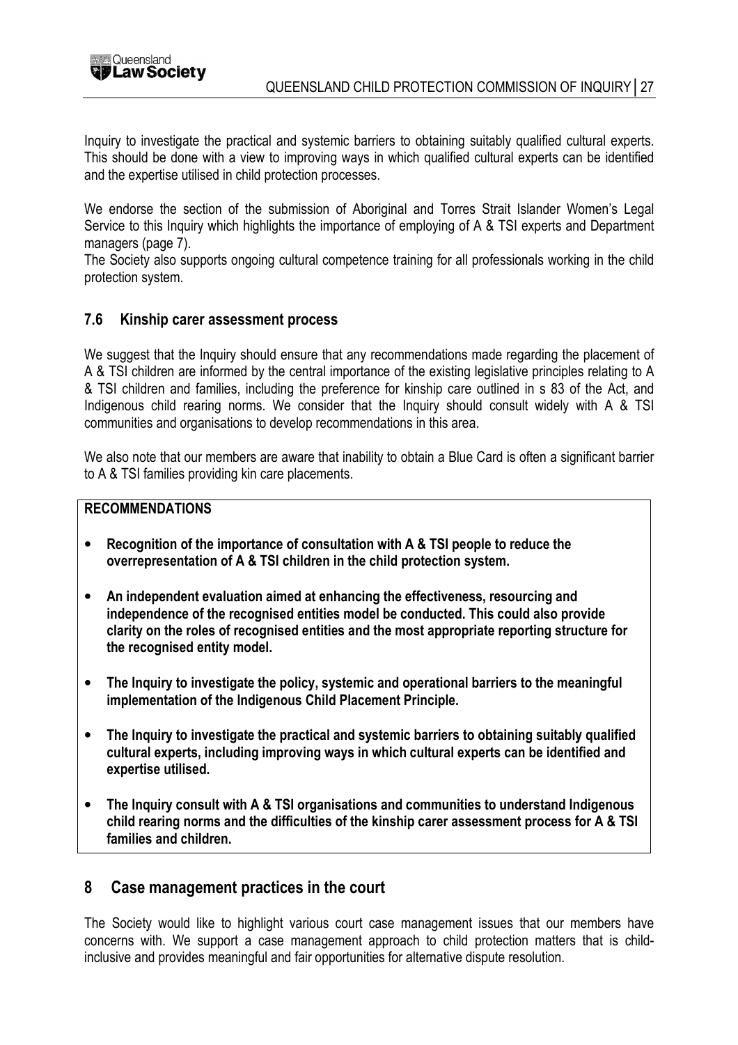Inquiry to investigate the practical and systemic barriers to obtaining suitably qualified cultural experts. This should be done with a view to improving ways in which qualified cultural experts can be identified and the expertise utilised in child protection processes.

We endorse the section of the submission of Aboriginal and Torres Strait Islander Women's Legal Service to this Inquiry which highlights the importance of employing of A & TSI experts and Department managers (page 7).

The Society also supports ongoing cultural competence training for all professionals working in the child protection system.

### 7.6 Kinship carer assessment process

We suggest that the Inquiry should ensure that any recommendations made regarding the placement of A & TSI children are informed by the central importance of the existing legislative principles relating to A & TSI children and families, including the preference for kinship care outlined in s 83 of the Act, and Indigenous child rearing norms. We consider that the Inquiry should consult widely with A & TSI communities and organisations to develop recommendations in this area.

We also note that our members are aware that inability to obtain a Blue Card is often a significant barrier to A & TSI families providing kin care placements.

**RECOMMENDATIONS**

- **Recognition of the importance of consultation with A & TSI people to reduce the overrepresentation of A & TSI children in the child protection system.**
- **An independent evaluation aimed at enhancing the effectiveness, resourcing and independence of the recognised entities model be conducted. This could also provide clarity on the roles of recognised entities and the most appropriate reporting structure for the recognised entity model.**
- **The Inquiry to investigate the policy, systemic and operational barriers to the meaningful implementation of the Indigenous Child Placement Principle.**
- **The Inquiry to investigate the practical and systemic barriers to obtaining suitably qualified cultural experts, including improving ways in which cultural experts can be identified and expertise utilised.**
- **The Inquiry consult with A & TSI organisations and communities to understand Indigenous child rearing norms and the difficulties of the kinship carer assessment process for A & TSI families and children.**

## 8 Case management practices in the court

The Society would like to highlight various court case management issues that our members have concerns with. We support a case management approach to child protection matters that is child-inclusive and provides meaningful and fair opportunities for alternative dispute resolution.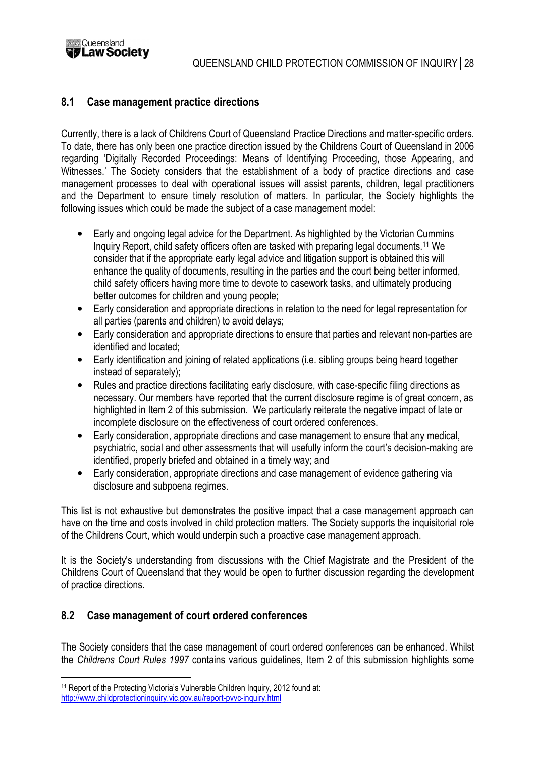## 8.1 Case management practice directions

Currently, there is a lack of Childrens Court of Queensland Practice Directions and matter-specific orders. To date, there has only been one practice direction issued by the Childrens Court of Queensland in 2006 regarding 'Digitally Recorded Proceedings: Means of Identifying Proceeding, those Appearing, and Witnesses.' The Society considers that the establishment of a body of practice directions and case management processes to deal with operational issues will assist parents, children, legal practitioners and the Department to ensure timely resolution of matters. In particular, the Society highlights the following issues which could be made the subject of a case management model:

- Early and ongoing legal advice for the Department. As highlighted by the Victorian Cummins Inquiry Report, child safety officers often are tasked with preparing legal documents.[11] We consider that if the appropriate early legal advice and litigation support is obtained this will enhance the quality of documents, resulting in the parties and the court being better informed, child safety officers having more time to devote to casework tasks, and ultimately producing better outcomes for children and young people;
- Early consideration and appropriate directions in relation to the need for legal representation for all parties (parents and children) to avoid delays;
- Early consideration and appropriate directions to ensure that parties and relevant non-parties are identified and located;
- Early identification and joining of related applications (i.e. sibling groups being heard together instead of separately);
- Rules and practice directions facilitating early disclosure, with case-specific filing directions as necessary. Our members have reported that the current disclosure regime is of great concern, as highlighted in Item 2 of this submission. We particularly reiterate the negative impact of late or incomplete disclosure on the effectiveness of court ordered conferences.
- Early consideration, appropriate directions and case management to ensure that any medical, psychiatric, social and other assessments that will usefully inform the court's decision-making are identified, properly briefed and obtained in a timely way; and
- Early consideration, appropriate directions and case management of evidence gathering via disclosure and subpoena regimes.

This list is not exhaustive but demonstrates the positive impact that a case management approach can have on the time and costs involved in child protection matters. The Society supports the inquisitorial role of the Childrens Court, which would underpin such a proactive case management approach.

It is the Society's understanding from discussions with the Chief Magistrate and the President of the Childrens Court of Queensland that they would be open to further discussion regarding the development of practice directions.

## 8.2 Case management of court ordered conferences

The Society considers that the case management of court ordered conferences can be enhanced. Whilst the *Childrens Court Rules 1997* contains various guidelines, Item 2 of this submission highlights some

---

[11] Report of the Protecting Victoria's Vulnerable Children Inquiry, 2012 found at: http://www.childprotectioninquiry.vic.gov.au/report-pvvc-inquiry.html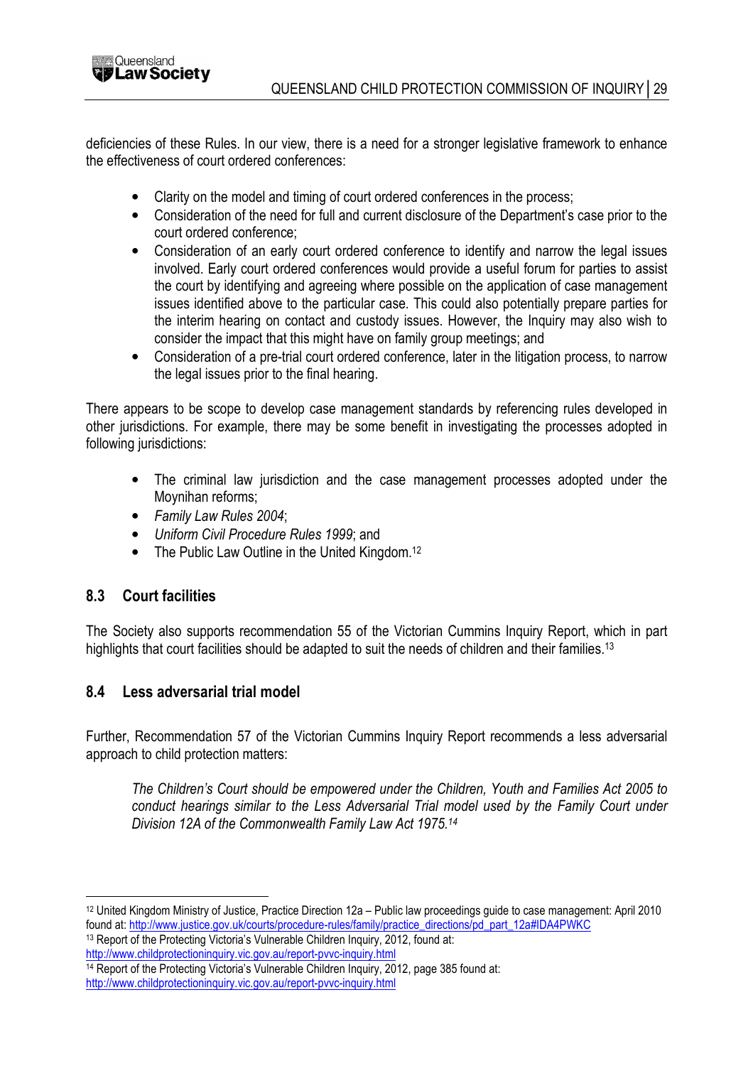deficiencies of these Rules. In our view, there is a need for a stronger legislative framework to enhance the effectiveness of court ordered conferences:

- Clarity on the model and timing of court ordered conferences in the process;
- Consideration of the need for full and current disclosure of the Department's case prior to the court ordered conference;
- Consideration of an early court ordered conference to identify and narrow the legal issues involved. Early court ordered conferences would provide a useful forum for parties to assist the court by identifying and agreeing where possible on the application of case management issues identified above to the particular case. This could also potentially prepare parties for the interim hearing on contact and custody issues. However, the Inquiry may also wish to consider the impact that this might have on family group meetings; and
- Consideration of a pre-trial court ordered conference, later in the litigation process, to narrow the legal issues prior to the final hearing.

There appears to be scope to develop case management standards by referencing rules developed in other jurisdictions. For example, there may be some benefit in investigating the processes adopted in following jurisdictions:

- The criminal law jurisdiction and the case management processes adopted under the Moynihan reforms;
- *Family Law Rules 2004*;
- *Uniform Civil Procedure Rules 1999*; and
- The Public Law Outline in the United Kingdom.[12]

## 8.3 Court facilities

The Society also supports recommendation 55 of the Victorian Cummins Inquiry Report, which in part highlights that court facilities should be adapted to suit the needs of children and their families.[13]

## 8.4 Less adversarial trial model

Further, Recommendation 57 of the Victorian Cummins Inquiry Report recommends a less adversarial approach to child protection matters:

> *The Children's Court should be empowered under the Children, Youth and Families Act 2005 to conduct hearings similar to the Less Adversarial Trial model used by the Family Court under Division 12A of the Commonwealth Family Law Act 1975.*[14]

---

[12] United Kingdom Ministry of Justice, Practice Direction 12a – Public law proceedings guide to case management: April 2010 found at: http://www.justice.gov.uk/courts/procedure-rules/family/practice_directions/pd_part_12a#IDA4PWKC

[13] Report of the Protecting Victoria's Vulnerable Children Inquiry, 2012, found at: http://www.childprotectioninquiry.vic.gov.au/report-pvvc-inquiry.html

[14] Report of the Protecting Victoria's Vulnerable Children Inquiry, 2012, page 385 found at: http://www.childprotectioninquiry.vic.gov.au/report-pvvc-inquiry.html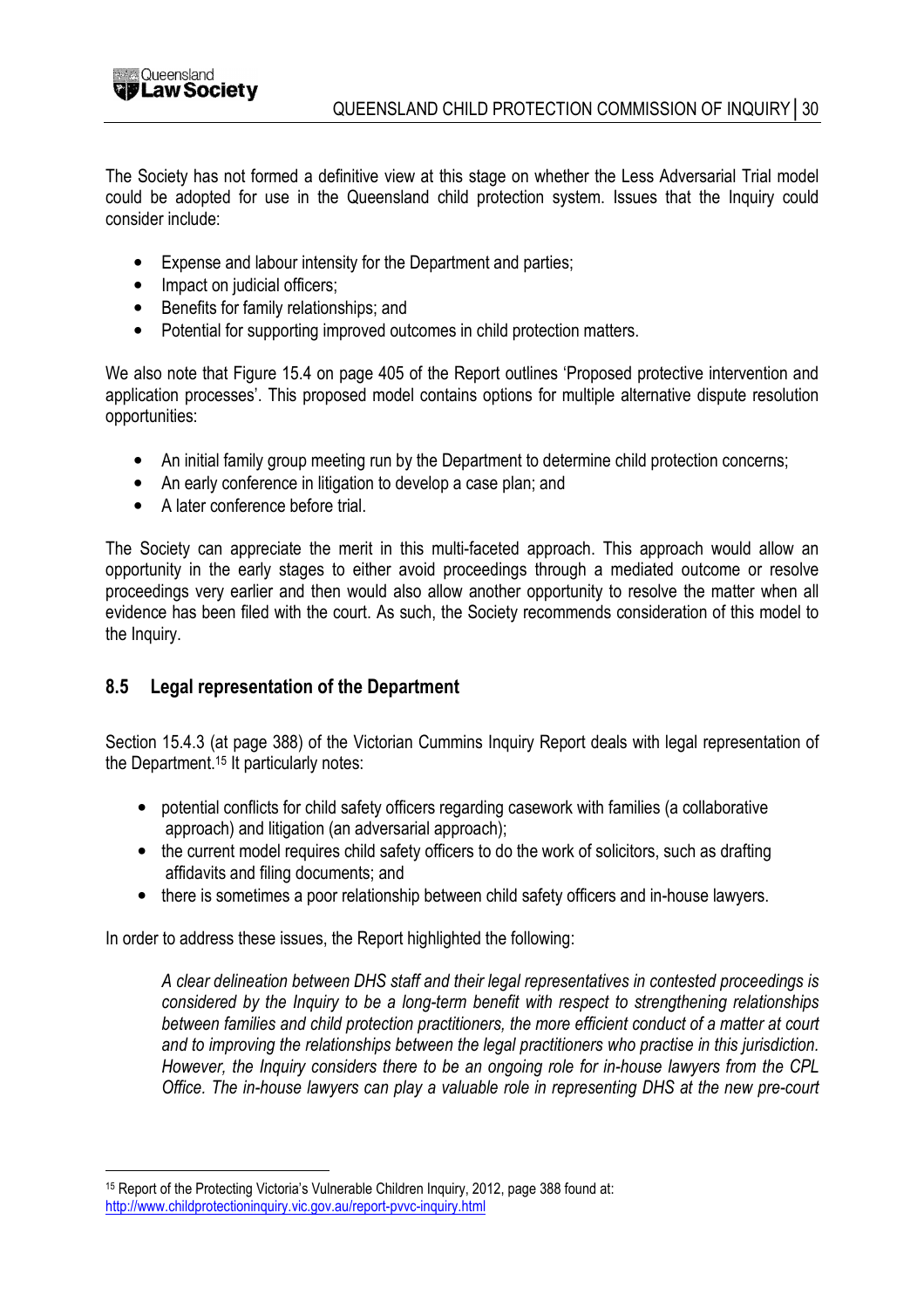The Society has not formed a definitive view at this stage on whether the Less Adversarial Trial model could be adopted for use in the Queensland child protection system. Issues that the Inquiry could consider include:

- Expense and labour intensity for the Department and parties;
- Impact on judicial officers;
- Benefits for family relationships; and
- Potential for supporting improved outcomes in child protection matters.

We also note that Figure 15.4 on page 405 of the Report outlines 'Proposed protective intervention and application processes'. This proposed model contains options for multiple alternative dispute resolution opportunities:

- An initial family group meeting run by the Department to determine child protection concerns;
- An early conference in litigation to develop a case plan; and
- A later conference before trial.

The Society can appreciate the merit in this multi-faceted approach. This approach would allow an opportunity in the early stages to either avoid proceedings through a mediated outcome or resolve proceedings very earlier and then would also allow another opportunity to resolve the matter when all evidence has been filed with the court. As such, the Society recommends consideration of this model to the Inquiry.

## 8.5 Legal representation of the Department

Section 15.4.3 (at page 388) of the Victorian Cummins Inquiry Report deals with legal representation of the Department.[15] It particularly notes:

- potential conflicts for child safety officers regarding casework with families (a collaborative approach) and litigation (an adversarial approach);
- the current model requires child safety officers to do the work of solicitors, such as drafting affidavits and filing documents; and
- there is sometimes a poor relationship between child safety officers and in-house lawyers.

In order to address these issues, the Report highlighted the following:

> *A clear delineation between DHS staff and their legal representatives in contested proceedings is considered by the Inquiry to be a long-term benefit with respect to strengthening relationships between families and child protection practitioners, the more efficient conduct of a matter at court and to improving the relationships between the legal practitioners who practise in this jurisdiction. However, the Inquiry considers there to be an ongoing role for in-house lawyers from the CPL Office. The in-house lawyers can play a valuable role in representing DHS at the new pre-court*

[15] Report of the Protecting Victoria's Vulnerable Children Inquiry, 2012, page 388 found at: http://www.childprotectioninquiry.vic.gov.au/report-pvvc-inquiry.html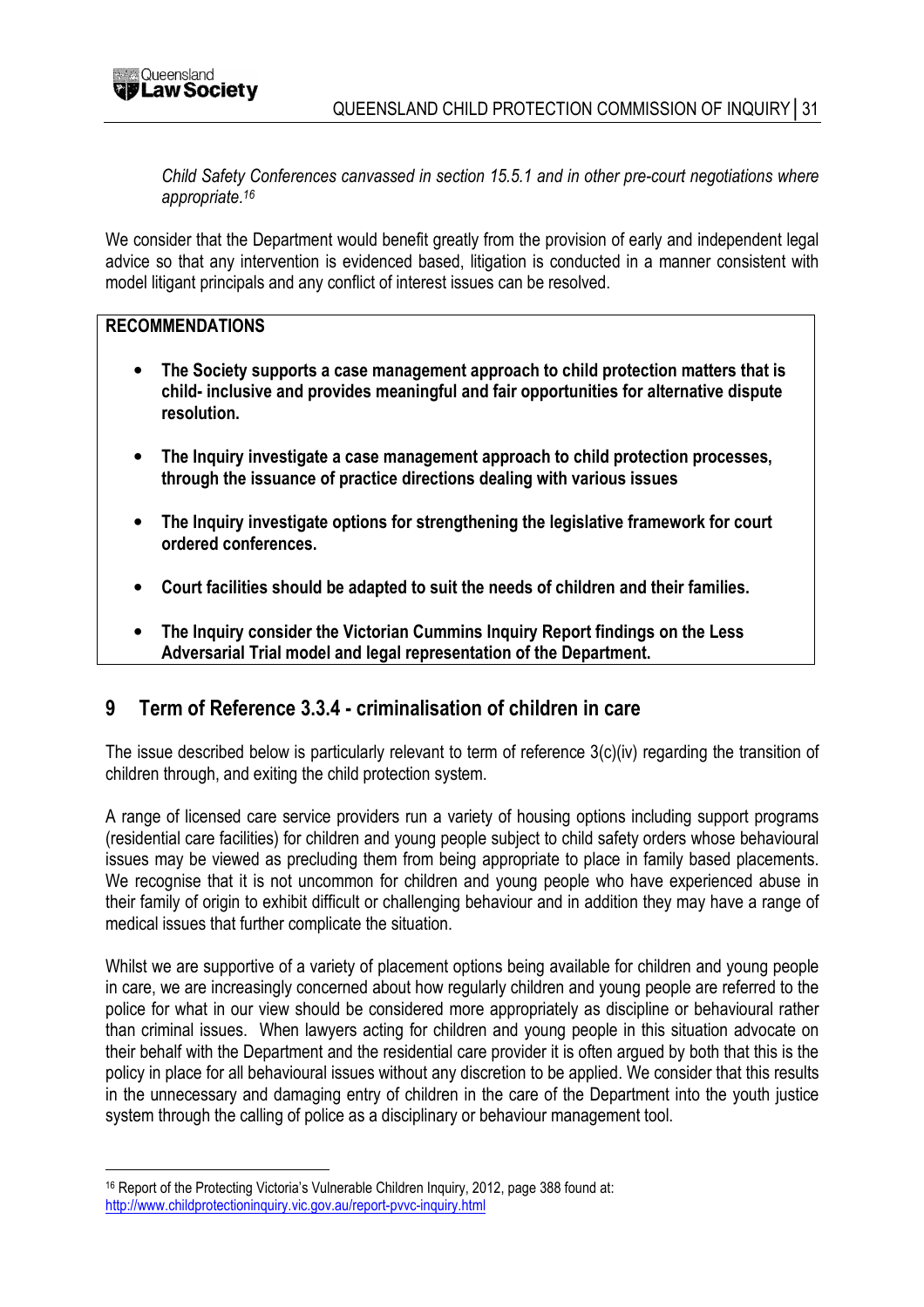*Child Safety Conferences canvassed in section 15.5.1 and in other pre-court negotiations where appropriate.*[16]

We consider that the Department would benefit greatly from the provision of early and independent legal advice so that any intervention is evidenced based, litigation is conducted in a manner consistent with model litigant principals and any conflict of interest issues can be resolved.

**RECOMMENDATIONS**

- **The Society supports a case management approach to child protection matters that is child- inclusive and provides meaningful and fair opportunities for alternative dispute resolution.**
- **The Inquiry investigate a case management approach to child protection processes, through the issuance of practice directions dealing with various issues**
- **The Inquiry investigate options for strengthening the legislative framework for court ordered conferences.**
- **Court facilities should be adapted to suit the needs of children and their families.**
- **The Inquiry consider the Victorian Cummins Inquiry Report findings on the Less Adversarial Trial model and legal representation of the Department.**

## 9 Term of Reference 3.3.4 - criminalisation of children in care

The issue described below is particularly relevant to term of reference 3(c)(iv) regarding the transition of children through, and exiting the child protection system.

A range of licensed care service providers run a variety of housing options including support programs (residential care facilities) for children and young people subject to child safety orders whose behavioural issues may be viewed as precluding them from being appropriate to place in family based placements. We recognise that it is not uncommon for children and young people who have experienced abuse in their family of origin to exhibit difficult or challenging behaviour and in addition they may have a range of medical issues that further complicate the situation.

Whilst we are supportive of a variety of placement options being available for children and young people in care, we are increasingly concerned about how regularly children and young people are referred to the police for what in our view should be considered more appropriately as discipline or behavioural rather than criminal issues. When lawyers acting for children and young people in this situation advocate on their behalf with the Department and the residential care provider it is often argued by both that this is the policy in place for all behavioural issues without any discretion to be applied. We consider that this results in the unnecessary and damaging entry of children in the care of the Department into the youth justice system through the calling of police as a disciplinary or behaviour management tool.

---

[16] Report of the Protecting Victoria's Vulnerable Children Inquiry, 2012, page 388 found at: http://www.childprotectioninquiry.vic.gov.au/report-pvvc-inquiry.html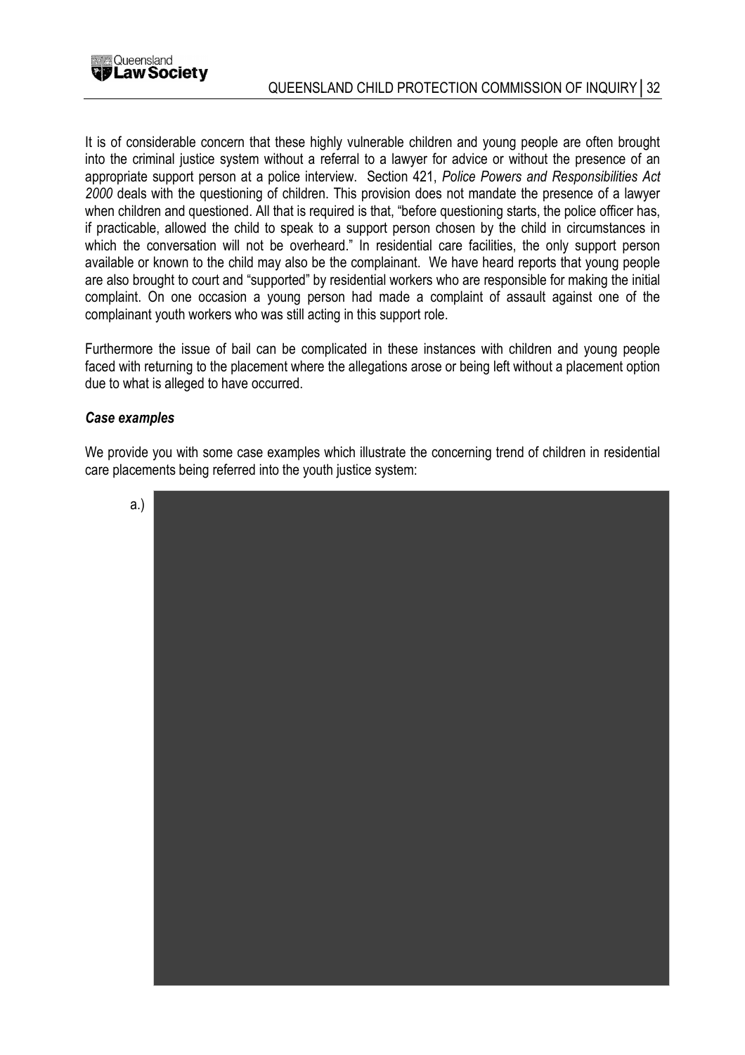It is of considerable concern that these highly vulnerable children and young people are often brought into the criminal justice system without a referral to a lawyer for advice or without the presence of an appropriate support person at a police interview. Section 421, *Police Powers and Responsibilities Act 2000* deals with the questioning of children. This provision does not mandate the presence of a lawyer when children and questioned. All that is required is that, "before questioning starts, the police officer has, if practicable, allowed the child to speak to a support person chosen by the child in circumstances in which the conversation will not be overheard." In residential care facilities, the only support person available or known to the child may also be the complainant. We have heard reports that young people are also brought to court and "supported" by residential workers who are responsible for making the initial complaint. On one occasion a young person had made a complaint of assault against one of the complainant youth workers who was still acting in this support role.

Furthermore the issue of bail can be complicated in these instances with children and young people faced with returning to the placement where the allegations arose or being left without a placement option due to what is alleged to have occurred.

### *Case examples*

We provide you with some case examples which illustrate the concerning trend of children in residential care placements being referred into the youth justice system:

a.)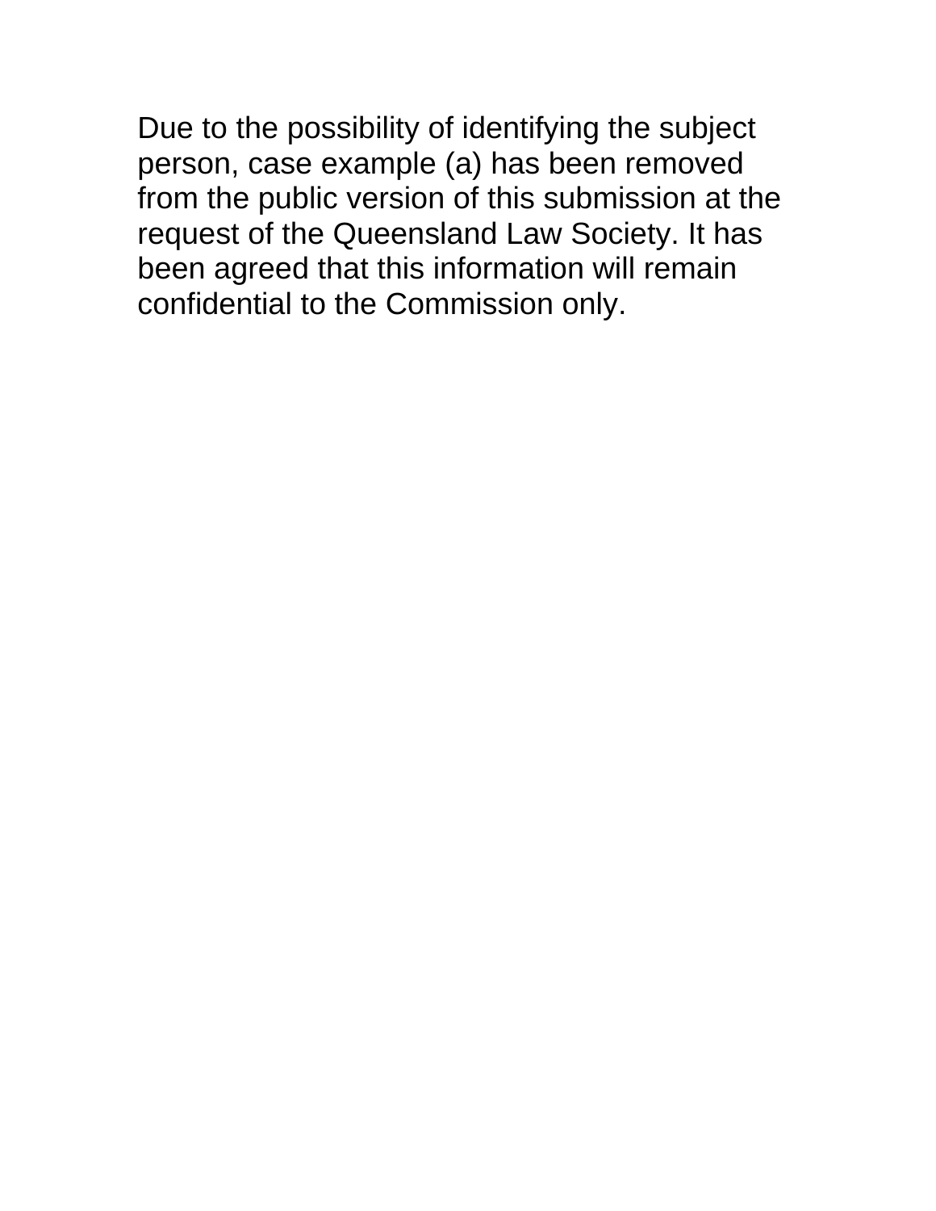Due to the possibility of identifying the subject person, case example (a) has been removed from the public version of this submission at the request of the Queensland Law Society. It has been agreed that this information will remain confidential to the Commission only.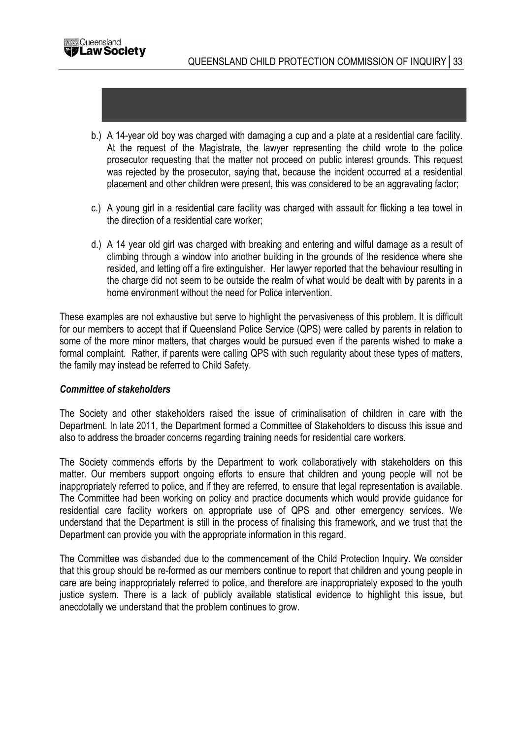b.) A 14-year old boy was charged with damaging a cup and a plate at a residential care facility. At the request of the Magistrate, the lawyer representing the child wrote to the police prosecutor requesting that the matter not proceed on public interest grounds. This request was rejected by the prosecutor, saying that, because the incident occurred at a residential placement and other children were present, this was considered to be an aggravating factor;

c.) A young girl in a residential care facility was charged with assault for flicking a tea towel in the direction of a residential care worker;

d.) A 14 year old girl was charged with breaking and entering and wilful damage as a result of climbing through a window into another building in the grounds of the residence where she resided, and letting off a fire extinguisher. Her lawyer reported that the behaviour resulting in the charge did not seem to be outside the realm of what would be dealt with by parents in a home environment without the need for Police intervention.

These examples are not exhaustive but serve to highlight the pervasiveness of this problem. It is difficult for our members to accept that if Queensland Police Service (QPS) were called by parents in relation to some of the more minor matters, that charges would be pursued even if the parents wished to make a formal complaint. Rather, if parents were calling QPS with such regularity about these types of matters, the family may instead be referred to Child Safety.

***Committee of stakeholders***

The Society and other stakeholders raised the issue of criminalisation of children in care with the Department. In late 2011, the Department formed a Committee of Stakeholders to discuss this issue and also to address the broader concerns regarding training needs for residential care workers.

The Society commends efforts by the Department to work collaboratively with stakeholders on this matter. Our members support ongoing efforts to ensure that children and young people will not be inappropriately referred to police, and if they are referred, to ensure that legal representation is available. The Committee had been working on policy and practice documents which would provide guidance for residential care facility workers on appropriate use of QPS and other emergency services. We understand that the Department is still in the process of finalising this framework, and we trust that the Department can provide you with the appropriate information in this regard.

The Committee was disbanded due to the commencement of the Child Protection Inquiry. We consider that this group should be re-formed as our members continue to report that children and young people in care are being inappropriately referred to police, and therefore are inappropriately exposed to the youth justice system. There is a lack of publicly available statistical evidence to highlight this issue, but anecdotally we understand that the problem continues to grow.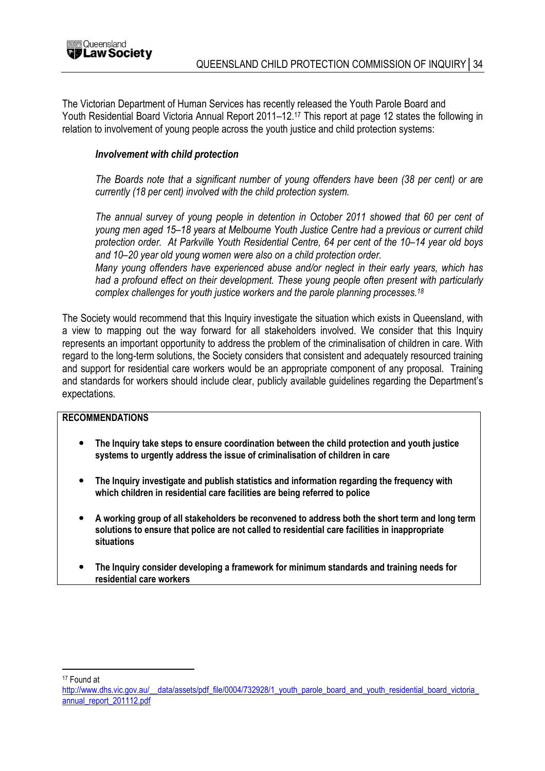The Victorian Department of Human Services has recently released the Youth Parole Board and Youth Residential Board Victoria Annual Report 2011–12.[17] This report at page 12 states the following in relation to involvement of young people across the youth justice and child protection systems:

> ***Involvement with child protection***
>
> *The Boards note that a significant number of young offenders have been (38 per cent) or are currently (18 per cent) involved with the child protection system.*
>
> *The annual survey of young people in detention in October 2011 showed that 60 per cent of young men aged 15–18 years at Melbourne Youth Justice Centre had a previous or current child protection order. At Parkville Youth Residential Centre, 64 per cent of the 10–14 year old boys and 10–20 year old young women were also on a child protection order.*
>
> *Many young offenders have experienced abuse and/or neglect in their early years, which has had a profound effect on their development. These young people often present with particularly complex challenges for youth justice workers and the parole planning processes.[18]*

The Society would recommend that this Inquiry investigate the situation which exists in Queensland, with a view to mapping out the way forward for all stakeholders involved. We consider that this Inquiry represents an important opportunity to address the problem of the criminalisation of children in care. With regard to the long-term solutions, the Society considers that consistent and adequately resourced training and support for residential care workers would be an appropriate component of any proposal. Training and standards for workers should include clear, publicly available guidelines regarding the Department's expectations.

**RECOMMENDATIONS**

- **The Inquiry take steps to ensure coordination between the child protection and youth justice systems to urgently address the issue of criminalisation of children in care**
- **The Inquiry investigate and publish statistics and information regarding the frequency with which children in residential care facilities are being referred to police**
- **A working group of all stakeholders be reconvened to address both the short term and long term solutions to ensure that police are not called to residential care facilities in inappropriate situations**
- **The Inquiry consider developing a framework for minimum standards and training needs for residential care workers**

---

[17] Found at http://www.dhs.vic.gov.au/__data/assets/pdf_file/0004/732928/1_youth_parole_board_and_youth_residential_board_victoria_annual_report_201112.pdf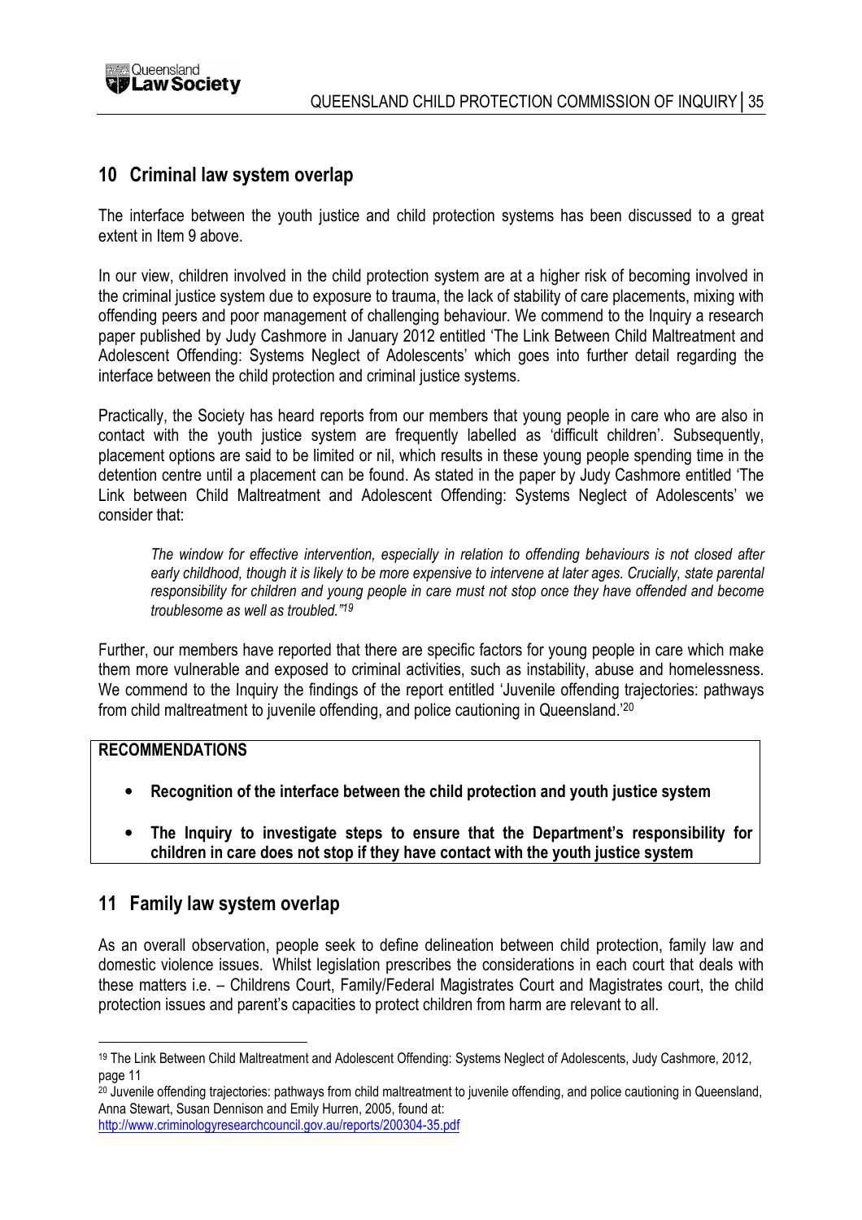## 10 Criminal law system overlap

The interface between the youth justice and child protection systems has been discussed to a great extent in Item 9 above.

In our view, children involved in the child protection system are at a higher risk of becoming involved in the criminal justice system due to exposure to trauma, the lack of stability of care placements, mixing with offending peers and poor management of challenging behaviour. We commend to the Inquiry a research paper published by Judy Cashmore in January 2012 entitled 'The Link Between Child Maltreatment and Adolescent Offending: Systems Neglect of Adolescents' which goes into further detail regarding the interface between the child protection and criminal justice systems.

Practically, the Society has heard reports from our members that young people in care who are also in contact with the youth justice system are frequently labelled as 'difficult children'. Subsequently, placement options are said to be limited or nil, which results in these young people spending time in the detention centre until a placement can be found. As stated in the paper by Judy Cashmore entitled 'The Link between Child Maltreatment and Adolescent Offending: Systems Neglect of Adolescents' we consider that:

> *The window for effective intervention, especially in relation to offending behaviours is not closed after early childhood, though it is likely to be more expensive to intervene at later ages. Crucially, state parental responsibility for children and young people in care must not stop once they have offended and become troublesome as well as troubled."*[19]

Further, our members have reported that there are specific factors for young people in care which make them more vulnerable and exposed to criminal activities, such as instability, abuse and homelessness. We commend to the Inquiry the findings of the report entitled 'Juvenile offending trajectories: pathways from child maltreatment to juvenile offending, and police cautioning in Queensland.'[20]

**RECOMMENDATIONS**

- **Recognition of the interface between the child protection and youth justice system**
- **The Inquiry to investigate steps to ensure that the Department's responsibility for children in care does not stop if they have contact with the youth justice system**

## 11 Family law system overlap

As an overall observation, people seek to define delineation between child protection, family law and domestic violence issues. Whilst legislation prescribes the considerations in each court that deals with these matters i.e. – Childrens Court, Family/Federal Magistrates Court and Magistrates court, the child protection issues and parent's capacities to protect children from harm are relevant to all.

---

[19] The Link Between Child Maltreatment and Adolescent Offending: Systems Neglect of Adolescents, Judy Cashmore, 2012, page 11

[20] Juvenile offending trajectories: pathways from child maltreatment to juvenile offending, and police cautioning in Queensland, Anna Stewart, Susan Dennison and Emily Hurren, 2005, found at: http://www.criminologyresearchcouncil.gov.au/reports/200304-35.pdf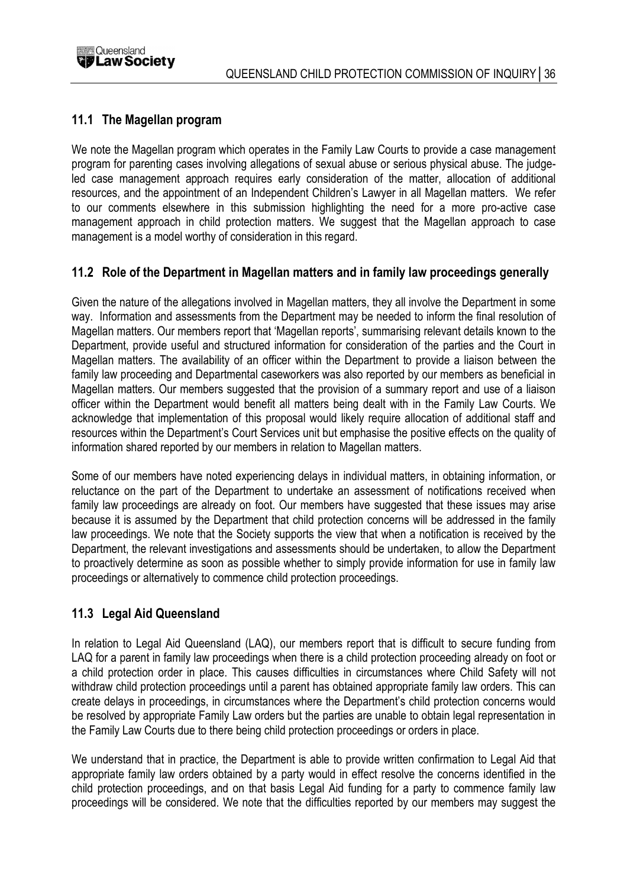## 11.1 The Magellan program

We note the Magellan program which operates in the Family Law Courts to provide a case management program for parenting cases involving allegations of sexual abuse or serious physical abuse. The judge-led case management approach requires early consideration of the matter, allocation of additional resources, and the appointment of an Independent Children's Lawyer in all Magellan matters. We refer to our comments elsewhere in this submission highlighting the need for a more pro-active case management approach in child protection matters. We suggest that the Magellan approach to case management is a model worthy of consideration in this regard.

## 11.2 Role of the Department in Magellan matters and in family law proceedings generally

Given the nature of the allegations involved in Magellan matters, they all involve the Department in some way. Information and assessments from the Department may be needed to inform the final resolution of Magellan matters. Our members report that 'Magellan reports', summarising relevant details known to the Department, provide useful and structured information for consideration of the parties and the Court in Magellan matters. The availability of an officer within the Department to provide a liaison between the family law proceeding and Departmental caseworkers was also reported by our members as beneficial in Magellan matters. Our members suggested that the provision of a summary report and use of a liaison officer within the Department would benefit all matters being dealt with in the Family Law Courts. We acknowledge that implementation of this proposal would likely require allocation of additional staff and resources within the Department's Court Services unit but emphasise the positive effects on the quality of information shared reported by our members in relation to Magellan matters.

Some of our members have noted experiencing delays in individual matters, in obtaining information, or reluctance on the part of the Department to undertake an assessment of notifications received when family law proceedings are already on foot. Our members have suggested that these issues may arise because it is assumed by the Department that child protection concerns will be addressed in the family law proceedings. We note that the Society supports the view that when a notification is received by the Department, the relevant investigations and assessments should be undertaken, to allow the Department to proactively determine as soon as possible whether to simply provide information for use in family law proceedings or alternatively to commence child protection proceedings.

## 11.3 Legal Aid Queensland

In relation to Legal Aid Queensland (LAQ), our members report that is difficult to secure funding from LAQ for a parent in family law proceedings when there is a child protection proceeding already on foot or a child protection order in place. This causes difficulties in circumstances where Child Safety will not withdraw child protection proceedings until a parent has obtained appropriate family law orders. This can create delays in proceedings, in circumstances where the Department's child protection concerns would be resolved by appropriate Family Law orders but the parties are unable to obtain legal representation in the Family Law Courts due to there being child protection proceedings or orders in place.

We understand that in practice, the Department is able to provide written confirmation to Legal Aid that appropriate family law orders obtained by a party would in effect resolve the concerns identified in the child protection proceedings, and on that basis Legal Aid funding for a party to commence family law proceedings will be considered. We note that the difficulties reported by our members may suggest the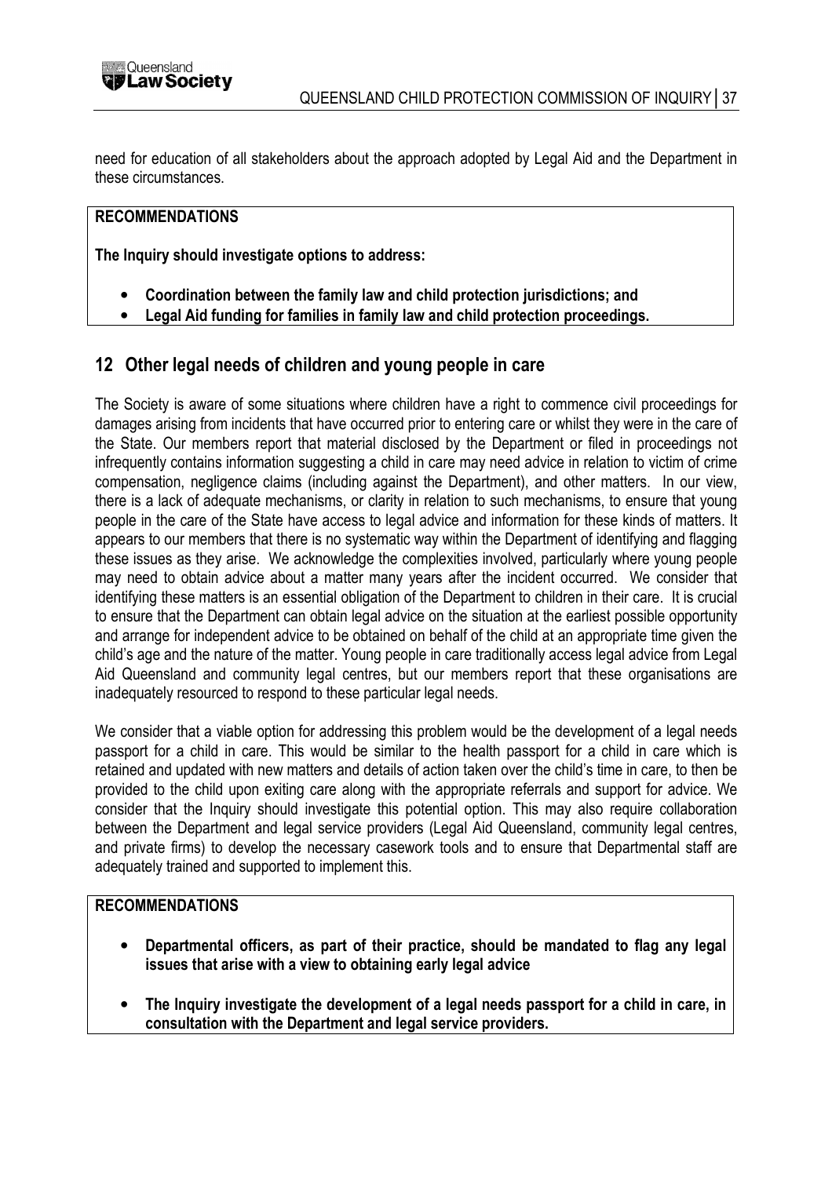need for education of all stakeholders about the approach adopted by Legal Aid and the Department in these circumstances.

**RECOMMENDATIONS**

**The Inquiry should investigate options to address:**

- **Coordination between the family law and child protection jurisdictions; and**
- **Legal Aid funding for families in family law and child protection proceedings.**

## 12 Other legal needs of children and young people in care

The Society is aware of some situations where children have a right to commence civil proceedings for damages arising from incidents that have occurred prior to entering care or whilst they were in the care of the State. Our members report that material disclosed by the Department or filed in proceedings not infrequently contains information suggesting a child in care may need advice in relation to victim of crime compensation, negligence claims (including against the Department), and other matters. In our view, there is a lack of adequate mechanisms, or clarity in relation to such mechanisms, to ensure that young people in the care of the State have access to legal advice and information for these kinds of matters. It appears to our members that there is no systematic way within the Department of identifying and flagging these issues as they arise. We acknowledge the complexities involved, particularly where young people may need to obtain advice about a matter many years after the incident occurred. We consider that identifying these matters is an essential obligation of the Department to children in their care. It is crucial to ensure that the Department can obtain legal advice on the situation at the earliest possible opportunity and arrange for independent advice to be obtained on behalf of the child at an appropriate time given the child's age and the nature of the matter. Young people in care traditionally access legal advice from Legal Aid Queensland and community legal centres, but our members report that these organisations are inadequately resourced to respond to these particular legal needs.

We consider that a viable option for addressing this problem would be the development of a legal needs passport for a child in care. This would be similar to the health passport for a child in care which is retained and updated with new matters and details of action taken over the child's time in care, to then be provided to the child upon exiting care along with the appropriate referrals and support for advice. We consider that the Inquiry should investigate this potential option. This may also require collaboration between the Department and legal service providers (Legal Aid Queensland, community legal centres, and private firms) to develop the necessary casework tools and to ensure that Departmental staff are adequately trained and supported to implement this.

**RECOMMENDATIONS**

- **Departmental officers, as part of their practice, should be mandated to flag any legal issues that arise with a view to obtaining early legal advice**
- **The Inquiry investigate the development of a legal needs passport for a child in care, in consultation with the Department and legal service providers.**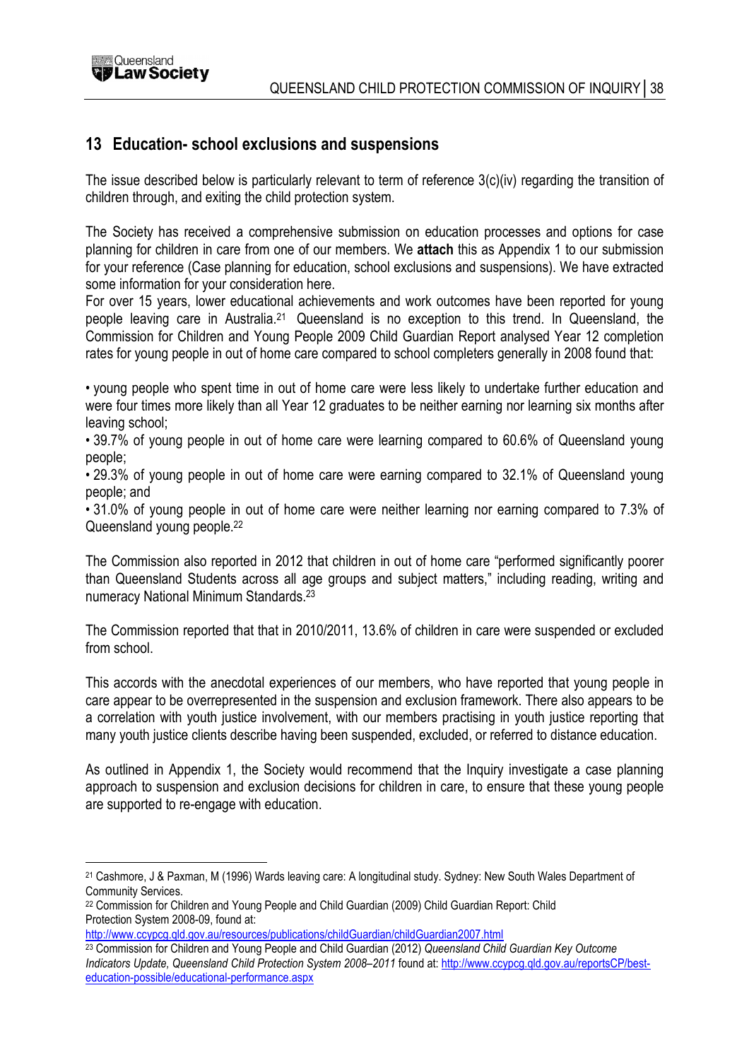## 13 Education- school exclusions and suspensions

The issue described below is particularly relevant to term of reference 3(c)(iv) regarding the transition of children through, and exiting the child protection system.

The Society has received a comprehensive submission on education processes and options for case planning for children in care from one of our members. We **attach** this as Appendix 1 to our submission for your reference (Case planning for education, school exclusions and suspensions). We have extracted some information for your consideration here.

For over 15 years, lower educational achievements and work outcomes have been reported for young people leaving care in Australia.[21] Queensland is no exception to this trend. In Queensland, the Commission for Children and Young People 2009 Child Guardian Report analysed Year 12 completion rates for young people in out of home care compared to school completers generally in 2008 found that:

- young people who spent time in out of home care were less likely to undertake further education and were four times more likely than all Year 12 graduates to be neither earning nor learning six months after leaving school;
- 39.7% of young people in out of home care were learning compared to 60.6% of Queensland young people;
- 29.3% of young people in out of home care were earning compared to 32.1% of Queensland young people; and
- 31.0% of young people in out of home care were neither learning nor earning compared to 7.3% of Queensland young people.[22]

The Commission also reported in 2012 that children in out of home care "performed significantly poorer than Queensland Students across all age groups and subject matters," including reading, writing and numeracy National Minimum Standards.[23]

The Commission reported that that in 2010/2011, 13.6% of children in care were suspended or excluded from school.

This accords with the anecdotal experiences of our members, who have reported that young people in care appear to be overrepresented in the suspension and exclusion framework. There also appears to be a correlation with youth justice involvement, with our members practising in youth justice reporting that many youth justice clients describe having been suspended, excluded, or referred to distance education.

As outlined in Appendix 1, the Society would recommend that the Inquiry investigate a case planning approach to suspension and exclusion decisions for children in care, to ensure that these young people are supported to re-engage with education.

---

[21] Cashmore, J & Paxman, M (1996) Wards leaving care: A longitudinal study. Sydney: New South Wales Department of Community Services.

[22] Commission for Children and Young People and Child Guardian (2009) Child Guardian Report: Child Protection System 2008-09, found at: http://www.ccypcg.qld.gov.au/resources/publications/childGuardian/childGuardian2007.html

[23] Commission for Children and Young People and Child Guardian (2012) *Queensland Child Guardian Key Outcome Indicators Update, Queensland Child Protection System 2008–2011* found at: http://www.ccypcg.qld.gov.au/reportsCP/best-education-possible/educational-performance.aspx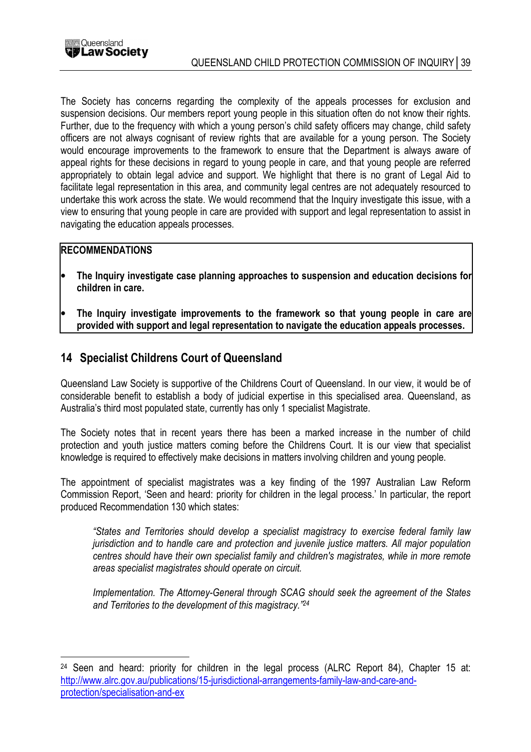The Society has concerns regarding the complexity of the appeals processes for exclusion and suspension decisions. Our members report young people in this situation often do not know their rights. Further, due to the frequency with which a young person's child safety officers may change, child safety officers are not always cognisant of review rights that are available for a young person. The Society would encourage improvements to the framework to ensure that the Department is always aware of appeal rights for these decisions in regard to young people in care, and that young people are referred appropriately to obtain legal advice and support. We highlight that there is no grant of Legal Aid to facilitate legal representation in this area, and community legal centres are not adequately resourced to undertake this work across the state. We would recommend that the Inquiry investigate this issue, with a view to ensuring that young people in care are provided with support and legal representation to assist in navigating the education appeals processes.

**RECOMMENDATIONS**

- **The Inquiry investigate case planning approaches to suspension and education decisions for children in care.**
- **The Inquiry investigate improvements to the framework so that young people in care are provided with support and legal representation to navigate the education appeals processes.**

## 14 Specialist Childrens Court of Queensland

Queensland Law Society is supportive of the Childrens Court of Queensland. In our view, it would be of considerable benefit to establish a body of judicial expertise in this specialised area. Queensland, as Australia's third most populated state, currently has only 1 specialist Magistrate.

The Society notes that in recent years there has been a marked increase in the number of child protection and youth justice matters coming before the Childrens Court. It is our view that specialist knowledge is required to effectively make decisions in matters involving children and young people.

The appointment of specialist magistrates was a key finding of the 1997 Australian Law Reform Commission Report, 'Seen and heard: priority for children in the legal process.' In particular, the report produced Recommendation 130 which states:

> *"States and Territories should develop a specialist magistracy to exercise federal family law jurisdiction and to handle care and protection and juvenile justice matters. All major population centres should have their own specialist family and children's magistrates, while in more remote areas specialist magistrates should operate on circuit.*
>
> *Implementation. The Attorney-General through SCAG should seek the agreement of the States and Territories to the development of this magistracy."*[24]

---

[24] Seen and heard: priority for children in the legal process (ALRC Report 84), Chapter 15 at: http://www.alrc.gov.au/publications/15-jurisdictional-arrangements-family-law-and-care-and-protection/specialisation-and-ex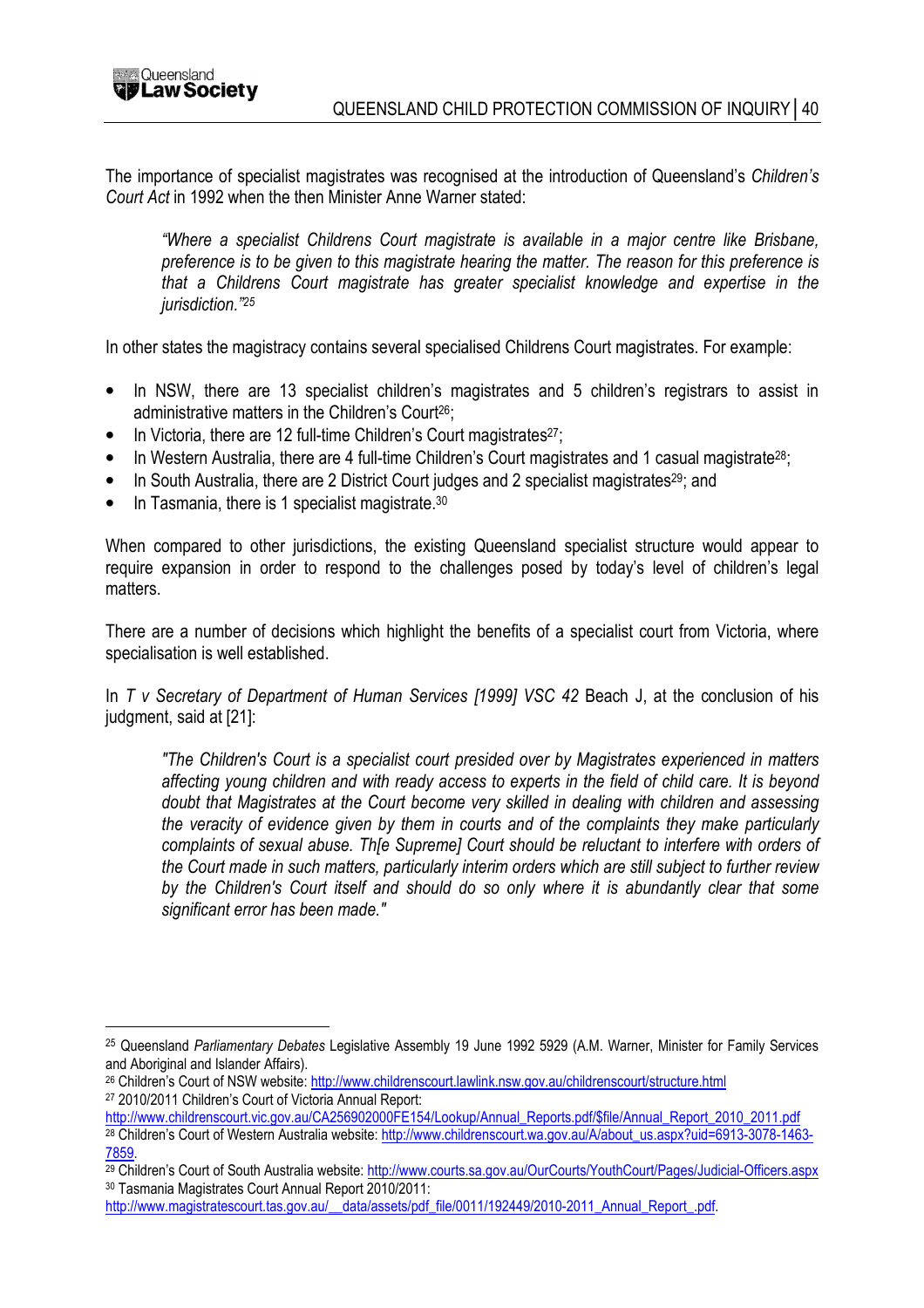The importance of specialist magistrates was recognised at the introduction of Queensland's *Children's Court Act* in 1992 when the then Minister Anne Warner stated:

> *"Where a specialist Childrens Court magistrate is available in a major centre like Brisbane, preference is to be given to this magistrate hearing the matter. The reason for this preference is that a Childrens Court magistrate has greater specialist knowledge and expertise in the jurisdiction."*[25]

In other states the magistracy contains several specialised Childrens Court magistrates. For example:

- In NSW, there are 13 specialist children's magistrates and 5 children's registrars to assist in administrative matters in the Children's Court[26];
- In Victoria, there are 12 full-time Children's Court magistrates[27];
- In Western Australia, there are 4 full-time Children's Court magistrates and 1 casual magistrate[28];
- In South Australia, there are 2 District Court judges and 2 specialist magistrates[29]; and
- In Tasmania, there is 1 specialist magistrate.[30]

When compared to other jurisdictions, the existing Queensland specialist structure would appear to require expansion in order to respond to the challenges posed by today's level of children's legal matters.

There are a number of decisions which highlight the benefits of a specialist court from Victoria, where specialisation is well established.

In *T v Secretary of Department of Human Services [1999] VSC 42* Beach J, at the conclusion of his judgment, said at [21]:

> *"The Children's Court is a specialist court presided over by Magistrates experienced in matters affecting young children and with ready access to experts in the field of child care. It is beyond doubt that Magistrates at the Court become very skilled in dealing with children and assessing the veracity of evidence given by them in courts and of the complaints they make particularly complaints of sexual abuse. Th[e Supreme] Court should be reluctant to interfere with orders of the Court made in such matters, particularly interim orders which are still subject to further review by the Children's Court itself and should do so only where it is abundantly clear that some significant error has been made."*

---

[25] Queensland *Parliamentary Debates* Legislative Assembly 19 June 1992 5929 (A.M. Warner, Minister for Family Services and Aboriginal and Islander Affairs).

[26] Children's Court of NSW website: http://www.childrenscourt.lawlink.nsw.gov.au/childrenscourt/structure.html

[27] 2010/2011 Children's Court of Victoria Annual Report: http://www.childrenscourt.vic.gov.au/CA256902000FE154/Lookup/Annual_Reports.pdf/$file/Annual_Report_2010_2011.pdf

[28] Children's Court of Western Australia website: http://www.childrenscourt.wa.gov.au/A/about_us.aspx?uid=6913-3078-1463-7859.

[29] Children's Court of South Australia website: http://www.courts.sa.gov.au/OurCourts/YouthCourt/Pages/Judicial-Officers.aspx

[30] Tasmania Magistrates Court Annual Report 2010/2011: http://www.magistratescourt.tas.gov.au/__data/assets/pdf_file/0011/192449/2010-2011_Annual_Report_.pdf.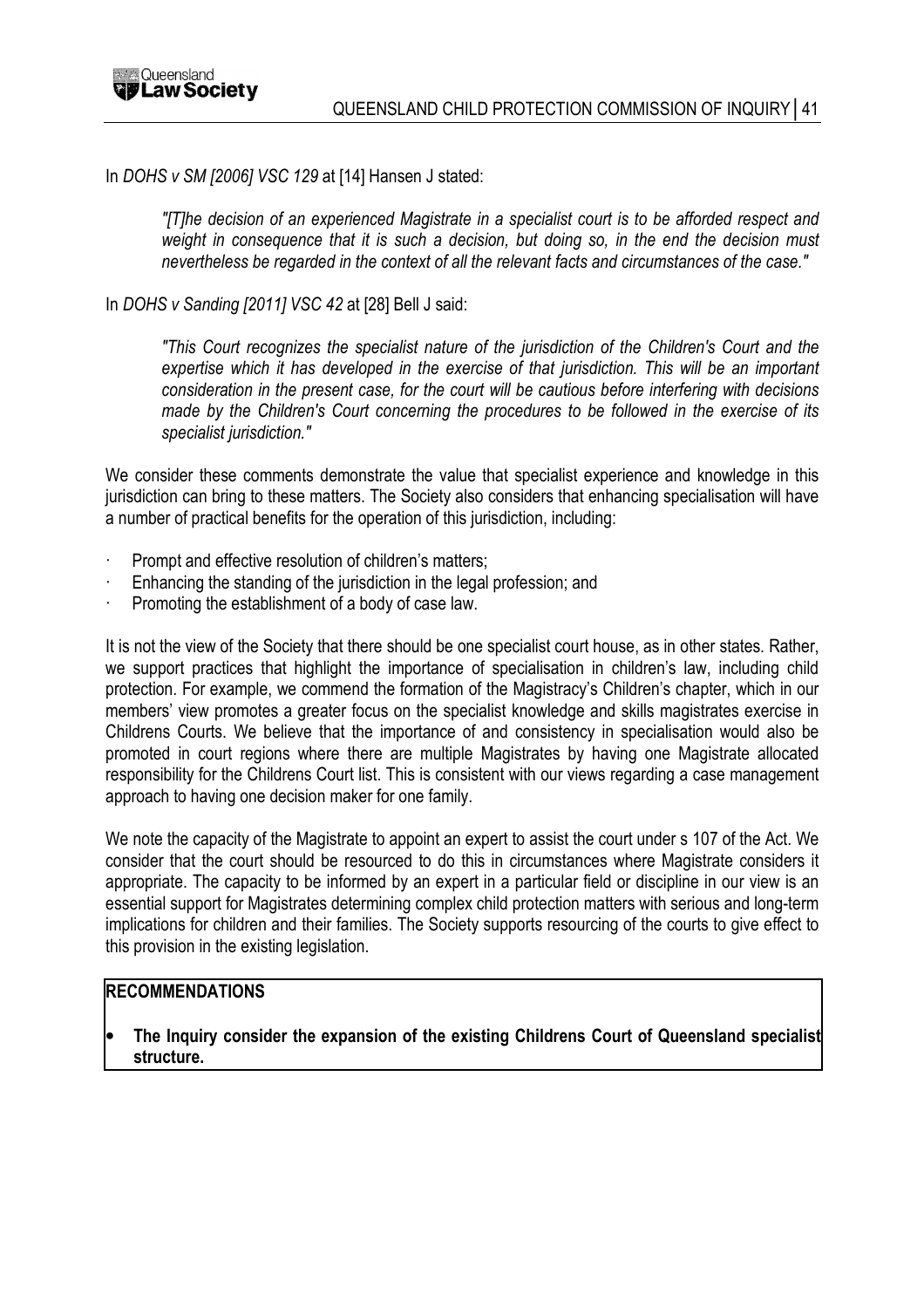In *DOHS v SM [2006] VSC 129* at [14] Hansen J stated:

> *"[T]he decision of an experienced Magistrate in a specialist court is to be afforded respect and weight in consequence that it is such a decision, but doing so, in the end the decision must nevertheless be regarded in the context of all the relevant facts and circumstances of the case."*

In *DOHS v Sanding [2011] VSC 42* at [28] Bell J said:

> *"This Court recognizes the specialist nature of the jurisdiction of the Children's Court and the expertise which it has developed in the exercise of that jurisdiction. This will be an important consideration in the present case, for the court will be cautious before interfering with decisions made by the Children's Court concerning the procedures to be followed in the exercise of its specialist jurisdiction."*

We consider these comments demonstrate the value that specialist experience and knowledge in this jurisdiction can bring to these matters. The Society also considers that enhancing specialisation will have a number of practical benefits for the operation of this jurisdiction, including:

- Prompt and effective resolution of children's matters;
- Enhancing the standing of the jurisdiction in the legal profession; and
- Promoting the establishment of a body of case law.

It is not the view of the Society that there should be one specialist court house, as in other states. Rather, we support practices that highlight the importance of specialisation in children's law, including child protection. For example, we commend the formation of the Magistracy's Children's chapter, which in our members' view promotes a greater focus on the specialist knowledge and skills magistrates exercise in Childrens Courts. We believe that the importance of and consistency in specialisation would also be promoted in court regions where there are multiple Magistrates by having one Magistrate allocated responsibility for the Childrens Court list. This is consistent with our views regarding a case management approach to having one decision maker for one family.

We note the capacity of the Magistrate to appoint an expert to assist the court under s 107 of the Act. We consider that the court should be resourced to do this in circumstances where Magistrate considers it appropriate. The capacity to be informed by an expert in a particular field or discipline in our view is an essential support for Magistrates determining complex child protection matters with serious and long-term implications for children and their families. The Society supports resourcing of the courts to give effect to this provision in the existing legislation.

**RECOMMENDATIONS**

- **The Inquiry consider the expansion of the existing Childrens Court of Queensland specialist structure.**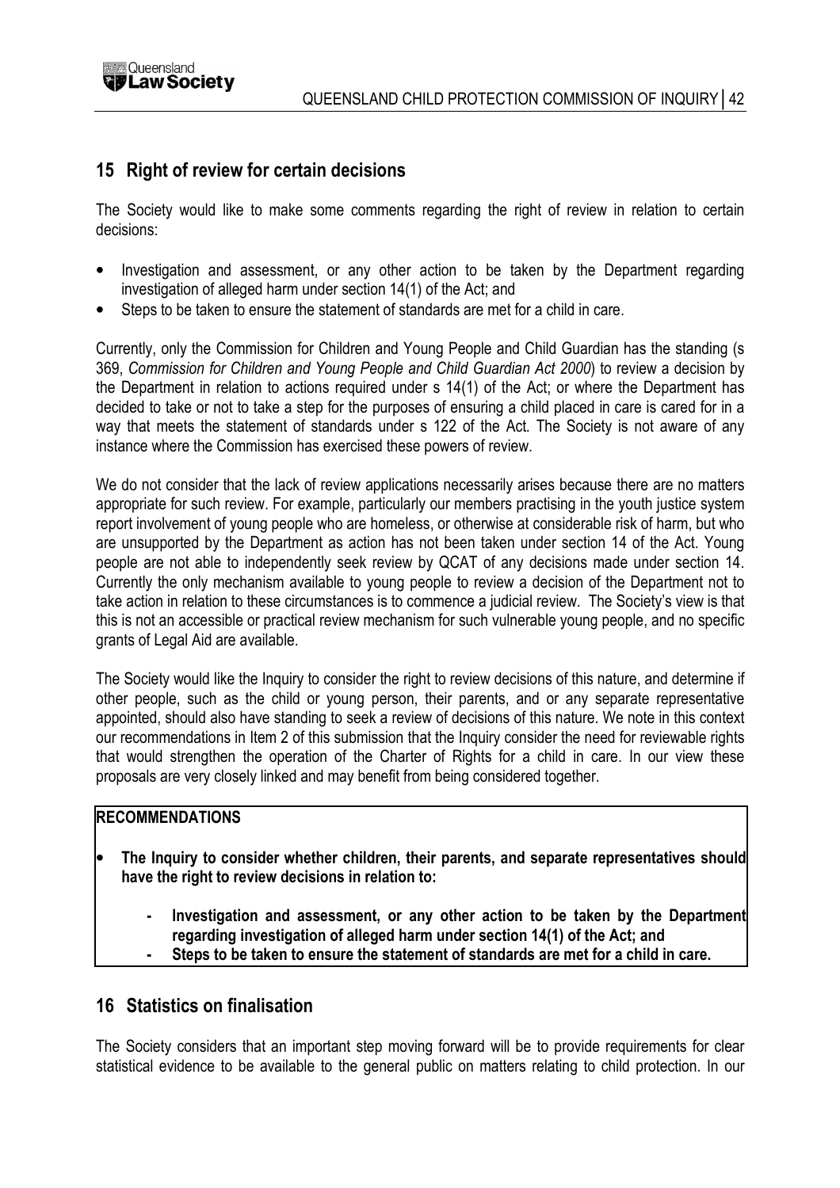## 15 Right of review for certain decisions

The Society would like to make some comments regarding the right of review in relation to certain decisions:

- Investigation and assessment, or any other action to be taken by the Department regarding investigation of alleged harm under section 14(1) of the Act; and
- Steps to be taken to ensure the statement of standards are met for a child in care.

Currently, only the Commission for Children and Young People and Child Guardian has the standing (s 369, *Commission for Children and Young People and Child Guardian Act 2000*) to review a decision by the Department in relation to actions required under s 14(1) of the Act; or where the Department has decided to take or not to take a step for the purposes of ensuring a child placed in care is cared for in a way that meets the statement of standards under s 122 of the Act. The Society is not aware of any instance where the Commission has exercised these powers of review.

We do not consider that the lack of review applications necessarily arises because there are no matters appropriate for such review. For example, particularly our members practising in the youth justice system report involvement of young people who are homeless, or otherwise at considerable risk of harm, but who are unsupported by the Department as action has not been taken under section 14 of the Act. Young people are not able to independently seek review by QCAT of any decisions made under section 14. Currently the only mechanism available to young people to review a decision of the Department not to take action in relation to these circumstances is to commence a judicial review. The Society's view is that this is not an accessible or practical review mechanism for such vulnerable young people, and no specific grants of Legal Aid are available.

The Society would like the Inquiry to consider the right to review decisions of this nature, and determine if other people, such as the child or young person, their parents, and or any separate representative appointed, should also have standing to seek a review of decisions of this nature. We note in this context our recommendations in Item 2 of this submission that the Inquiry consider the need for reviewable rights that would strengthen the operation of the Charter of Rights for a child in care. In our view these proposals are very closely linked and may benefit from being considered together.

**RECOMMENDATIONS**

- **The Inquiry to consider whether children, their parents, and separate representatives should have the right to review decisions in relation to:**
  - **Investigation and assessment, or any other action to be taken by the Department regarding investigation of alleged harm under section 14(1) of the Act; and**
  - **Steps to be taken to ensure the statement of standards are met for a child in care.**

## 16 Statistics on finalisation

The Society considers that an important step moving forward will be to provide requirements for clear statistical evidence to be available to the general public on matters relating to child protection. In our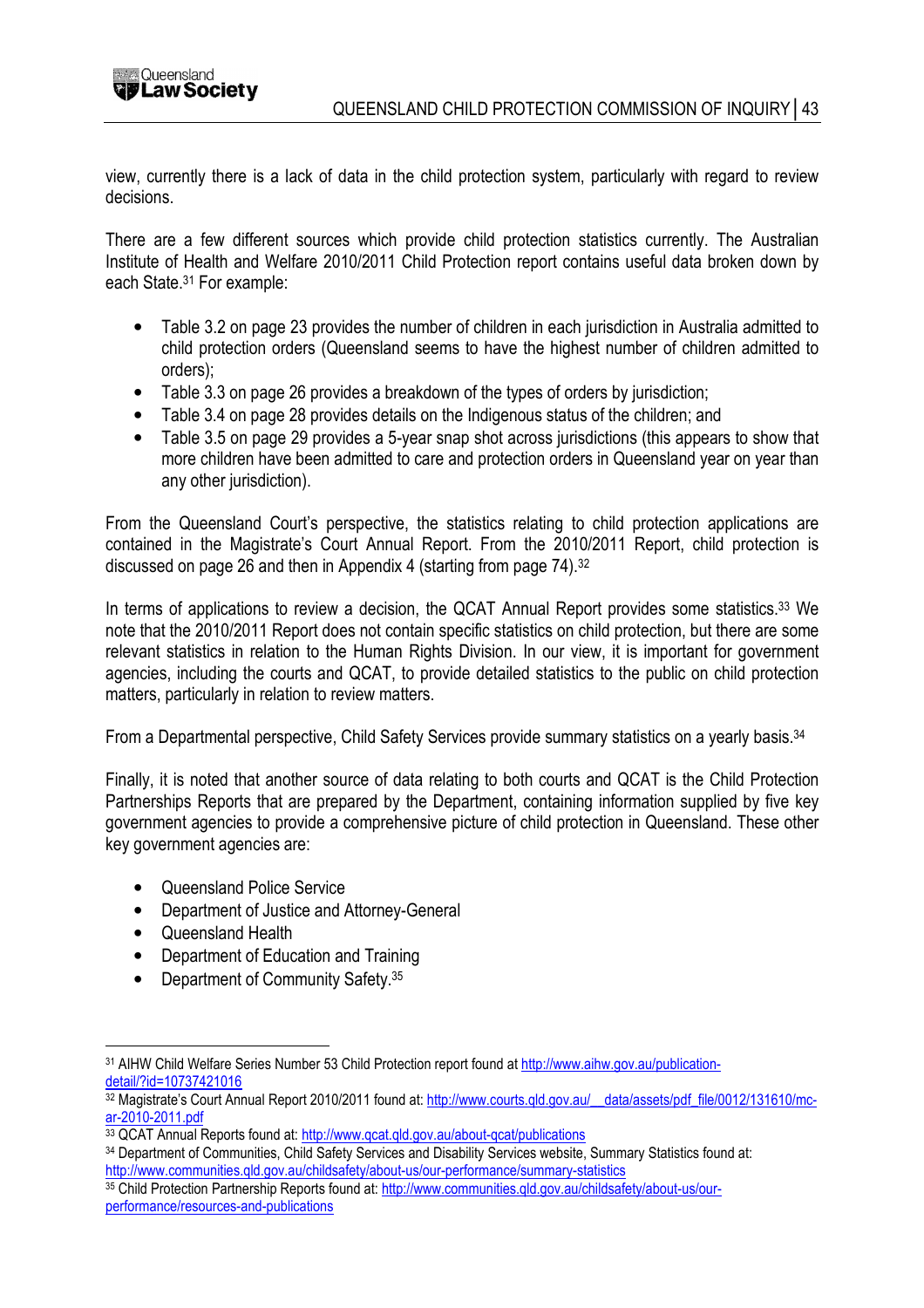view, currently there is a lack of data in the child protection system, particularly with regard to review decisions.

There are a few different sources which provide child protection statistics currently. The Australian Institute of Health and Welfare 2010/2011 Child Protection report contains useful data broken down by each State.[31] For example:

- Table 3.2 on page 23 provides the number of children in each jurisdiction in Australia admitted to child protection orders (Queensland seems to have the highest number of children admitted to orders);
- Table 3.3 on page 26 provides a breakdown of the types of orders by jurisdiction;
- Table 3.4 on page 28 provides details on the Indigenous status of the children; and
- Table 3.5 on page 29 provides a 5-year snap shot across jurisdictions (this appears to show that more children have been admitted to care and protection orders in Queensland year on year than any other jurisdiction).

From the Queensland Court's perspective, the statistics relating to child protection applications are contained in the Magistrate's Court Annual Report. From the 2010/2011 Report, child protection is discussed on page 26 and then in Appendix 4 (starting from page 74).[32]

In terms of applications to review a decision, the QCAT Annual Report provides some statistics.[33] We note that the 2010/2011 Report does not contain specific statistics on child protection, but there are some relevant statistics in relation to the Human Rights Division. In our view, it is important for government agencies, including the courts and QCAT, to provide detailed statistics to the public on child protection matters, particularly in relation to review matters.

From a Departmental perspective, Child Safety Services provide summary statistics on a yearly basis.[34]

Finally, it is noted that another source of data relating to both courts and QCAT is the Child Protection Partnerships Reports that are prepared by the Department, containing information supplied by five key government agencies to provide a comprehensive picture of child protection in Queensland. These other key government agencies are:

- Queensland Police Service
- Department of Justice and Attorney-General
- Queensland Health
- Department of Education and Training
- Department of Community Safety.[35]

---

[31] AIHW Child Welfare Series Number 53 Child Protection report found at http://www.aihw.gov.au/publication-detail/?id=10737421016

[32] Magistrate's Court Annual Report 2010/2011 found at: http://www.courts.qld.gov.au/__data/assets/pdf_file/0012/131610/mc-ar-2010-2011.pdf

[33] QCAT Annual Reports found at: http://www.qcat.qld.gov.au/about-qcat/publications

[34] Department of Communities, Child Safety Services and Disability Services website, Summary Statistics found at: http://www.communities.qld.gov.au/childsafety/about-us/our-performance/summary-statistics

[35] Child Protection Partnership Reports found at: http://www.communities.qld.gov.au/childsafety/about-us/our-performance/resources-and-publications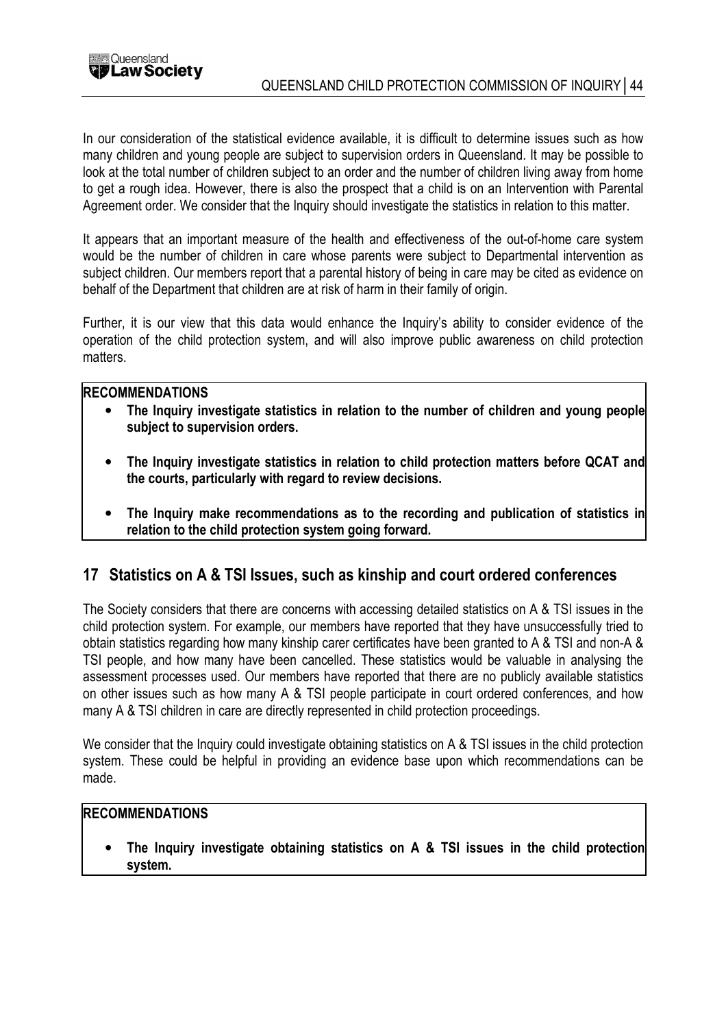In our consideration of the statistical evidence available, it is difficult to determine issues such as how many children and young people are subject to supervision orders in Queensland. It may be possible to look at the total number of children subject to an order and the number of children living away from home to get a rough idea. However, there is also the prospect that a child is on an Intervention with Parental Agreement order. We consider that the Inquiry should investigate the statistics in relation to this matter.

It appears that an important measure of the health and effectiveness of the out-of-home care system would be the number of children in care whose parents were subject to Departmental intervention as subject children. Our members report that a parental history of being in care may be cited as evidence on behalf of the Department that children are at risk of harm in their family of origin.

Further, it is our view that this data would enhance the Inquiry's ability to consider evidence of the operation of the child protection system, and will also improve public awareness on child protection matters.

**RECOMMENDATIONS**

- **The Inquiry investigate statistics in relation to the number of children and young people subject to supervision orders.**
- **The Inquiry investigate statistics in relation to child protection matters before QCAT and the courts, particularly with regard to review decisions.**
- **The Inquiry make recommendations as to the recording and publication of statistics in relation to the child protection system going forward.**

## 17 Statistics on A & TSI Issues, such as kinship and court ordered conferences

The Society considers that there are concerns with accessing detailed statistics on A & TSI issues in the child protection system. For example, our members have reported that they have unsuccessfully tried to obtain statistics regarding how many kinship carer certificates have been granted to A & TSI and non-A & TSI people, and how many have been cancelled. These statistics would be valuable in analysing the assessment processes used. Our members have reported that there are no publicly available statistics on other issues such as how many A & TSI people participate in court ordered conferences, and how many A & TSI children in care are directly represented in child protection proceedings.

We consider that the Inquiry could investigate obtaining statistics on A & TSI issues in the child protection system. These could be helpful in providing an evidence base upon which recommendations can be made.

**RECOMMENDATIONS**

- **The Inquiry investigate obtaining statistics on A & TSI issues in the child protection system.**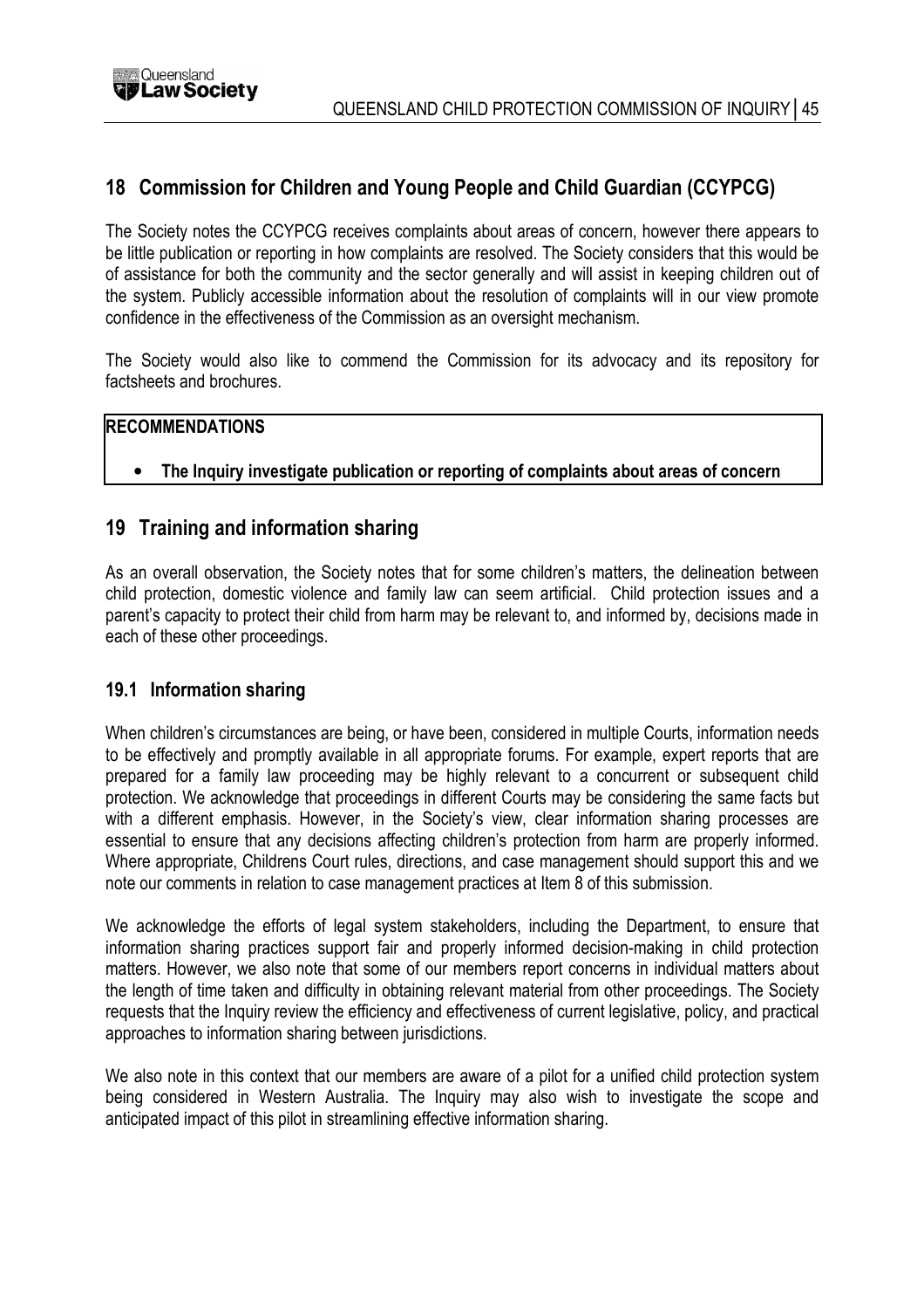## 18 Commission for Children and Young People and Child Guardian (CCYPCG)

The Society notes the CCYPCG receives complaints about areas of concern, however there appears to be little publication or reporting in how complaints are resolved. The Society considers that this would be of assistance for both the community and the sector generally and will assist in keeping children out of the system. Publicly accessible information about the resolution of complaints will in our view promote confidence in the effectiveness of the Commission as an oversight mechanism.

The Society would also like to commend the Commission for its advocacy and its repository for factsheets and brochures.

**RECOMMENDATIONS**

- **The Inquiry investigate publication or reporting of complaints about areas of concern**

## 19 Training and information sharing

As an overall observation, the Society notes that for some children's matters, the delineation between child protection, domestic violence and family law can seem artificial. Child protection issues and a parent's capacity to protect their child from harm may be relevant to, and informed by, decisions made in each of these other proceedings.

### 19.1 Information sharing

When children's circumstances are being, or have been, considered in multiple Courts, information needs to be effectively and promptly available in all appropriate forums. For example, expert reports that are prepared for a family law proceeding may be highly relevant to a concurrent or subsequent child protection. We acknowledge that proceedings in different Courts may be considering the same facts but with a different emphasis. However, in the Society's view, clear information sharing processes are essential to ensure that any decisions affecting children's protection from harm are properly informed. Where appropriate, Childrens Court rules, directions, and case management should support this and we note our comments in relation to case management practices at Item 8 of this submission.

We acknowledge the efforts of legal system stakeholders, including the Department, to ensure that information sharing practices support fair and properly informed decision-making in child protection matters. However, we also note that some of our members report concerns in individual matters about the length of time taken and difficulty in obtaining relevant material from other proceedings. The Society requests that the Inquiry review the efficiency and effectiveness of current legislative, policy, and practical approaches to information sharing between jurisdictions.

We also note in this context that our members are aware of a pilot for a unified child protection system being considered in Western Australia. The Inquiry may also wish to investigate the scope and anticipated impact of this pilot in streamlining effective information sharing.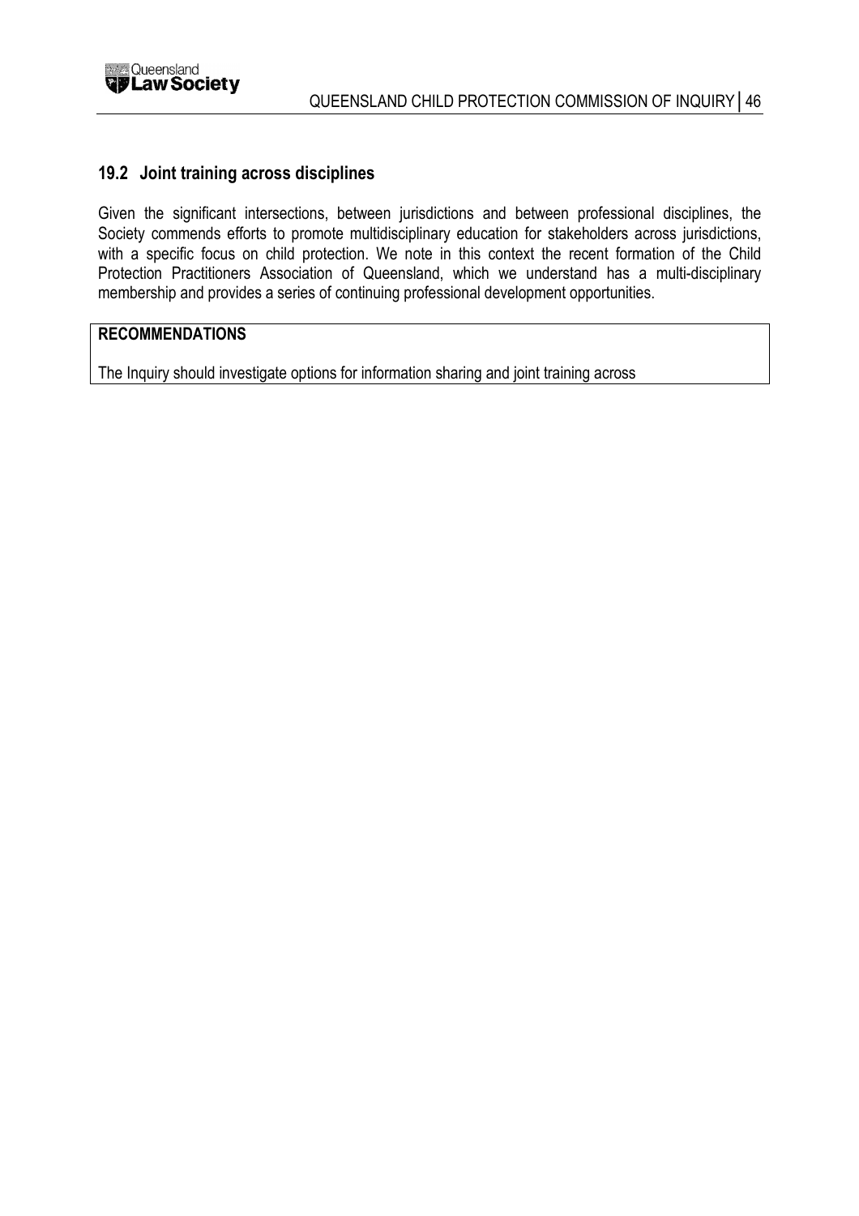## 19.2 Joint training across disciplines

Given the significant intersections, between jurisdictions and between professional disciplines, the Society commends efforts to promote multidisciplinary education for stakeholders across jurisdictions, with a specific focus on child protection. We note in this context the recent formation of the Child Protection Practitioners Association of Queensland, which we understand has a multi-disciplinary membership and provides a series of continuing professional development opportunities.

**RECOMMENDATIONS**

The Inquiry should investigate options for information sharing and joint training across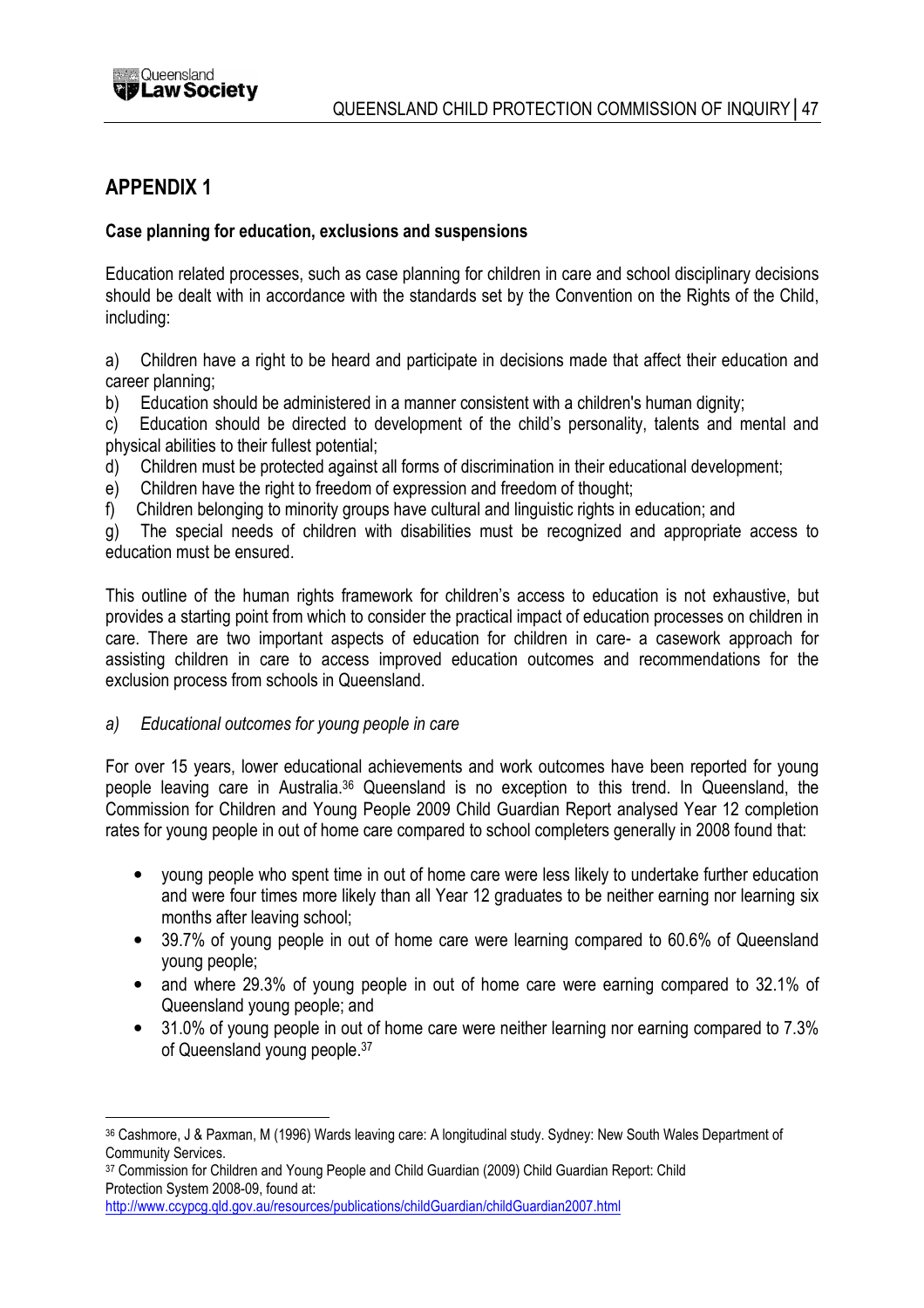## APPENDIX 1

**Case planning for education, exclusions and suspensions**

Education related processes, such as case planning for children in care and school disciplinary decisions should be dealt with in accordance with the standards set by the Convention on the Rights of the Child, including:

a) Children have a right to be heard and participate in decisions made that affect their education and career planning;
b) Education should be administered in a manner consistent with a children's human dignity;
c) Education should be directed to development of the child's personality, talents and mental and physical abilities to their fullest potential;
d) Children must be protected against all forms of discrimination in their educational development;
e) Children have the right to freedom of expression and freedom of thought;
f) Children belonging to minority groups have cultural and linguistic rights in education; and
g) The special needs of children with disabilities must be recognized and appropriate access to education must be ensured.

This outline of the human rights framework for children's access to education is not exhaustive, but provides a starting point from which to consider the practical impact of education processes on children in care. There are two important aspects of education for children in care- a casework approach for assisting children in care to access improved education outcomes and recommendations for the exclusion process from schools in Queensland.

*a) Educational outcomes for young people in care*

For over 15 years, lower educational achievements and work outcomes have been reported for young people leaving care in Australia.[36] Queensland is no exception to this trend. In Queensland, the Commission for Children and Young People 2009 Child Guardian Report analysed Year 12 completion rates for young people in out of home care compared to school completers generally in 2008 found that:

- young people who spent time in out of home care were less likely to undertake further education and were four times more likely than all Year 12 graduates to be neither earning nor learning six months after leaving school;
- 39.7% of young people in out of home care were learning compared to 60.6% of Queensland young people;
- and where 29.3% of young people in out of home care were earning compared to 32.1% of Queensland young people; and
- 31.0% of young people in out of home care were neither learning nor earning compared to 7.3% of Queensland young people.[37]

---

[36] Cashmore, J & Paxman, M (1996) Wards leaving care: A longitudinal study. Sydney: New South Wales Department of Community Services.

[37] Commission for Children and Young People and Child Guardian (2009) Child Guardian Report: Child Protection System 2008-09, found at: http://www.ccypcg.qld.gov.au/resources/publications/childGuardian/childGuardian2007.html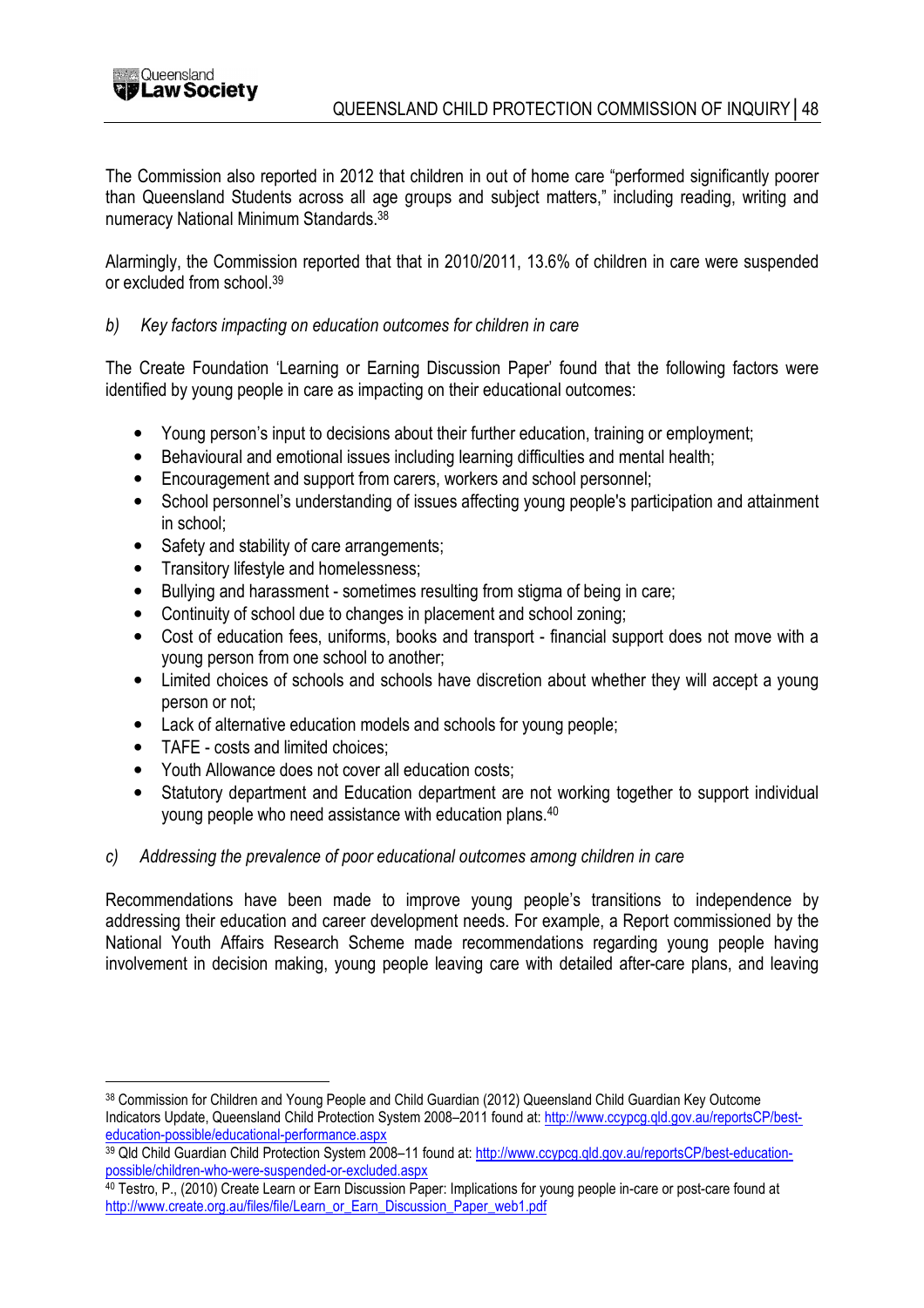The Commission also reported in 2012 that children in out of home care "performed significantly poorer than Queensland Students across all age groups and subject matters," including reading, writing and numeracy National Minimum Standards.[38]

Alarmingly, the Commission reported that that in 2010/2011, 13.6% of children in care were suspended or excluded from school.[39]

*b) Key factors impacting on education outcomes for children in care*

The Create Foundation 'Learning or Earning Discussion Paper' found that the following factors were identified by young people in care as impacting on their educational outcomes:

- Young person's input to decisions about their further education, training or employment;
- Behavioural and emotional issues including learning difficulties and mental health;
- Encouragement and support from carers, workers and school personnel;
- School personnel's understanding of issues affecting young people's participation and attainment in school;
- Safety and stability of care arrangements;
- Transitory lifestyle and homelessness;
- Bullying and harassment - sometimes resulting from stigma of being in care;
- Continuity of school due to changes in placement and school zoning;
- Cost of education fees, uniforms, books and transport - financial support does not move with a young person from one school to another;
- Limited choices of schools and schools have discretion about whether they will accept a young person or not;
- Lack of alternative education models and schools for young people;
- TAFE - costs and limited choices;
- Youth Allowance does not cover all education costs;
- Statutory department and Education department are not working together to support individual young people who need assistance with education plans.[40]

*c) Addressing the prevalence of poor educational outcomes among children in care*

Recommendations have been made to improve young people's transitions to independence by addressing their education and career development needs. For example, a Report commissioned by the National Youth Affairs Research Scheme made recommendations regarding young people having involvement in decision making, young people leaving care with detailed after-care plans, and leaving

---

[38] Commission for Children and Young People and Child Guardian (2012) Queensland Child Guardian Key Outcome Indicators Update, Queensland Child Protection System 2008–2011 found at: http://www.ccypcg.qld.gov.au/reportsCP/best-education-possible/educational-performance.aspx

[39] Qld Child Guardian Child Protection System 2008–11 found at: http://www.ccypcg.qld.gov.au/reportsCP/best-education-possible/children-who-were-suspended-or-excluded.aspx

[40] Testro, P., (2010) Create Learn or Earn Discussion Paper: Implications for young people in-care or post-care found at http://www.create.org.au/files/file/Learn_or_Earn_Discussion_Paper_web1.pdf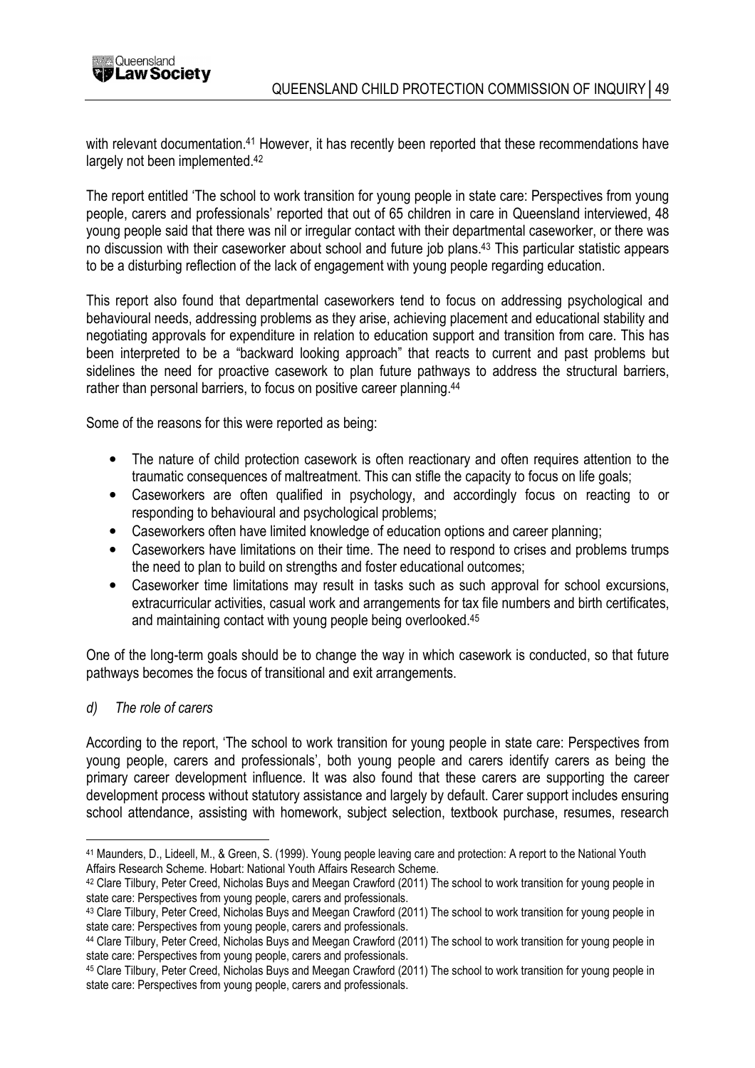with relevant documentation.[41] However, it has recently been reported that these recommendations have largely not been implemented.[42]

The report entitled 'The school to work transition for young people in state care: Perspectives from young people, carers and professionals' reported that out of 65 children in care in Queensland interviewed, 48 young people said that there was nil or irregular contact with their departmental caseworker, or there was no discussion with their caseworker about school and future job plans.[43] This particular statistic appears to be a disturbing reflection of the lack of engagement with young people regarding education.

This report also found that departmental caseworkers tend to focus on addressing psychological and behavioural needs, addressing problems as they arise, achieving placement and educational stability and negotiating approvals for expenditure in relation to education support and transition from care. This has been interpreted to be a "backward looking approach" that reacts to current and past problems but sidelines the need for proactive casework to plan future pathways to address the structural barriers, rather than personal barriers, to focus on positive career planning.[44]

Some of the reasons for this were reported as being:

- The nature of child protection casework is often reactionary and often requires attention to the traumatic consequences of maltreatment. This can stifle the capacity to focus on life goals;
- Caseworkers are often qualified in psychology, and accordingly focus on reacting to or responding to behavioural and psychological problems;
- Caseworkers often have limited knowledge of education options and career planning;
- Caseworkers have limitations on their time. The need to respond to crises and problems trumps the need to plan to build on strengths and foster educational outcomes;
- Caseworker time limitations may result in tasks such as such approval for school excursions, extracurricular activities, casual work and arrangements for tax file numbers and birth certificates, and maintaining contact with young people being overlooked.[45]

One of the long-term goals should be to change the way in which casework is conducted, so that future pathways becomes the focus of transitional and exit arrangements.

*d) The role of carers*

According to the report, 'The school to work transition for young people in state care: Perspectives from young people, carers and professionals', both young people and carers identify carers as being the primary career development influence. It was also found that these carers are supporting the career development process without statutory assistance and largely by default. Carer support includes ensuring school attendance, assisting with homework, subject selection, textbook purchase, resumes, research

---

[41] Maunders, D., Lideell, M., & Green, S. (1999). Young people leaving care and protection: A report to the National Youth Affairs Research Scheme. Hobart: National Youth Affairs Research Scheme.

[42] Clare Tilbury, Peter Creed, Nicholas Buys and Meegan Crawford (2011) The school to work transition for young people in state care: Perspectives from young people, carers and professionals.

[43] Clare Tilbury, Peter Creed, Nicholas Buys and Meegan Crawford (2011) The school to work transition for young people in state care: Perspectives from young people, carers and professionals.

[44] Clare Tilbury, Peter Creed, Nicholas Buys and Meegan Crawford (2011) The school to work transition for young people in state care: Perspectives from young people, carers and professionals.

[45] Clare Tilbury, Peter Creed, Nicholas Buys and Meegan Crawford (2011) The school to work transition for young people in state care: Perspectives from young people, carers and professionals.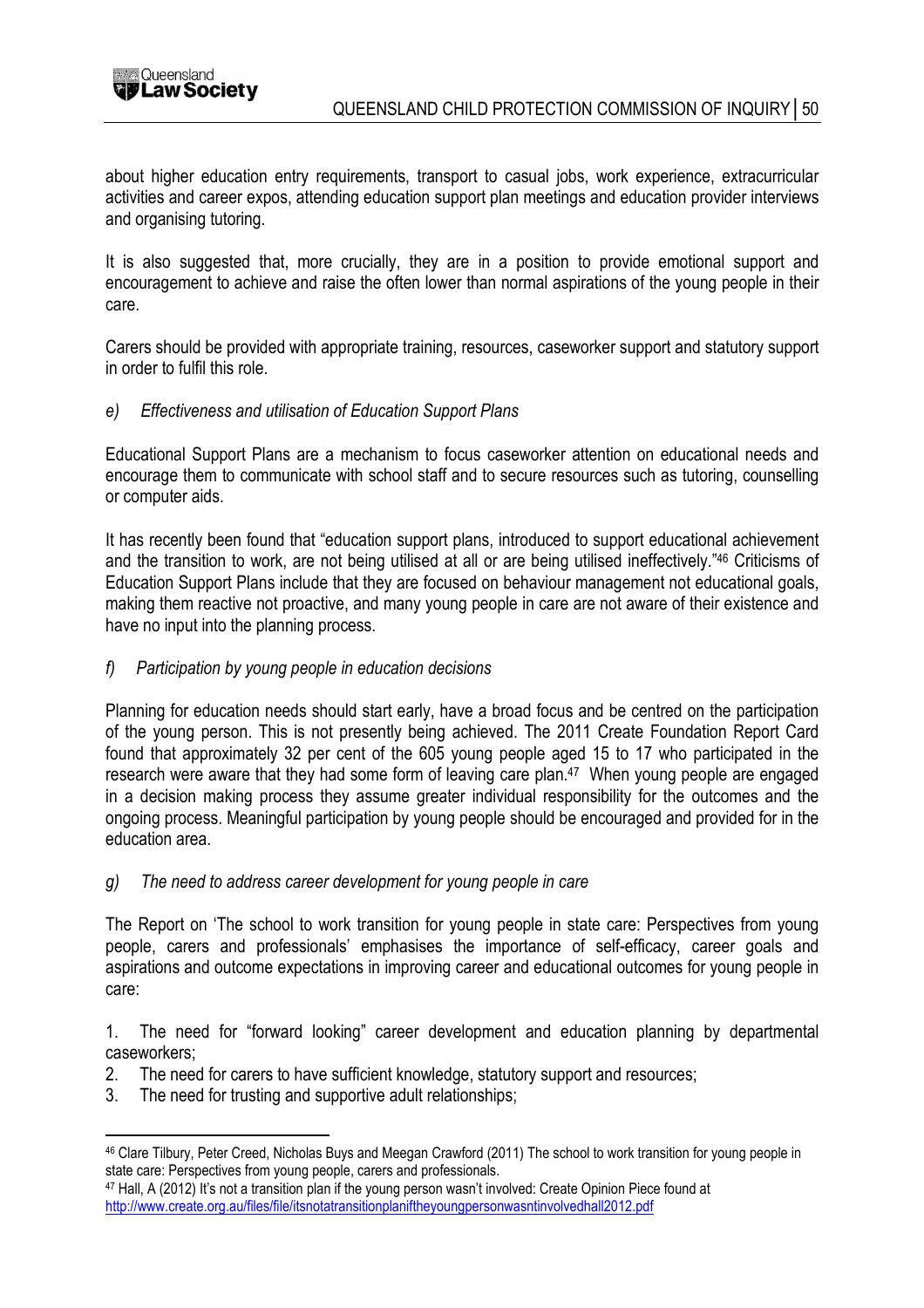about higher education entry requirements, transport to casual jobs, work experience, extracurricular activities and career expos, attending education support plan meetings and education provider interviews and organising tutoring.

It is also suggested that, more crucially, they are in a position to provide emotional support and encouragement to achieve and raise the often lower than normal aspirations of the young people in their care.

Carers should be provided with appropriate training, resources, caseworker support and statutory support in order to fulfil this role.

*e) Effectiveness and utilisation of Education Support Plans*

Educational Support Plans are a mechanism to focus caseworker attention on educational needs and encourage them to communicate with school staff and to secure resources such as tutoring, counselling or computer aids.

It has recently been found that "education support plans, introduced to support educational achievement and the transition to work, are not being utilised at all or are being utilised ineffectively."[46] Criticisms of Education Support Plans include that they are focused on behaviour management not educational goals, making them reactive not proactive, and many young people in care are not aware of their existence and have no input into the planning process.

*f) Participation by young people in education decisions*

Planning for education needs should start early, have a broad focus and be centred on the participation of the young person. This is not presently being achieved. The 2011 Create Foundation Report Card found that approximately 32 per cent of the 605 young people aged 15 to 17 who participated in the research were aware that they had some form of leaving care plan.[47] When young people are engaged in a decision making process they assume greater individual responsibility for the outcomes and the ongoing process. Meaningful participation by young people should be encouraged and provided for in the education area.

*g) The need to address career development for young people in care*

The Report on 'The school to work transition for young people in state care: Perspectives from young people, carers and professionals' emphasises the importance of self-efficacy, career goals and aspirations and outcome expectations in improving career and educational outcomes for young people in care:

1. The need for "forward looking" career development and education planning by departmental caseworkers;
2. The need for carers to have sufficient knowledge, statutory support and resources;
3. The need for trusting and supportive adult relationships;

---

[46] Clare Tilbury, Peter Creed, Nicholas Buys and Meegan Crawford (2011) The school to work transition for young people in state care: Perspectives from young people, carers and professionals.

[47] Hall, A (2012) It's not a transition plan if the young person wasn't involved: Create Opinion Piece found at http://www.create.org.au/files/file/itsnotatransitionplaniftheyoungpersonwasntinvolvedhall2012.pdf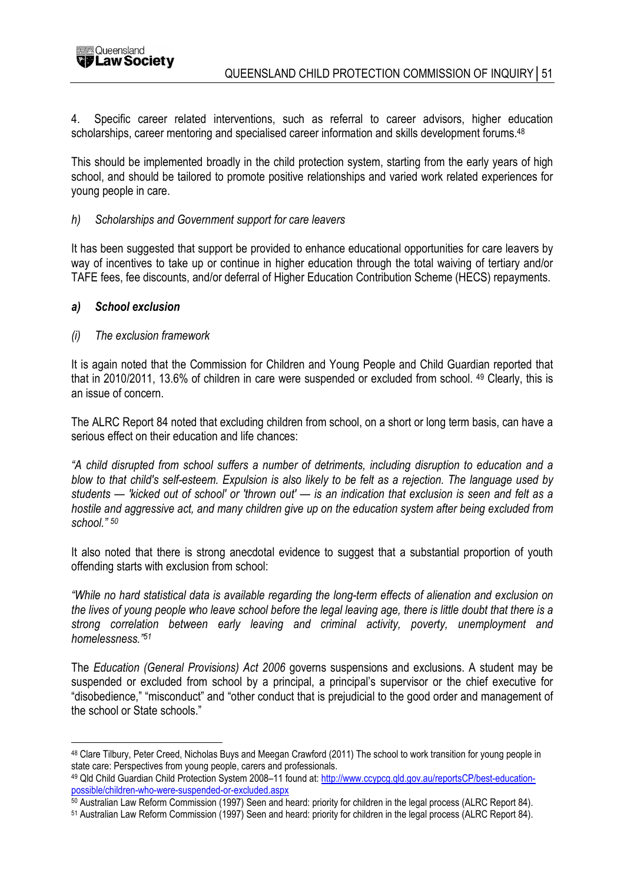4. Specific career related interventions, such as referral to career advisors, higher education scholarships, career mentoring and specialised career information and skills development forums.[48]

This should be implemented broadly in the child protection system, starting from the early years of high school, and should be tailored to promote positive relationships and varied work related experiences for young people in care.

*h) Scholarships and Government support for care leavers*

It has been suggested that support be provided to enhance educational opportunities for care leavers by way of incentives to take up or continue in higher education through the total waiving of tertiary and/or TAFE fees, fee discounts, and/or deferral of Higher Education Contribution Scheme (HECS) repayments.

### *a) School exclusion*

*(i) The exclusion framework*

It is again noted that the Commission for Children and Young People and Child Guardian reported that that in 2010/2011, 13.6% of children in care were suspended or excluded from school. [49] Clearly, this is an issue of concern.

The ALRC Report 84 noted that excluding children from school, on a short or long term basis, can have a serious effect on their education and life chances:

*"A child disrupted from school suffers a number of detriments, including disruption to education and a blow to that child's self-esteem. Expulsion is also likely to be felt as a rejection. The language used by students — 'kicked out of school' or 'thrown out' — is an indication that exclusion is seen and felt as a hostile and aggressive act, and many children give up on the education system after being excluded from school."* [50]

It also noted that there is strong anecdotal evidence to suggest that a substantial proportion of youth offending starts with exclusion from school:

*"While no hard statistical data is available regarding the long-term effects of alienation and exclusion on the lives of young people who leave school before the legal leaving age, there is little doubt that there is a strong correlation between early leaving and criminal activity, poverty, unemployment and homelessness."*[51]

The *Education (General Provisions) Act 2006* governs suspensions and exclusions. A student may be suspended or excluded from school by a principal, a principal's supervisor or the chief executive for "disobedience," "misconduct" and "other conduct that is prejudicial to the good order and management of the school or State schools."

---

[48] Clare Tilbury, Peter Creed, Nicholas Buys and Meegan Crawford (2011) The school to work transition for young people in state care: Perspectives from young people, carers and professionals.

[49] Qld Child Guardian Child Protection System 2008–11 found at: http://www.ccypcg.qld.gov.au/reportsCP/best-education-possible/children-who-were-suspended-or-excluded.aspx

[50] Australian Law Reform Commission (1997) Seen and heard: priority for children in the legal process (ALRC Report 84).

[51] Australian Law Reform Commission (1997) Seen and heard: priority for children in the legal process (ALRC Report 84).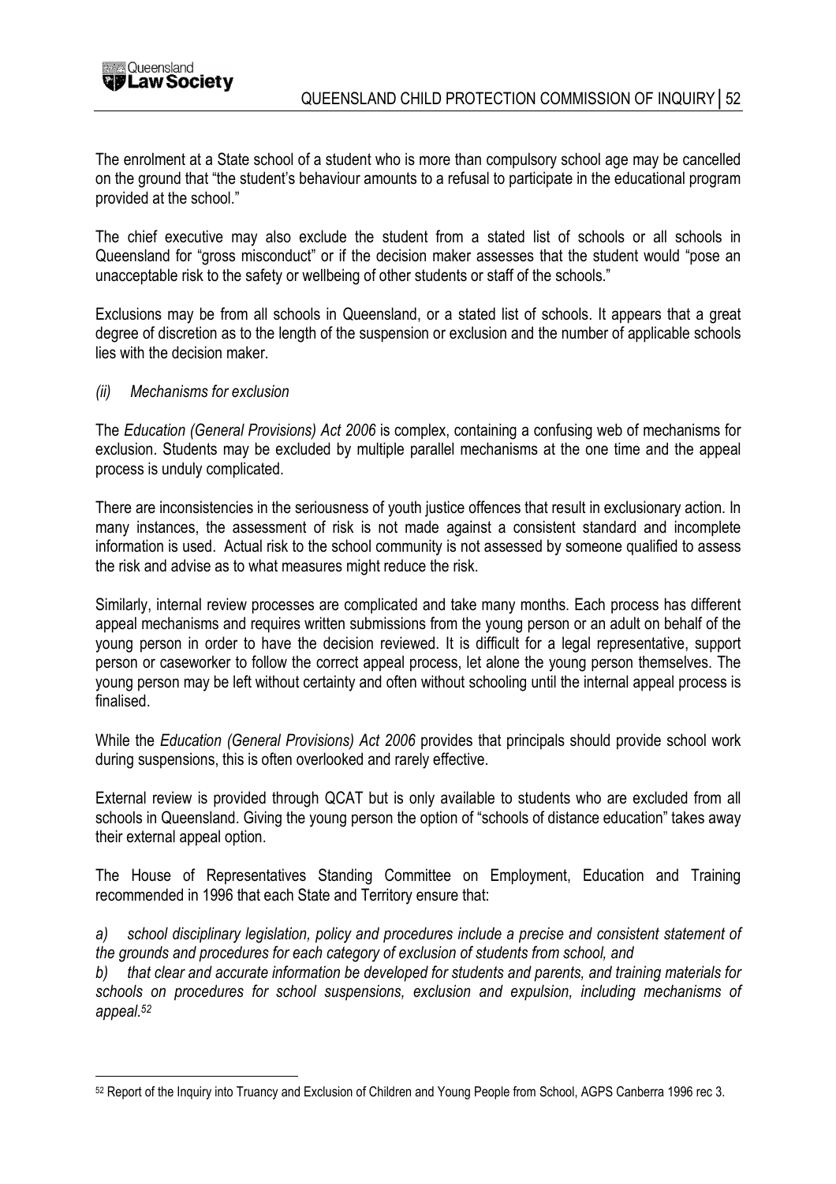The enrolment at a State school of a student who is more than compulsory school age may be cancelled on the ground that "the student's behaviour amounts to a refusal to participate in the educational program provided at the school."

The chief executive may also exclude the student from a stated list of schools or all schools in Queensland for "gross misconduct" or if the decision maker assesses that the student would "pose an unacceptable risk to the safety or wellbeing of other students or staff of the schools."

Exclusions may be from all schools in Queensland, or a stated list of schools. It appears that a great degree of discretion as to the length of the suspension or exclusion and the number of applicable schools lies with the decision maker.

*(ii) Mechanisms for exclusion*

The *Education (General Provisions) Act 2006* is complex, containing a confusing web of mechanisms for exclusion. Students may be excluded by multiple parallel mechanisms at the one time and the appeal process is unduly complicated.

There are inconsistencies in the seriousness of youth justice offences that result in exclusionary action. In many instances, the assessment of risk is not made against a consistent standard and incomplete information is used. Actual risk to the school community is not assessed by someone qualified to assess the risk and advise as to what measures might reduce the risk.

Similarly, internal review processes are complicated and take many months. Each process has different appeal mechanisms and requires written submissions from the young person or an adult on behalf of the young person in order to have the decision reviewed. It is difficult for a legal representative, support person or caseworker to follow the correct appeal process, let alone the young person themselves. The young person may be left without certainty and often without schooling until the internal appeal process is finalised.

While the *Education (General Provisions) Act 2006* provides that principals should provide school work during suspensions, this is often overlooked and rarely effective.

External review is provided through QCAT but is only available to students who are excluded from all schools in Queensland. Giving the young person the option of "schools of distance education" takes away their external appeal option.

The House of Representatives Standing Committee on Employment, Education and Training recommended in 1996 that each State and Territory ensure that:

*a) school disciplinary legislation, policy and procedures include a precise and consistent statement of the grounds and procedures for each category of exclusion of students from school, and*

*b) that clear and accurate information be developed for students and parents, and training materials for schools on procedures for school suspensions, exclusion and expulsion, including mechanisms of appeal.*[52]

---

[52] Report of the Inquiry into Truancy and Exclusion of Children and Young People from School, AGPS Canberra 1996 rec 3.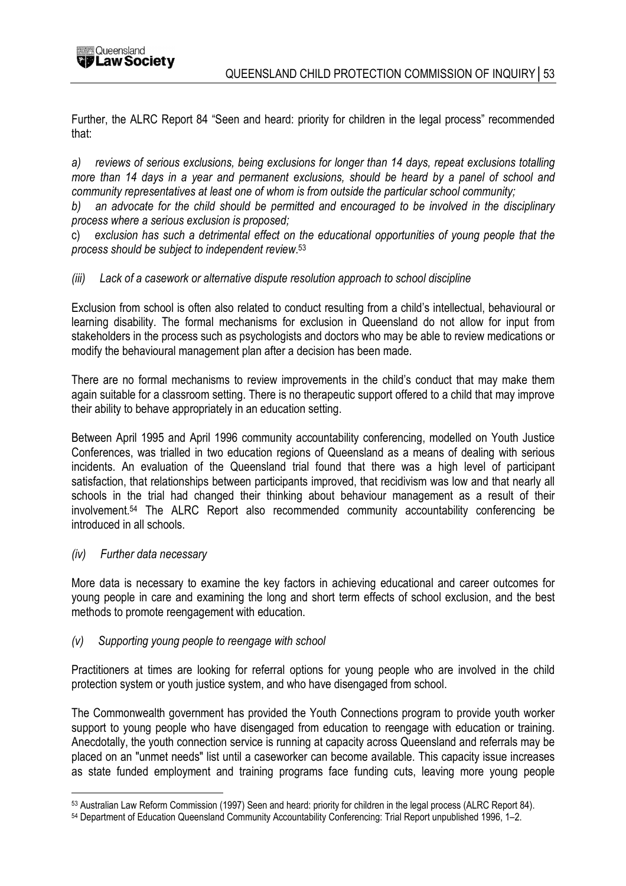Further, the ALRC Report 84 “Seen and heard: priority for children in the legal process” recommended that:

*a) reviews of serious exclusions, being exclusions for longer than 14 days, repeat exclusions totalling more than 14 days in a year and permanent exclusions, should be heard by a panel of school and community representatives at least one of whom is from outside the particular school community;*

*b) an advocate for the child should be permitted and encouraged to be involved in the disciplinary process where a serious exclusion is proposed;*

c) *exclusion has such a detrimental effect on the educational opportunities of young people that the process should be subject to independent review.*[53]

*(iii) Lack of a casework or alternative dispute resolution approach to school discipline*

Exclusion from school is often also related to conduct resulting from a child’s intellectual, behavioural or learning disability. The formal mechanisms for exclusion in Queensland do not allow for input from stakeholders in the process such as psychologists and doctors who may be able to review medications or modify the behavioural management plan after a decision has been made.

There are no formal mechanisms to review improvements in the child’s conduct that may make them again suitable for a classroom setting. There is no therapeutic support offered to a child that may improve their ability to behave appropriately in an education setting.

Between April 1995 and April 1996 community accountability conferencing, modelled on Youth Justice Conferences, was trialled in two education regions of Queensland as a means of dealing with serious incidents. An evaluation of the Queensland trial found that there was a high level of participant satisfaction, that relationships between participants improved, that recidivism was low and that nearly all schools in the trial had changed their thinking about behaviour management as a result of their involvement.[54] The ALRC Report also recommended community accountability conferencing be introduced in all schools.

*(iv) Further data necessary*

More data is necessary to examine the key factors in achieving educational and career outcomes for young people in care and examining the long and short term effects of school exclusion, and the best methods to promote reengagement with education.

*(v) Supporting young people to reengage with school*

Practitioners at times are looking for referral options for young people who are involved in the child protection system or youth justice system, and who have disengaged from school.

The Commonwealth government has provided the Youth Connections program to provide youth worker support to young people who have disengaged from education to reengage with education or training. Anecdotally, the youth connection service is running at capacity across Queensland and referrals may be placed on an "unmet needs" list until a caseworker can become available. This capacity issue increases as state funded employment and training programs face funding cuts, leaving more young people

---

[53] Australian Law Reform Commission (1997) Seen and heard: priority for children in the legal process (ALRC Report 84).

[54] Department of Education Queensland Community Accountability Conferencing: Trial Report unpublished 1996, 1–2.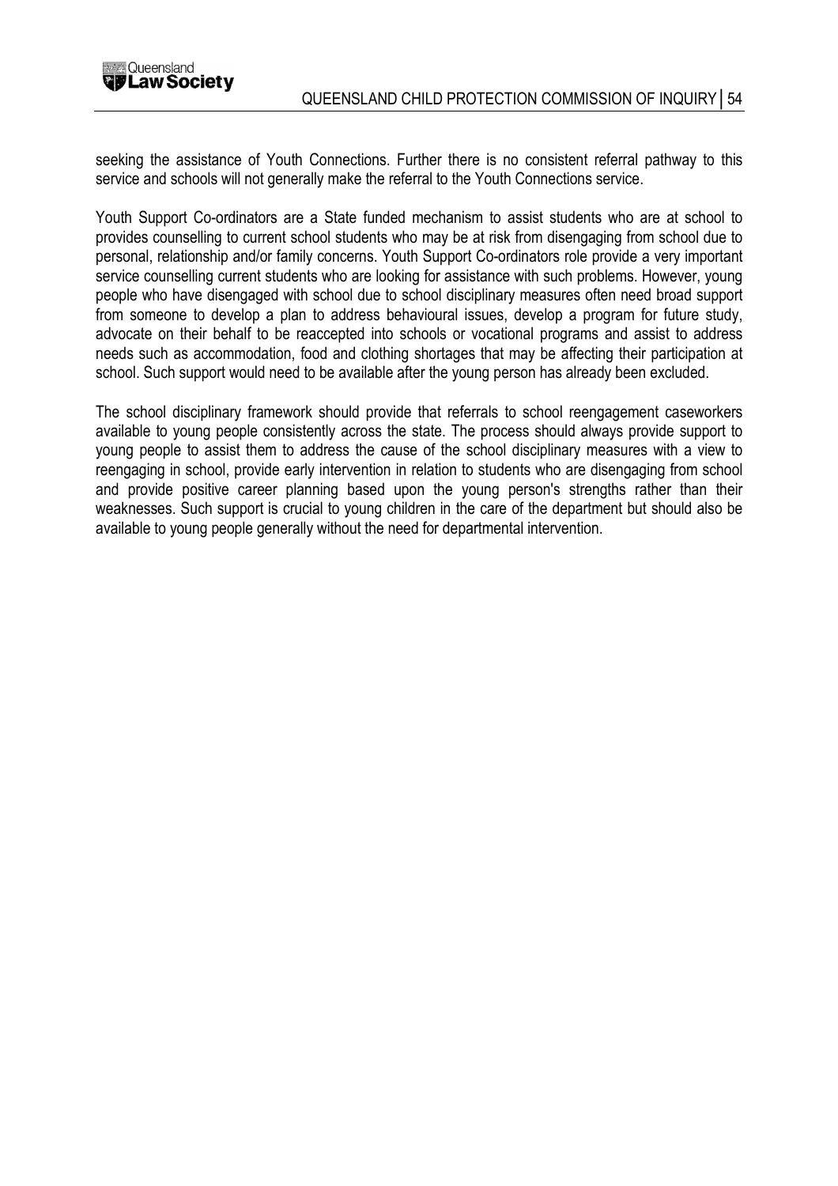seeking the assistance of Youth Connections. Further there is no consistent referral pathway to this service and schools will not generally make the referral to the Youth Connections service.

Youth Support Co-ordinators are a State funded mechanism to assist students who are at school to provides counselling to current school students who may be at risk from disengaging from school due to personal, relationship and/or family concerns. Youth Support Co-ordinators role provide a very important service counselling current students who are looking for assistance with such problems. However, young people who have disengaged with school due to school disciplinary measures often need broad support from someone to develop a plan to address behavioural issues, develop a program for future study, advocate on their behalf to be reaccepted into schools or vocational programs and assist to address needs such as accommodation, food and clothing shortages that may be affecting their participation at school. Such support would need to be available after the young person has already been excluded.

The school disciplinary framework should provide that referrals to school reengagement caseworkers available to young people consistently across the state. The process should always provide support to young people to assist them to address the cause of the school disciplinary measures with a view to reengaging in school, provide early intervention in relation to students who are disengaging from school and provide positive career planning based upon the young person's strengths rather than their weaknesses. Such support is crucial to young children in the care of the department but should also be available to young people generally without the need for departmental intervention.